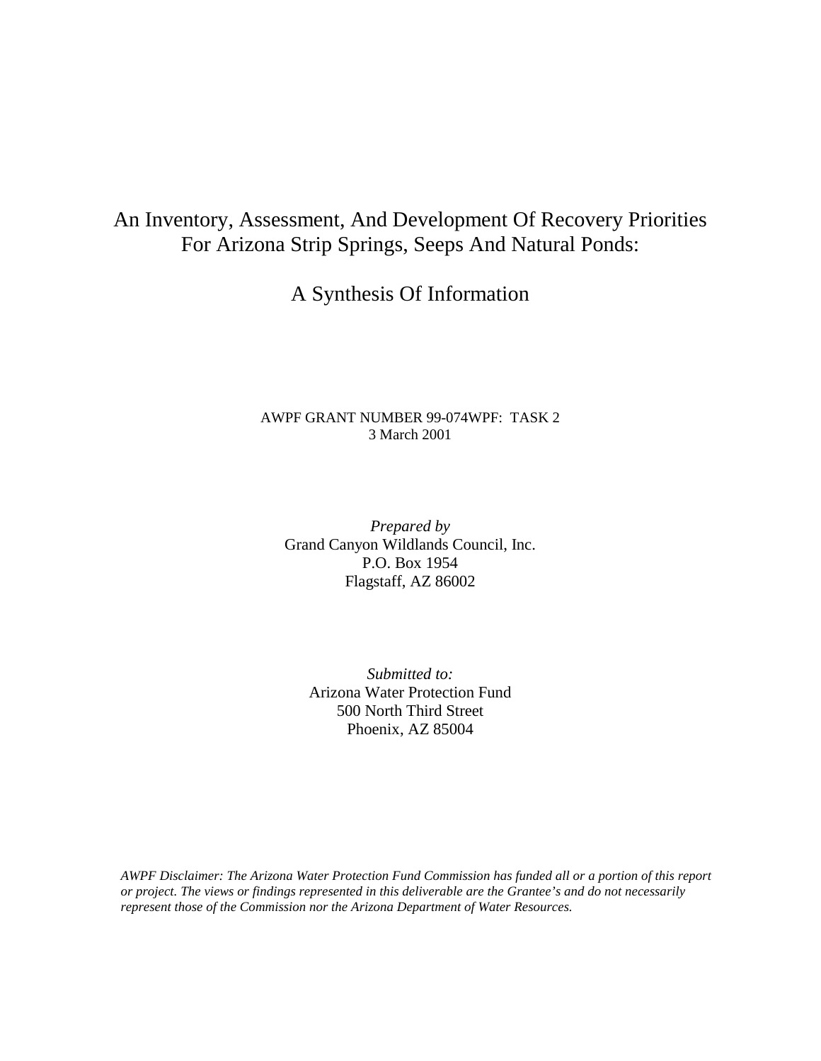# An Inventory, Assessment, And Development Of Recovery Priorities For Arizona Strip Springs, Seeps And Natural Ponds:

# A Synthesis Of Information

AWPF GRANT NUMBER 99-074WPF: TASK 2
3 March 2001

*Prepared by*
Grand Canyon Wildlands Council, Inc.
P.O. Box 1954
Flagstaff, AZ 86002

*Submitted to:*
Arizona Water Protection Fund
500 North Third Street
Phoenix, AZ 85004

*AWPF Disclaimer: The Arizona Water Protection Fund Commission has funded all or a portion of this report or project. The views or findings represented in this deliverable are the Grantee's and do not necessarily represent those of the Commission nor the Arizona Department of Water Resources.*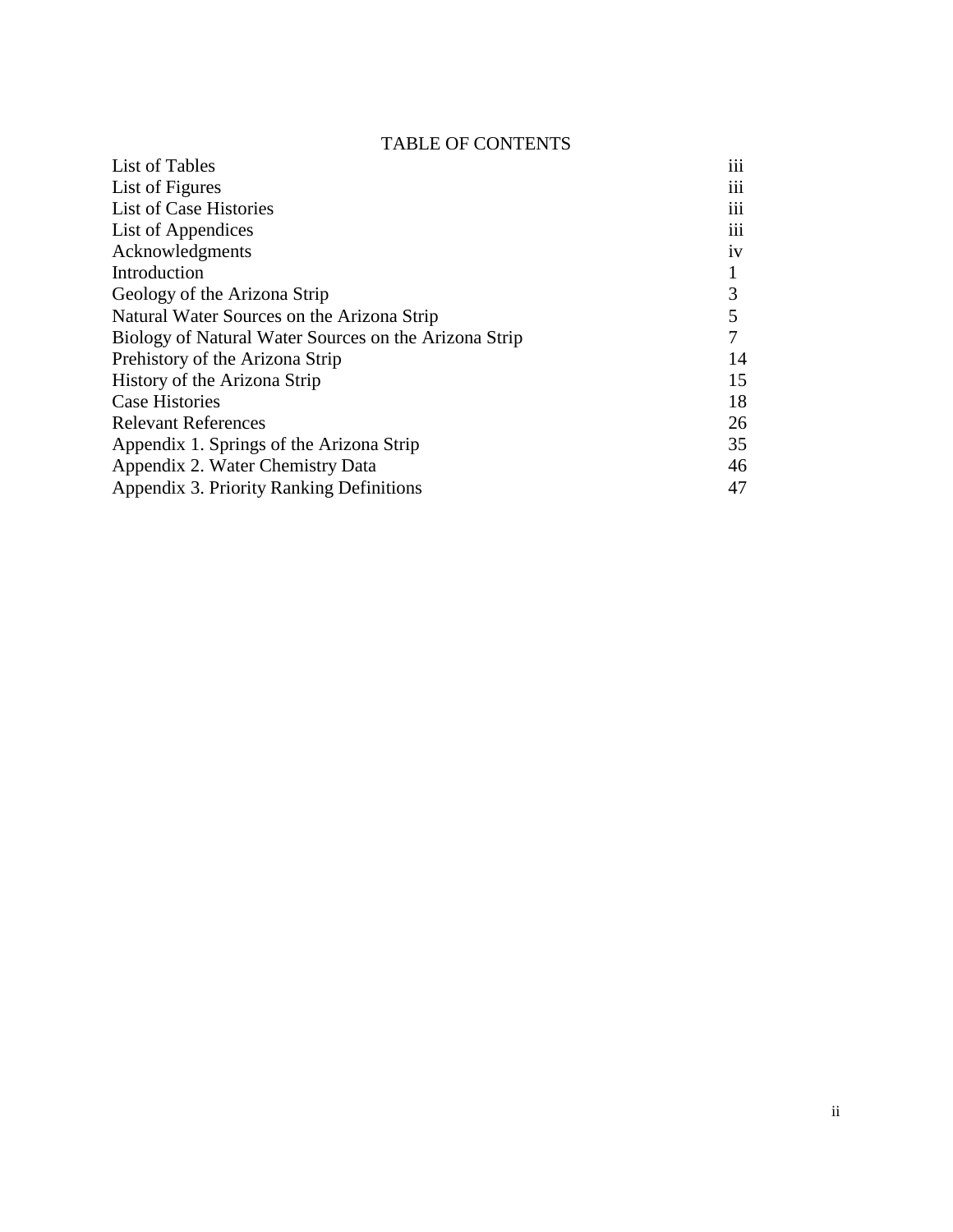# TABLE OF CONTENTS

| | |
|---|---|
| List of Tables | iii |
| List of Figures | iii |
| List of Case Histories | iii |
| List of Appendices | iii |
| Acknowledgments | iv |
| Introduction | 1 |
| Geology of the Arizona Strip | 3 |
| Natural Water Sources on the Arizona Strip | 5 |
| Biology of Natural Water Sources on the Arizona Strip | 7 |
| Prehistory of the Arizona Strip | 14 |
| History of the Arizona Strip | 15 |
| Case Histories | 18 |
| Relevant References | 26 |
| Appendix 1. Springs of the Arizona Strip | 35 |
| Appendix 2. Water Chemistry Data | 46 |
| Appendix 3. Priority Ranking Definitions | 47 |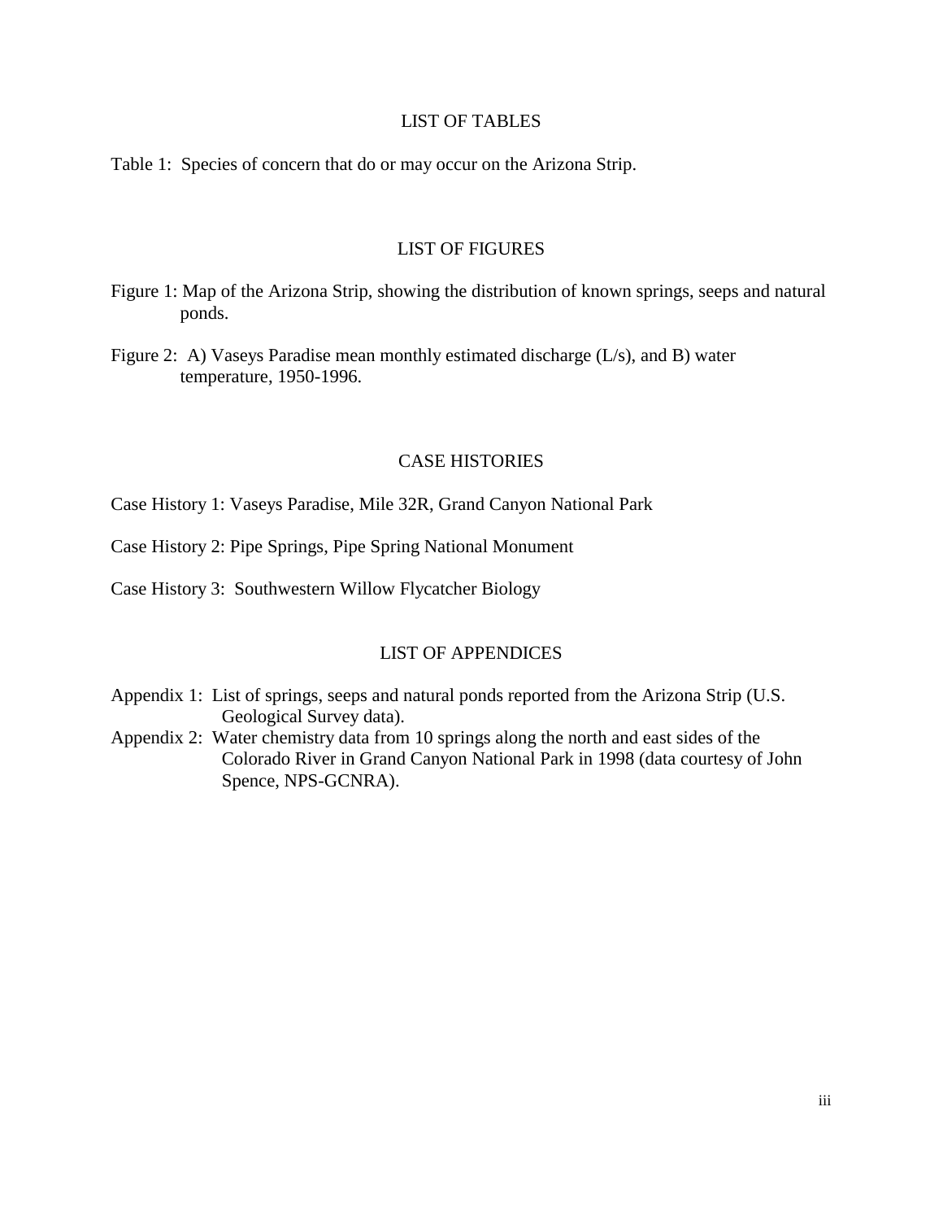## LIST OF TABLES

Table 1: Species of concern that do or may occur on the Arizona Strip.

## LIST OF FIGURES

Figure 1: Map of the Arizona Strip, showing the distribution of known springs, seeps and natural ponds.

Figure 2: A) Vaseys Paradise mean monthly estimated discharge (L/s), and B) water temperature, 1950-1996.

## CASE HISTORIES

Case History 1: Vaseys Paradise, Mile 32R, Grand Canyon National Park

Case History 2: Pipe Springs, Pipe Spring National Monument

Case History 3: Southwestern Willow Flycatcher Biology

## LIST OF APPENDICES

Appendix 1: List of springs, seeps and natural ponds reported from the Arizona Strip (U.S. Geological Survey data).

Appendix 2: Water chemistry data from 10 springs along the north and east sides of the Colorado River in Grand Canyon National Park in 1998 (data courtesy of John Spence, NPS-GCNRA).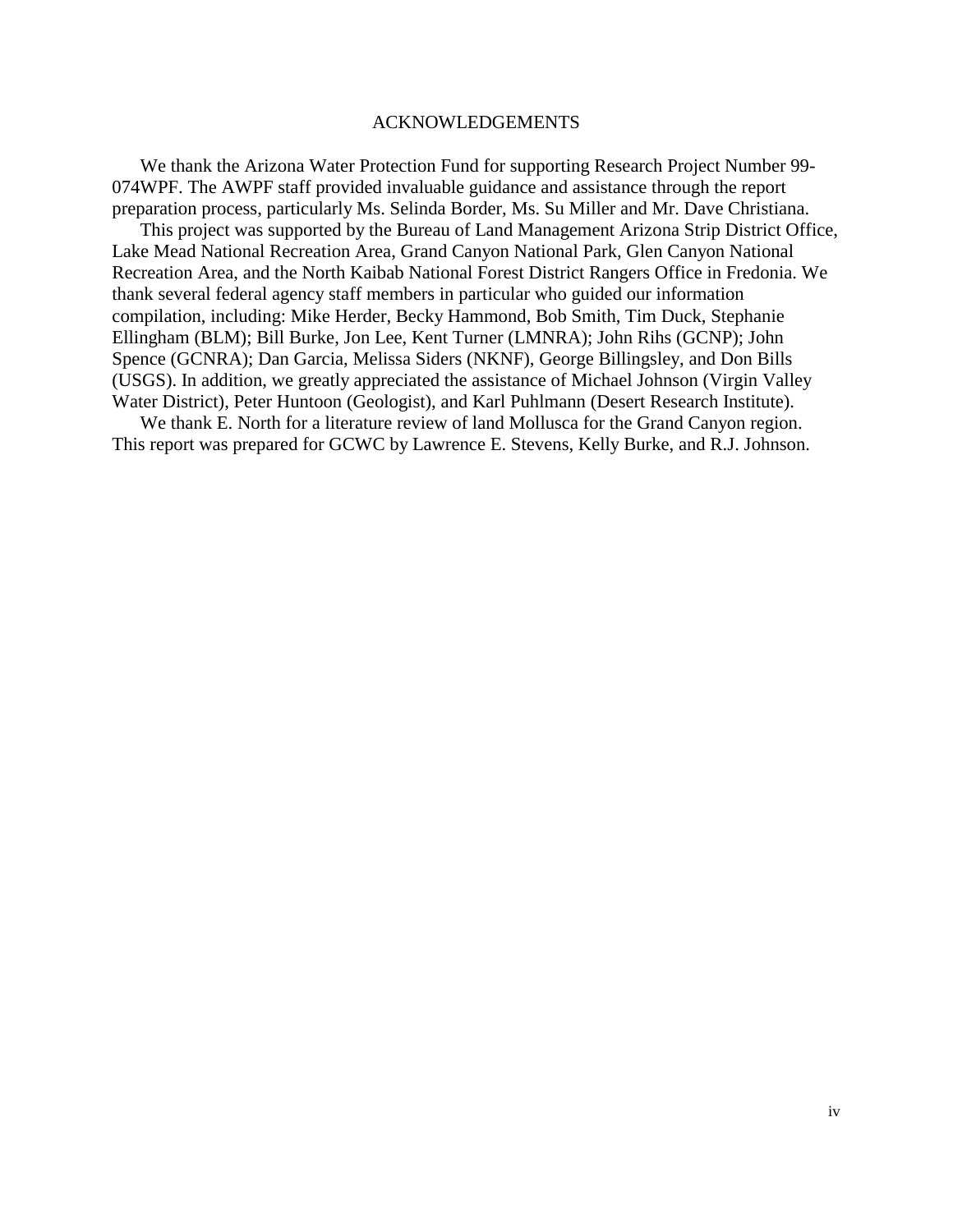# ACKNOWLEDGEMENTS

We thank the Arizona Water Protection Fund for supporting Research Project Number 99-074WPF. The AWPF staff provided invaluable guidance and assistance through the report preparation process, particularly Ms. Selinda Border, Ms. Su Miller and Mr. Dave Christiana.

This project was supported by the Bureau of Land Management Arizona Strip District Office, Lake Mead National Recreation Area, Grand Canyon National Park, Glen Canyon National Recreation Area, and the North Kaibab National Forest District Rangers Office in Fredonia. We thank several federal agency staff members in particular who guided our information compilation, including: Mike Herder, Becky Hammond, Bob Smith, Tim Duck, Stephanie Ellingham (BLM); Bill Burke, Jon Lee, Kent Turner (LMNRA); John Rihs (GCNP); John Spence (GCNRA); Dan Garcia, Melissa Siders (NKNF), George Billingsley, and Don Bills (USGS). In addition, we greatly appreciated the assistance of Michael Johnson (Virgin Valley Water District), Peter Huntoon (Geologist), and Karl Puhlmann (Desert Research Institute).

We thank E. North for a literature review of land Mollusca for the Grand Canyon region. This report was prepared for GCWC by Lawrence E. Stevens, Kelly Burke, and R.J. Johnson.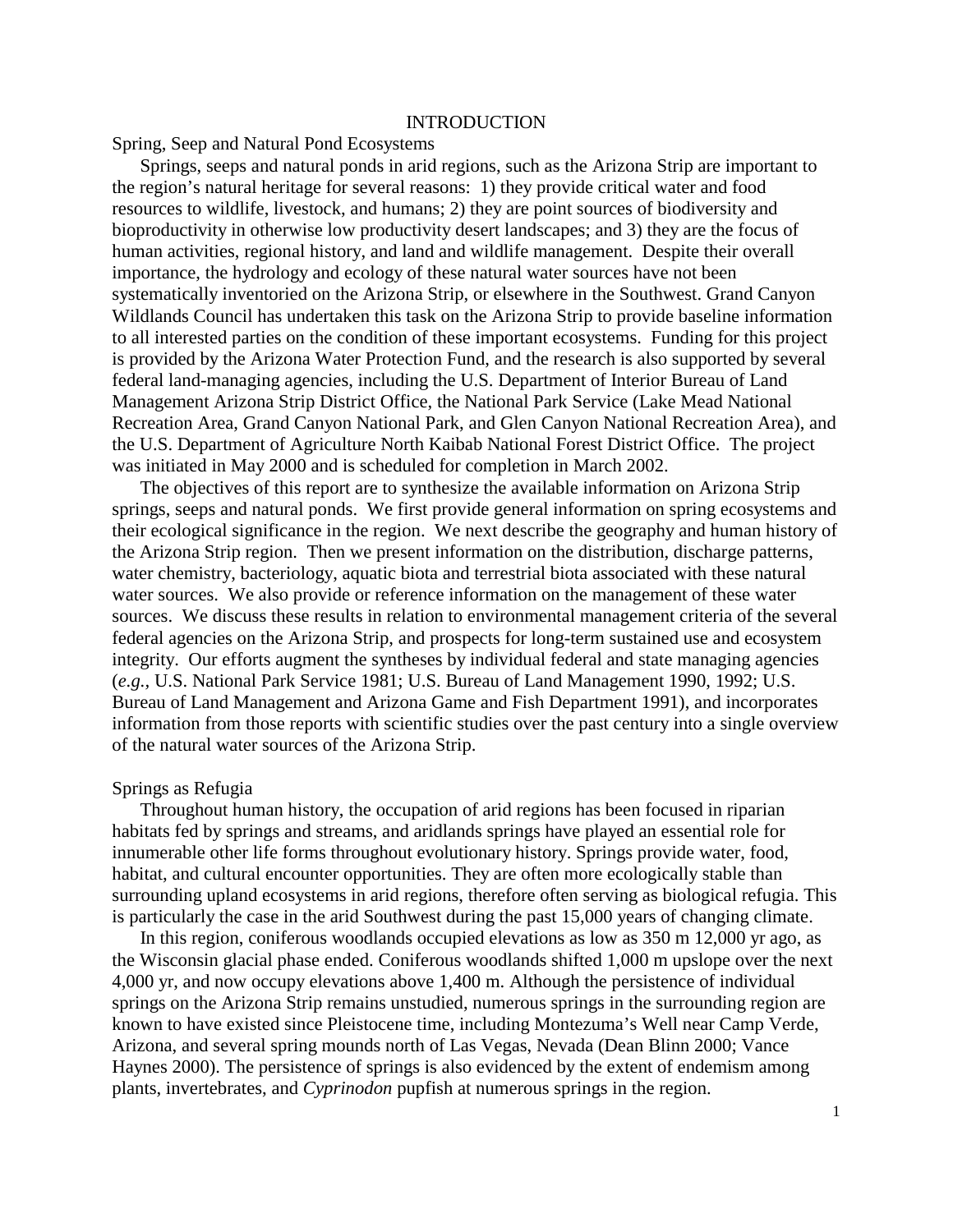# INTRODUCTION

## Spring, Seep and Natural Pond Ecosystems

Springs, seeps and natural ponds in arid regions, such as the Arizona Strip are important to the region's natural heritage for several reasons: 1) they provide critical water and food resources to wildlife, livestock, and humans; 2) they are point sources of biodiversity and bioproductivity in otherwise low productivity desert landscapes; and 3) they are the focus of human activities, regional history, and land and wildlife management. Despite their overall importance, the hydrology and ecology of these natural water sources have not been systematically inventoried on the Arizona Strip, or elsewhere in the Southwest. Grand Canyon Wildlands Council has undertaken this task on the Arizona Strip to provide baseline information to all interested parties on the condition of these important ecosystems. Funding for this project is provided by the Arizona Water Protection Fund, and the research is also supported by several federal land-managing agencies, including the U.S. Department of Interior Bureau of Land Management Arizona Strip District Office, the National Park Service (Lake Mead National Recreation Area, Grand Canyon National Park, and Glen Canyon National Recreation Area), and the U.S. Department of Agriculture North Kaibab National Forest District Office. The project was initiated in May 2000 and is scheduled for completion in March 2002.

The objectives of this report are to synthesize the available information on Arizona Strip springs, seeps and natural ponds. We first provide general information on spring ecosystems and their ecological significance in the region. We next describe the geography and human history of the Arizona Strip region. Then we present information on the distribution, discharge patterns, water chemistry, bacteriology, aquatic biota and terrestrial biota associated with these natural water sources. We also provide or reference information on the management of these water sources. We discuss these results in relation to environmental management criteria of the several federal agencies on the Arizona Strip, and prospects for long-term sustained use and ecosystem integrity. Our efforts augment the syntheses by individual federal and state managing agencies (*e.g.*, U.S. National Park Service 1981; U.S. Bureau of Land Management 1990, 1992; U.S. Bureau of Land Management and Arizona Game and Fish Department 1991), and incorporates information from those reports with scientific studies over the past century into a single overview of the natural water sources of the Arizona Strip.

## Springs as Refugia

Throughout human history, the occupation of arid regions has been focused in riparian habitats fed by springs and streams, and aridlands springs have played an essential role for innumerable other life forms throughout evolutionary history. Springs provide water, food, habitat, and cultural encounter opportunities. They are often more ecologically stable than surrounding upland ecosystems in arid regions, therefore often serving as biological refugia. This is particularly the case in the arid Southwest during the past 15,000 years of changing climate.

In this region, coniferous woodlands occupied elevations as low as 350 m 12,000 yr ago, as the Wisconsin glacial phase ended. Coniferous woodlands shifted 1,000 m upslope over the next 4,000 yr, and now occupy elevations above 1,400 m. Although the persistence of individual springs on the Arizona Strip remains unstudied, numerous springs in the surrounding region are known to have existed since Pleistocene time, including Montezuma's Well near Camp Verde, Arizona, and several spring mounds north of Las Vegas, Nevada (Dean Blinn 2000; Vance Haynes 2000). The persistence of springs is also evidenced by the extent of endemism among plants, invertebrates, and *Cyprinodon* pupfish at numerous springs in the region.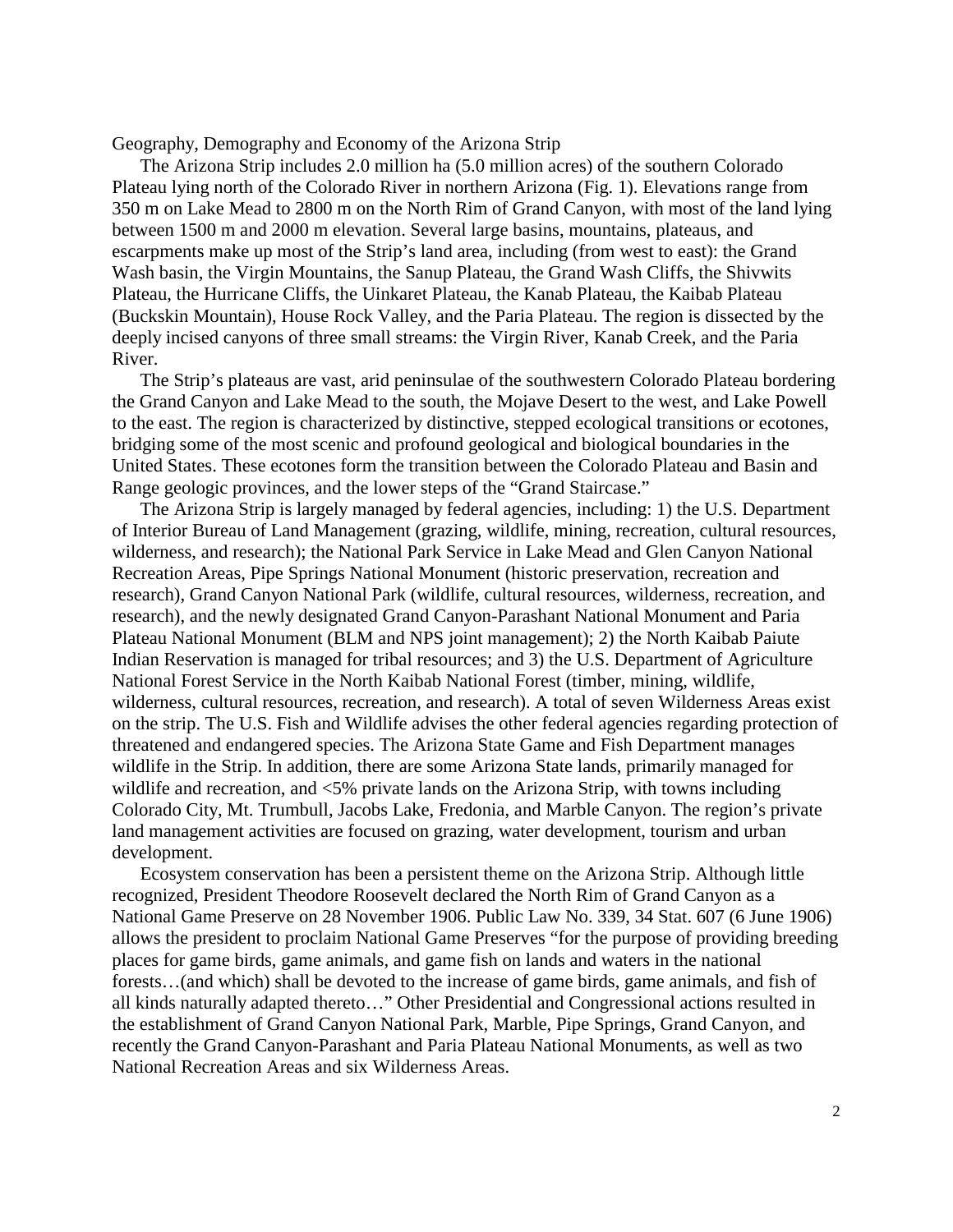## Geography, Demography and Economy of the Arizona Strip

The Arizona Strip includes 2.0 million ha (5.0 million acres) of the southern Colorado Plateau lying north of the Colorado River in northern Arizona (Fig. 1). Elevations range from 350 m on Lake Mead to 2800 m on the North Rim of Grand Canyon, with most of the land lying between 1500 m and 2000 m elevation. Several large basins, mountains, plateaus, and escarpments make up most of the Strip's land area, including (from west to east): the Grand Wash basin, the Virgin Mountains, the Sanup Plateau, the Grand Wash Cliffs, the Shivwits Plateau, the Hurricane Cliffs, the Uinkaret Plateau, the Kanab Plateau, the Kaibab Plateau (Buckskin Mountain), House Rock Valley, and the Paria Plateau. The region is dissected by the deeply incised canyons of three small streams: the Virgin River, Kanab Creek, and the Paria River.

The Strip's plateaus are vast, arid peninsulae of the southwestern Colorado Plateau bordering the Grand Canyon and Lake Mead to the south, the Mojave Desert to the west, and Lake Powell to the east. The region is characterized by distinctive, stepped ecological transitions or ecotones, bridging some of the most scenic and profound geological and biological boundaries in the United States. These ecotones form the transition between the Colorado Plateau and Basin and Range geologic provinces, and the lower steps of the "Grand Staircase."

The Arizona Strip is largely managed by federal agencies, including: 1) the U.S. Department of Interior Bureau of Land Management (grazing, wildlife, mining, recreation, cultural resources, wilderness, and research); the National Park Service in Lake Mead and Glen Canyon National Recreation Areas, Pipe Springs National Monument (historic preservation, recreation and research), Grand Canyon National Park (wildlife, cultural resources, wilderness, recreation, and research), and the newly designated Grand Canyon-Parashant National Monument and Paria Plateau National Monument (BLM and NPS joint management); 2) the North Kaibab Paiute Indian Reservation is managed for tribal resources; and 3) the U.S. Department of Agriculture National Forest Service in the North Kaibab National Forest (timber, mining, wildlife, wilderness, cultural resources, recreation, and research). A total of seven Wilderness Areas exist on the strip. The U.S. Fish and Wildlife advises the other federal agencies regarding protection of threatened and endangered species. The Arizona State Game and Fish Department manages wildlife in the Strip. In addition, there are some Arizona State lands, primarily managed for wildlife and recreation, and <5% private lands on the Arizona Strip, with towns including Colorado City, Mt. Trumbull, Jacobs Lake, Fredonia, and Marble Canyon. The region's private land management activities are focused on grazing, water development, tourism and urban development.

Ecosystem conservation has been a persistent theme on the Arizona Strip. Although little recognized, President Theodore Roosevelt declared the North Rim of Grand Canyon as a National Game Preserve on 28 November 1906. Public Law No. 339, 34 Stat. 607 (6 June 1906) allows the president to proclaim National Game Preserves "for the purpose of providing breeding places for game birds, game animals, and game fish on lands and waters in the national forests…(and which) shall be devoted to the increase of game birds, game animals, and fish of all kinds naturally adapted thereto…" Other Presidential and Congressional actions resulted in the establishment of Grand Canyon National Park, Marble, Pipe Springs, Grand Canyon, and recently the Grand Canyon-Parashant and Paria Plateau National Monuments, as well as two National Recreation Areas and six Wilderness Areas.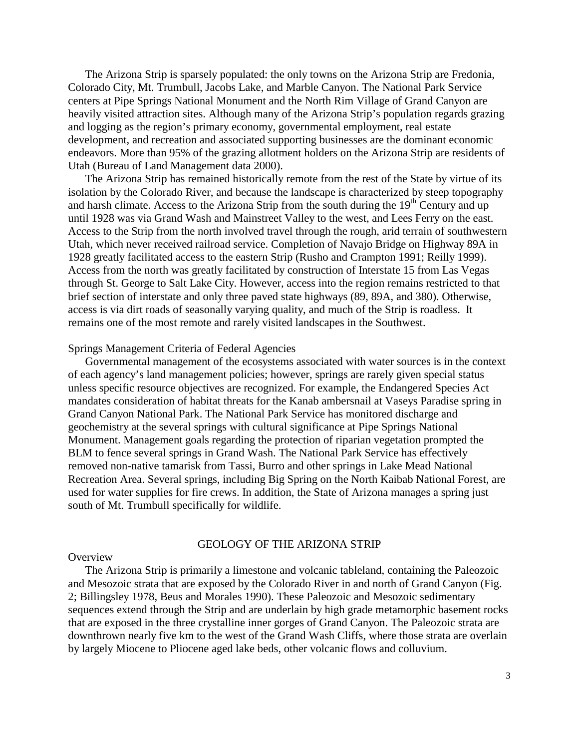The Arizona Strip is sparsely populated: the only towns on the Arizona Strip are Fredonia, Colorado City, Mt. Trumbull, Jacobs Lake, and Marble Canyon. The National Park Service centers at Pipe Springs National Monument and the North Rim Village of Grand Canyon are heavily visited attraction sites. Although many of the Arizona Strip's population regards grazing and logging as the region's primary economy, governmental employment, real estate development, and recreation and associated supporting businesses are the dominant economic endeavors. More than 95% of the grazing allotment holders on the Arizona Strip are residents of Utah (Bureau of Land Management data 2000).

The Arizona Strip has remained historically remote from the rest of the State by virtue of its isolation by the Colorado River, and because the landscape is characterized by steep topography and harsh climate. Access to the Arizona Strip from the south during the 19th Century and up until 1928 was via Grand Wash and Mainstreet Valley to the west, and Lees Ferry on the east. Access to the Strip from the north involved travel through the rough, arid terrain of southwestern Utah, which never received railroad service. Completion of Navajo Bridge on Highway 89A in 1928 greatly facilitated access to the eastern Strip (Rusho and Crampton 1991; Reilly 1999). Access from the north was greatly facilitated by construction of Interstate 15 from Las Vegas through St. George to Salt Lake City. However, access into the region remains restricted to that brief section of interstate and only three paved state highways (89, 89A, and 380). Otherwise, access is via dirt roads of seasonally varying quality, and much of the Strip is roadless. It remains one of the most remote and rarely visited landscapes in the Southwest.

### Springs Management Criteria of Federal Agencies

Governmental management of the ecosystems associated with water sources is in the context of each agency's land management policies; however, springs are rarely given special status unless specific resource objectives are recognized. For example, the Endangered Species Act mandates consideration of habitat threats for the Kanab ambersnail at Vaseys Paradise spring in Grand Canyon National Park. The National Park Service has monitored discharge and geochemistry at the several springs with cultural significance at Pipe Springs National Monument. Management goals regarding the protection of riparian vegetation prompted the BLM to fence several springs in Grand Wash. The National Park Service has effectively removed non-native tamarisk from Tassi, Burro and other springs in Lake Mead National Recreation Area. Several springs, including Big Spring on the North Kaibab National Forest, are used for water supplies for fire crews. In addition, the State of Arizona manages a spring just south of Mt. Trumbull specifically for wildlife.

## GEOLOGY OF THE ARIZONA STRIP

### Overview

The Arizona Strip is primarily a limestone and volcanic tableland, containing the Paleozoic and Mesozoic strata that are exposed by the Colorado River in and north of Grand Canyon (Fig. 2; Billingsley 1978, Beus and Morales 1990). These Paleozoic and Mesozoic sedimentary sequences extend through the Strip and are underlain by high grade metamorphic basement rocks that are exposed in the three crystalline inner gorges of Grand Canyon. The Paleozoic strata are downthrown nearly five km to the west of the Grand Wash Cliffs, where those strata are overlain by largely Miocene to Pliocene aged lake beds, other volcanic flows and colluvium.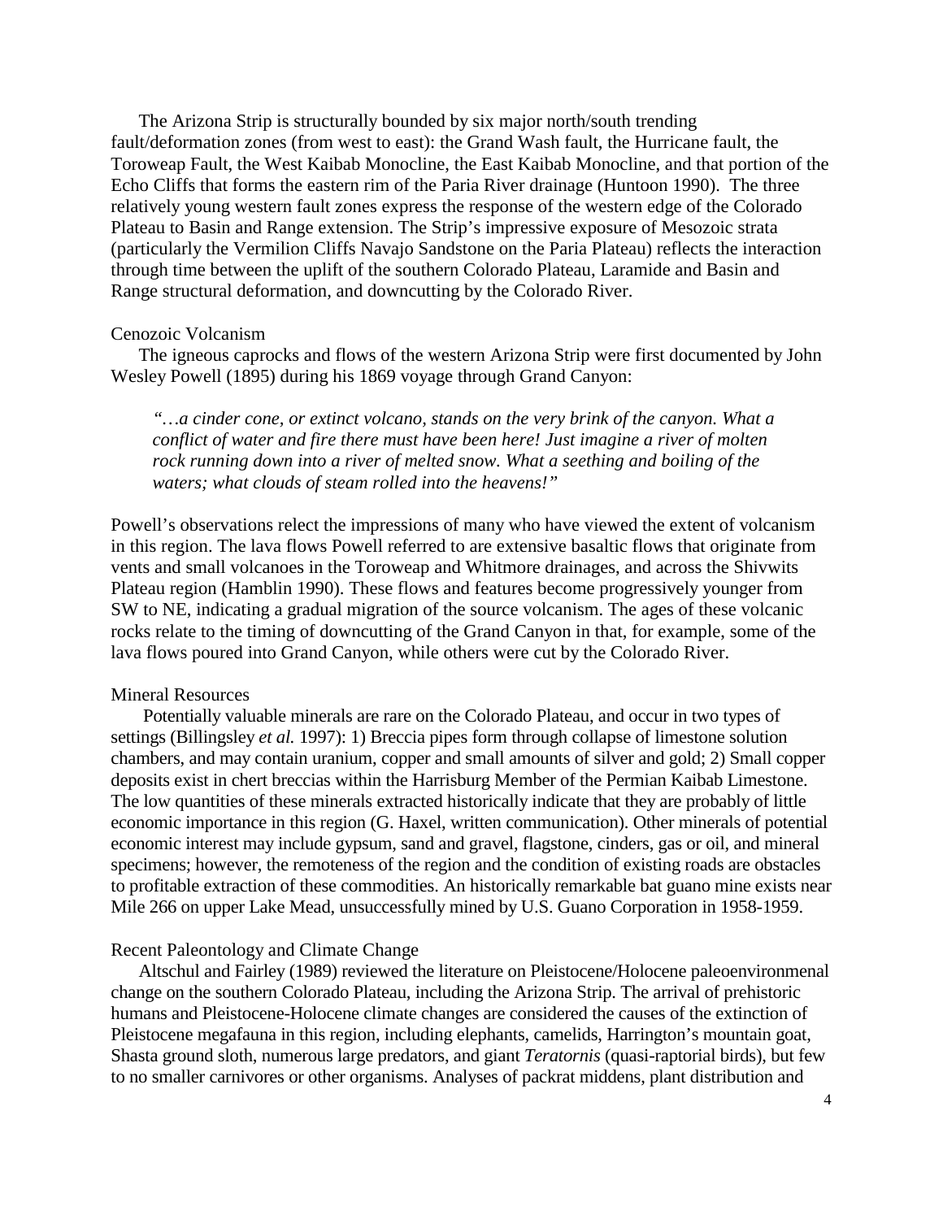The Arizona Strip is structurally bounded by six major north/south trending fault/deformation zones (from west to east): the Grand Wash fault, the Hurricane fault, the Toroweap Fault, the West Kaibab Monocline, the East Kaibab Monocline, and that portion of the Echo Cliffs that forms the eastern rim of the Paria River drainage (Huntoon 1990). The three relatively young western fault zones express the response of the western edge of the Colorado Plateau to Basin and Range extension. The Strip's impressive exposure of Mesozoic strata (particularly the Vermilion Cliffs Navajo Sandstone on the Paria Plateau) reflects the interaction through time between the uplift of the southern Colorado Plateau, Laramide and Basin and Range structural deformation, and downcutting by the Colorado River.

### Cenozoic Volcanism

The igneous caprocks and flows of the western Arizona Strip were first documented by John Wesley Powell (1895) during his 1869 voyage through Grand Canyon:

> *"…a cinder cone, or extinct volcano, stands on the very brink of the canyon. What a conflict of water and fire there must have been here! Just imagine a river of molten rock running down into a river of melted snow. What a seething and boiling of the waters; what clouds of steam rolled into the heavens!"*

Powell's observations relect the impressions of many who have viewed the extent of volcanism in this region. The lava flows Powell referred to are extensive basaltic flows that originate from vents and small volcanoes in the Toroweap and Whitmore drainages, and across the Shivwits Plateau region (Hamblin 1990). These flows and features become progressively younger from SW to NE, indicating a gradual migration of the source volcanism. The ages of these volcanic rocks relate to the timing of downcutting of the Grand Canyon in that, for example, some of the lava flows poured into Grand Canyon, while others were cut by the Colorado River.

### Mineral Resources

Potentially valuable minerals are rare on the Colorado Plateau, and occur in two types of settings (Billingsley *et al.* 1997): 1) Breccia pipes form through collapse of limestone solution chambers, and may contain uranium, copper and small amounts of silver and gold; 2) Small copper deposits exist in chert breccias within the Harrisburg Member of the Permian Kaibab Limestone. The low quantities of these minerals extracted historically indicate that they are probably of little economic importance in this region (G. Haxel, written communication). Other minerals of potential economic interest may include gypsum, sand and gravel, flagstone, cinders, gas or oil, and mineral specimens; however, the remoteness of the region and the condition of existing roads are obstacles to profitable extraction of these commodities. An historically remarkable bat guano mine exists near Mile 266 on upper Lake Mead, unsuccessfully mined by U.S. Guano Corporation in 1958-1959.

### Recent Paleontology and Climate Change

Altschul and Fairley (1989) reviewed the literature on Pleistocene/Holocene paleoenvironmenal change on the southern Colorado Plateau, including the Arizona Strip. The arrival of prehistoric humans and Pleistocene-Holocene climate changes are considered the causes of the extinction of Pleistocene megafauna in this region, including elephants, camelids, Harrington's mountain goat, Shasta ground sloth, numerous large predators, and giant *Teratornis* (quasi-raptorial birds), but few to no smaller carnivores or other organisms. Analyses of packrat middens, plant distribution and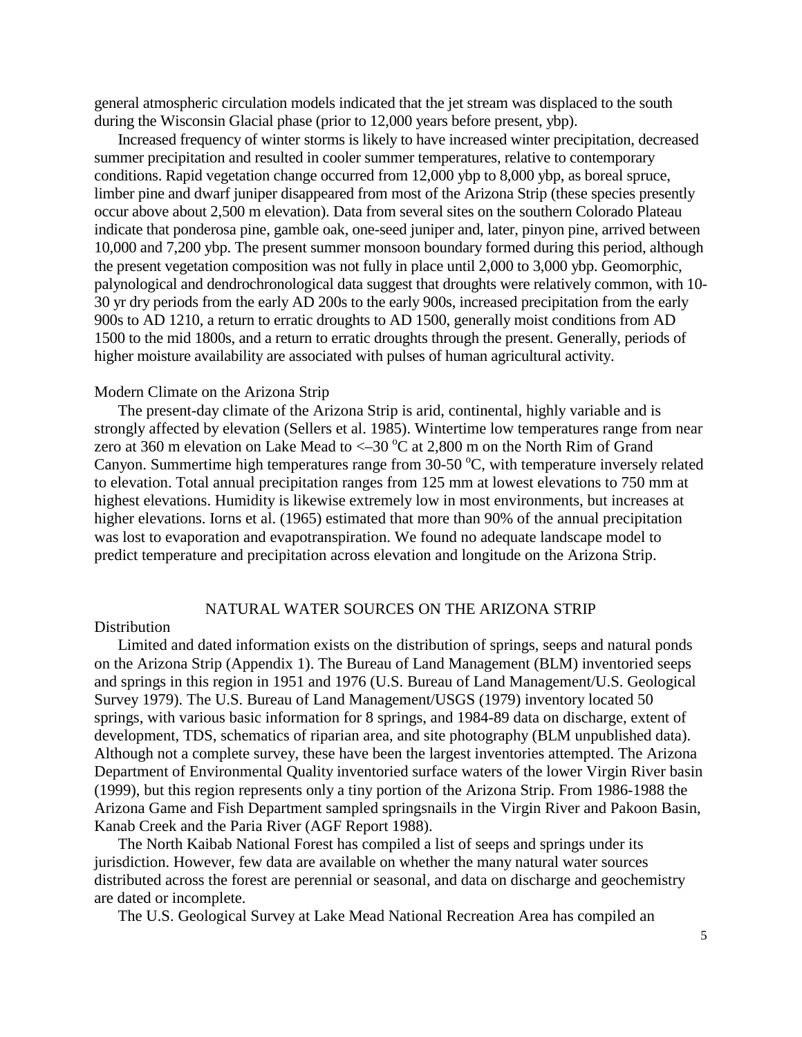general atmospheric circulation models indicated that the jet stream was displaced to the south during the Wisconsin Glacial phase (prior to 12,000 years before present, ybp).

Increased frequency of winter storms is likely to have increased winter precipitation, decreased summer precipitation and resulted in cooler summer temperatures, relative to contemporary conditions. Rapid vegetation change occurred from 12,000 ybp to 8,000 ybp, as boreal spruce, limber pine and dwarf juniper disappeared from most of the Arizona Strip (these species presently occur above about 2,500 m elevation). Data from several sites on the southern Colorado Plateau indicate that ponderosa pine, gamble oak, one-seed juniper and, later, pinyon pine, arrived between 10,000 and 7,200 ybp. The present summer monsoon boundary formed during this period, although the present vegetation composition was not fully in place until 2,000 to 3,000 ybp. Geomorphic, palynological and dendrochronological data suggest that droughts were relatively common, with 10-30 yr dry periods from the early AD 200s to the early 900s, increased precipitation from the early 900s to AD 1210, a return to erratic droughts to AD 1500, generally moist conditions from AD 1500 to the mid 1800s, and a return to erratic droughts through the present. Generally, periods of higher moisture availability are associated with pulses of human agricultural activity.

### Modern Climate on the Arizona Strip

The present-day climate of the Arizona Strip is arid, continental, highly variable and is strongly affected by elevation (Sellers et al. 1985). Wintertime low temperatures range from near zero at 360 m elevation on Lake Mead to <–30 $^{o}$C at 2,800 m on the North Rim of Grand Canyon. Summertime high temperatures range from 30-50 $^{o}$C, with temperature inversely related to elevation. Total annual precipitation ranges from 125 mm at lowest elevations to 750 mm at highest elevations. Humidity is likewise extremely low in most environments, but increases at higher elevations. Iorns et al. (1965) estimated that more than 90% of the annual precipitation was lost to evaporation and evapotranspiration. We found no adequate landscape model to predict temperature and precipitation across elevation and longitude on the Arizona Strip.

## NATURAL WATER SOURCES ON THE ARIZONA STRIP

### Distribution

Limited and dated information exists on the distribution of springs, seeps and natural ponds on the Arizona Strip (Appendix 1). The Bureau of Land Management (BLM) inventoried seeps and springs in this region in 1951 and 1976 (U.S. Bureau of Land Management/U.S. Geological Survey 1979). The U.S. Bureau of Land Management/USGS (1979) inventory located 50 springs, with various basic information for 8 springs, and 1984-89 data on discharge, extent of development, TDS, schematics of riparian area, and site photography (BLM unpublished data). Although not a complete survey, these have been the largest inventories attempted. The Arizona Department of Environmental Quality inventoried surface waters of the lower Virgin River basin (1999), but this region represents only a tiny portion of the Arizona Strip. From 1986-1988 the Arizona Game and Fish Department sampled springsnails in the Virgin River and Pakoon Basin, Kanab Creek and the Paria River (AGF Report 1988).

The North Kaibab National Forest has compiled a list of seeps and springs under its jurisdiction. However, few data are available on whether the many natural water sources distributed across the forest are perennial or seasonal, and data on discharge and geochemistry are dated or incomplete.

The U.S. Geological Survey at Lake Mead National Recreation Area has compiled an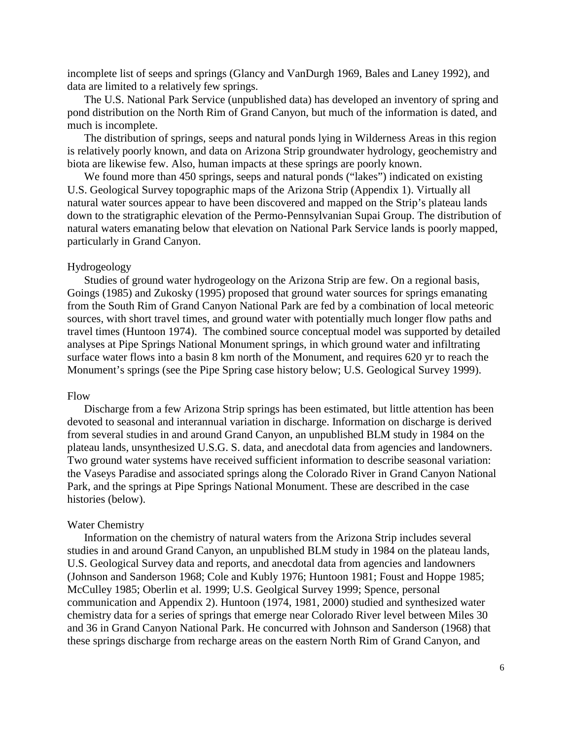incomplete list of seeps and springs (Glancy and VanDurgh 1969, Bales and Laney 1992), and data are limited to a relatively few springs.

The U.S. National Park Service (unpublished data) has developed an inventory of spring and pond distribution on the North Rim of Grand Canyon, but much of the information is dated, and much is incomplete.

The distribution of springs, seeps and natural ponds lying in Wilderness Areas in this region is relatively poorly known, and data on Arizona Strip groundwater hydrology, geochemistry and biota are likewise few. Also, human impacts at these springs are poorly known.

We found more than 450 springs, seeps and natural ponds ("lakes") indicated on existing U.S. Geological Survey topographic maps of the Arizona Strip (Appendix 1). Virtually all natural water sources appear to have been discovered and mapped on the Strip's plateau lands down to the stratigraphic elevation of the Permo-Pennsylvanian Supai Group. The distribution of natural waters emanating below that elevation on National Park Service lands is poorly mapped, particularly in Grand Canyon.

## Hydrogeology

Studies of ground water hydrogeology on the Arizona Strip are few. On a regional basis, Goings (1985) and Zukosky (1995) proposed that ground water sources for springs emanating from the South Rim of Grand Canyon National Park are fed by a combination of local meteoric sources, with short travel times, and ground water with potentially much longer flow paths and travel times (Huntoon 1974). The combined source conceptual model was supported by detailed analyses at Pipe Springs National Monument springs, in which ground water and infiltrating surface water flows into a basin 8 km north of the Monument, and requires 620 yr to reach the Monument's springs (see the Pipe Spring case history below; U.S. Geological Survey 1999).

## Flow

Discharge from a few Arizona Strip springs has been estimated, but little attention has been devoted to seasonal and interannual variation in discharge. Information on discharge is derived from several studies in and around Grand Canyon, an unpublished BLM study in 1984 on the plateau lands, unsynthesized U.S.G. S. data, and anecdotal data from agencies and landowners. Two ground water systems have received sufficient information to describe seasonal variation: the Vaseys Paradise and associated springs along the Colorado River in Grand Canyon National Park, and the springs at Pipe Springs National Monument. These are described in the case histories (below).

## Water Chemistry

Information on the chemistry of natural waters from the Arizona Strip includes several studies in and around Grand Canyon, an unpublished BLM study in 1984 on the plateau lands, U.S. Geological Survey data and reports, and anecdotal data from agencies and landowners (Johnson and Sanderson 1968; Cole and Kubly 1976; Huntoon 1981; Foust and Hoppe 1985; McCulley 1985; Oberlin et al. 1999; U.S. Geolgical Survey 1999; Spence, personal communication and Appendix 2). Huntoon (1974, 1981, 2000) studied and synthesized water chemistry data for a series of springs that emerge near Colorado River level between Miles 30 and 36 in Grand Canyon National Park. He concurred with Johnson and Sanderson (1968) that these springs discharge from recharge areas on the eastern North Rim of Grand Canyon, and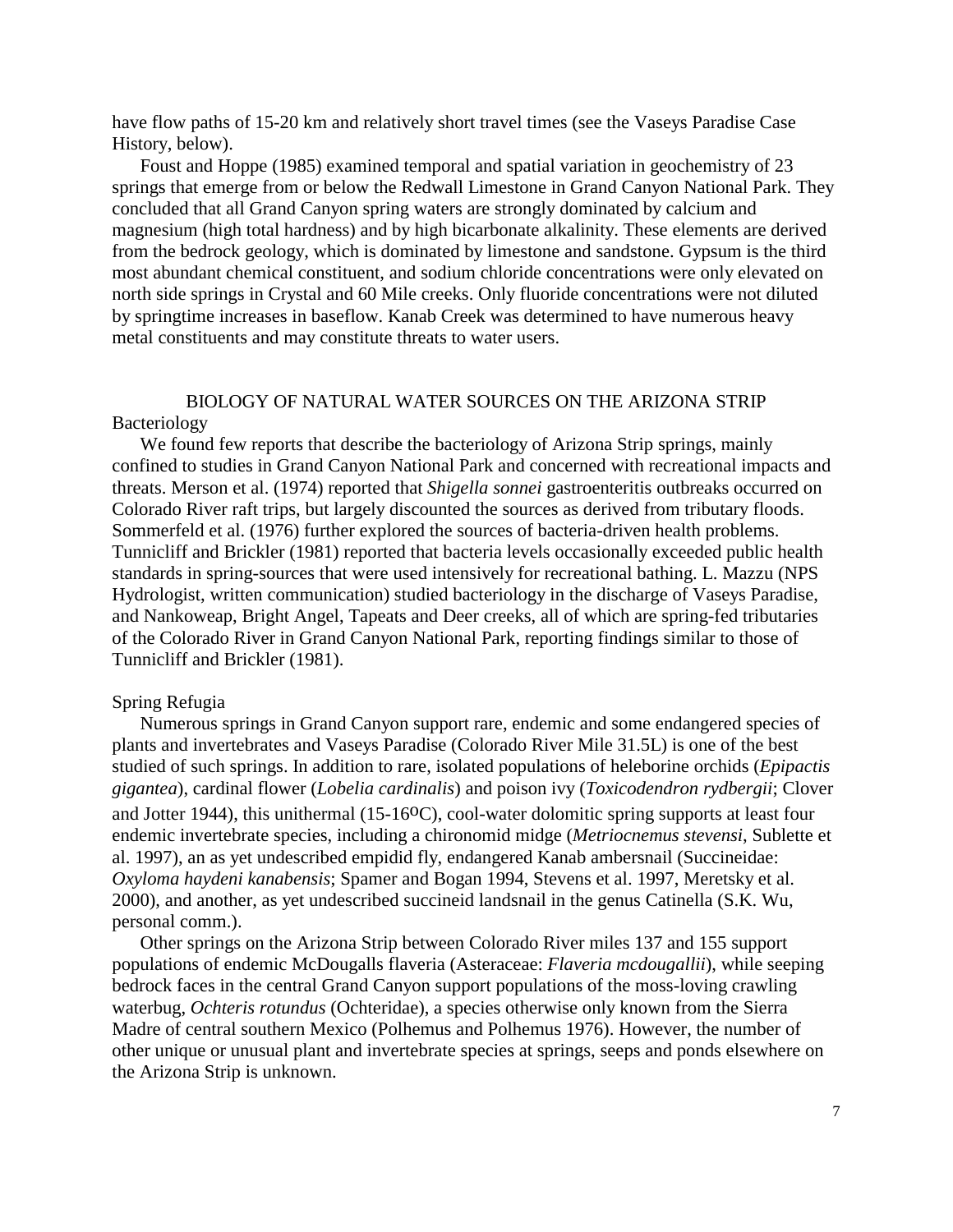have flow paths of 15-20 km and relatively short travel times (see the Vaseys Paradise Case History, below).

Foust and Hoppe (1985) examined temporal and spatial variation in geochemistry of 23 springs that emerge from or below the Redwall Limestone in Grand Canyon National Park. They concluded that all Grand Canyon spring waters are strongly dominated by calcium and magnesium (high total hardness) and by high bicarbonate alkalinity. These elements are derived from the bedrock geology, which is dominated by limestone and sandstone. Gypsum is the third most abundant chemical constituent, and sodium chloride concentrations were only elevated on north side springs in Crystal and 60 Mile creeks. Only fluoride concentrations were not diluted by springtime increases in baseflow. Kanab Creek was determined to have numerous heavy metal constituents and may constitute threats to water users.

## BIOLOGY OF NATURAL WATER SOURCES ON THE ARIZONA STRIP

### Bacteriology

We found few reports that describe the bacteriology of Arizona Strip springs, mainly confined to studies in Grand Canyon National Park and concerned with recreational impacts and threats. Merson et al. (1974) reported that *Shigella sonnei* gastroenteritis outbreaks occurred on Colorado River raft trips, but largely discounted the sources as derived from tributary floods. Sommerfeld et al. (1976) further explored the sources of bacteria-driven health problems. Tunnicliff and Brickler (1981) reported that bacteria levels occasionally exceeded public health standards in spring-sources that were used intensively for recreational bathing. L. Mazzu (NPS Hydrologist, written communication) studied bacteriology in the discharge of Vaseys Paradise, and Nankoweap, Bright Angel, Tapeats and Deer creeks, all of which are spring-fed tributaries of the Colorado River in Grand Canyon National Park, reporting findings similar to those of Tunnicliff and Brickler (1981).

### Spring Refugia

Numerous springs in Grand Canyon support rare, endemic and some endangered species of plants and invertebrates and Vaseys Paradise (Colorado River Mile 31.5L) is one of the best studied of such springs. In addition to rare, isolated populations of heleborine orchids (*Epipactis gigantea*), cardinal flower (*Lobelia cardinalis*) and poison ivy (*Toxicodendron rydbergii*; Clover and Jotter 1944), this unithermal (15-16$^{o}$C), cool-water dolomitic spring supports at least four endemic invertebrate species, including a chironomid midge (*Metriocnemus stevensi*, Sublette et al. 1997), an as yet undescribed empidid fly, endangered Kanab ambersnail (Succineidae: *Oxyloma haydeni kanabensis*; Spamer and Bogan 1994, Stevens et al. 1997, Meretsky et al. 2000), and another, as yet undescribed succineid landsnail in the genus Catinella (S.K. Wu, personal comm.).

Other springs on the Arizona Strip between Colorado River miles 137 and 155 support populations of endemic McDougalls flaveria (Asteraceae: *Flaveria mcdougallii*), while seeping bedrock faces in the central Grand Canyon support populations of the moss-loving crawling waterbug, *Ochteris rotundus* (Ochteridae), a species otherwise only known from the Sierra Madre of central southern Mexico (Polhemus and Polhemus 1976). However, the number of other unique or unusual plant and invertebrate species at springs, seeps and ponds elsewhere on the Arizona Strip is unknown.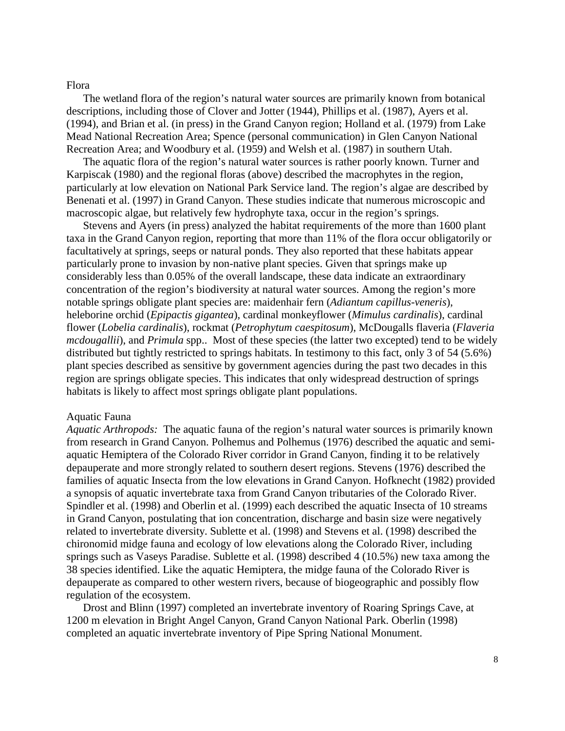## Flora

The wetland flora of the region's natural water sources are primarily known from botanical descriptions, including those of Clover and Jotter (1944), Phillips et al. (1987), Ayers et al. (1994), and Brian et al. (in press) in the Grand Canyon region; Holland et al. (1979) from Lake Mead National Recreation Area; Spence (personal communication) in Glen Canyon National Recreation Area; and Woodbury et al. (1959) and Welsh et al. (1987) in southern Utah.

The aquatic flora of the region's natural water sources is rather poorly known. Turner and Karpiscak (1980) and the regional floras (above) described the macrophytes in the region, particularly at low elevation on National Park Service land. The region's algae are described by Benenati et al. (1997) in Grand Canyon. These studies indicate that numerous microscopic and macroscopic algae, but relatively few hydrophyte taxa, occur in the region's springs.

Stevens and Ayers (in press) analyzed the habitat requirements of the more than 1600 plant taxa in the Grand Canyon region, reporting that more than 11% of the flora occur obligatorily or facultatively at springs, seeps or natural ponds. They also reported that these habitats appear particularly prone to invasion by non-native plant species. Given that springs make up considerably less than 0.05% of the overall landscape, these data indicate an extraordinary concentration of the region's biodiversity at natural water sources. Among the region's more notable springs obligate plant species are: maidenhair fern (*Adiantum capillus-veneris*), heleborine orchid (*Epipactis gigantea*), cardinal monkeyflower (*Mimulus cardinalis*), cardinal flower (*Lobelia cardinalis*), rockmat (*Petrophytum caespitosum*), McDougalls flaveria (*Flaveria mcdougallii*), and *Primula* spp.. Most of these species (the latter two excepted) tend to be widely distributed but tightly restricted to springs habitats. In testimony to this fact, only 3 of 54 (5.6%) plant species described as sensitive by government agencies during the past two decades in this region are springs obligate species. This indicates that only widespread destruction of springs habitats is likely to affect most springs obligate plant populations.

## Aquatic Fauna

*Aquatic Arthropods:* The aquatic fauna of the region's natural water sources is primarily known from research in Grand Canyon. Polhemus and Polhemus (1976) described the aquatic and semi-aquatic Hemiptera of the Colorado River corridor in Grand Canyon, finding it to be relatively depauperate and more strongly related to southern desert regions. Stevens (1976) described the families of aquatic Insecta from the low elevations in Grand Canyon. Hofknecht (1982) provided a synopsis of aquatic invertebrate taxa from Grand Canyon tributaries of the Colorado River. Spindler et al. (1998) and Oberlin et al. (1999) each described the aquatic Insecta of 10 streams in Grand Canyon, postulating that ion concentration, discharge and basin size were negatively related to invertebrate diversity. Sublette et al. (1998) and Stevens et al. (1998) described the chironomid midge fauna and ecology of low elevations along the Colorado River, including springs such as Vaseys Paradise. Sublette et al. (1998) described 4 (10.5%) new taxa among the 38 species identified. Like the aquatic Hemiptera, the midge fauna of the Colorado River is depauperate as compared to other western rivers, because of biogeographic and possibly flow regulation of the ecosystem.

Drost and Blinn (1997) completed an invertebrate inventory of Roaring Springs Cave, at 1200 m elevation in Bright Angel Canyon, Grand Canyon National Park. Oberlin (1998) completed an aquatic invertebrate inventory of Pipe Spring National Monument.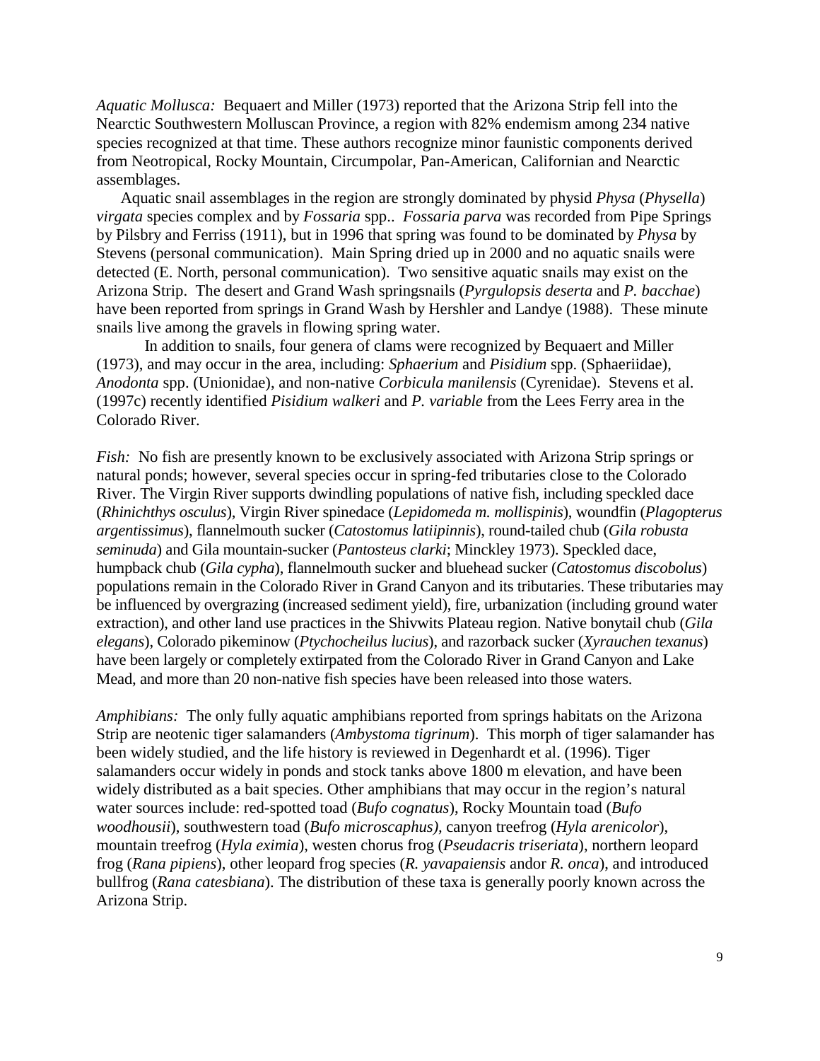*Aquatic Mollusca:* Bequaert and Miller (1973) reported that the Arizona Strip fell into the Nearctic Southwestern Molluscan Province, a region with 82% endemism among 234 native species recognized at that time. These authors recognize minor faunistic components derived from Neotropical, Rocky Mountain, Circumpolar, Pan-American, Californian and Nearctic assemblages.

Aquatic snail assemblages in the region are strongly dominated by physid *Physa* (*Physella*) *virgata* species complex and by *Fossaria* spp.. *Fossaria parva* was recorded from Pipe Springs by Pilsbry and Ferriss (1911), but in 1996 that spring was found to be dominated by *Physa* by Stevens (personal communication). Main Spring dried up in 2000 and no aquatic snails were detected (E. North, personal communication). Two sensitive aquatic snails may exist on the Arizona Strip. The desert and Grand Wash springsnails (*Pyrgulopsis deserta* and *P. bacchae*) have been reported from springs in Grand Wash by Hershler and Landye (1988). These minute snails live among the gravels in flowing spring water.

In addition to snails, four genera of clams were recognized by Bequaert and Miller (1973), and may occur in the area, including: *Sphaerium* and *Pisidium* spp. (Sphaeriidae), *Anodonta* spp. (Unionidae), and non-native *Corbicula manilensis* (Cyrenidae). Stevens et al. (1997c) recently identified *Pisidium walkeri* and *P. variable* from the Lees Ferry area in the Colorado River.

*Fish:* No fish are presently known to be exclusively associated with Arizona Strip springs or natural ponds; however, several species occur in spring-fed tributaries close to the Colorado River. The Virgin River supports dwindling populations of native fish, including speckled dace (*Rhinichthys osculus*), Virgin River spinedace (*Lepidomeda m. mollispinis*), woundfin (*Plagopterus argentissimus*), flannelmouth sucker (*Catostomus latiipinnis*), round-tailed chub (*Gila robusta seminuda*) and Gila mountain-sucker (*Pantosteus clarki*; Minckley 1973). Speckled dace, humpback chub (*Gila cypha*), flannelmouth sucker and bluehead sucker (*Catostomus discobolus*) populations remain in the Colorado River in Grand Canyon and its tributaries. These tributaries may be influenced by overgrazing (increased sediment yield), fire, urbanization (including ground water extraction), and other land use practices in the Shivwits Plateau region. Native bonytail chub (*Gila elegans*), Colorado pikeminow (*Ptychocheilus lucius*), and razorback sucker (*Xyrauchen texanus*) have been largely or completely extirpated from the Colorado River in Grand Canyon and Lake Mead, and more than 20 non-native fish species have been released into those waters.

*Amphibians:* The only fully aquatic amphibians reported from springs habitats on the Arizona Strip are neotenic tiger salamanders (*Ambystoma tigrinum*). This morph of tiger salamander has been widely studied, and the life history is reviewed in Degenhardt et al. (1996). Tiger salamanders occur widely in ponds and stock tanks above 1800 m elevation, and have been widely distributed as a bait species. Other amphibians that may occur in the region's natural water sources include: red-spotted toad (*Bufo cognatus*), Rocky Mountain toad (*Bufo woodhousii*), southwestern toad (*Bufo microscaphus),* canyon treefrog (*Hyla arenicolor*), mountain treefrog (*Hyla eximia*), westen chorus frog (*Pseudacris triseriata*), northern leopard frog (*Rana pipiens*), other leopard frog species (*R. yavapaiensis* andor *R. onca*), and introduced bullfrog (*Rana catesbiana*). The distribution of these taxa is generally poorly known across the Arizona Strip.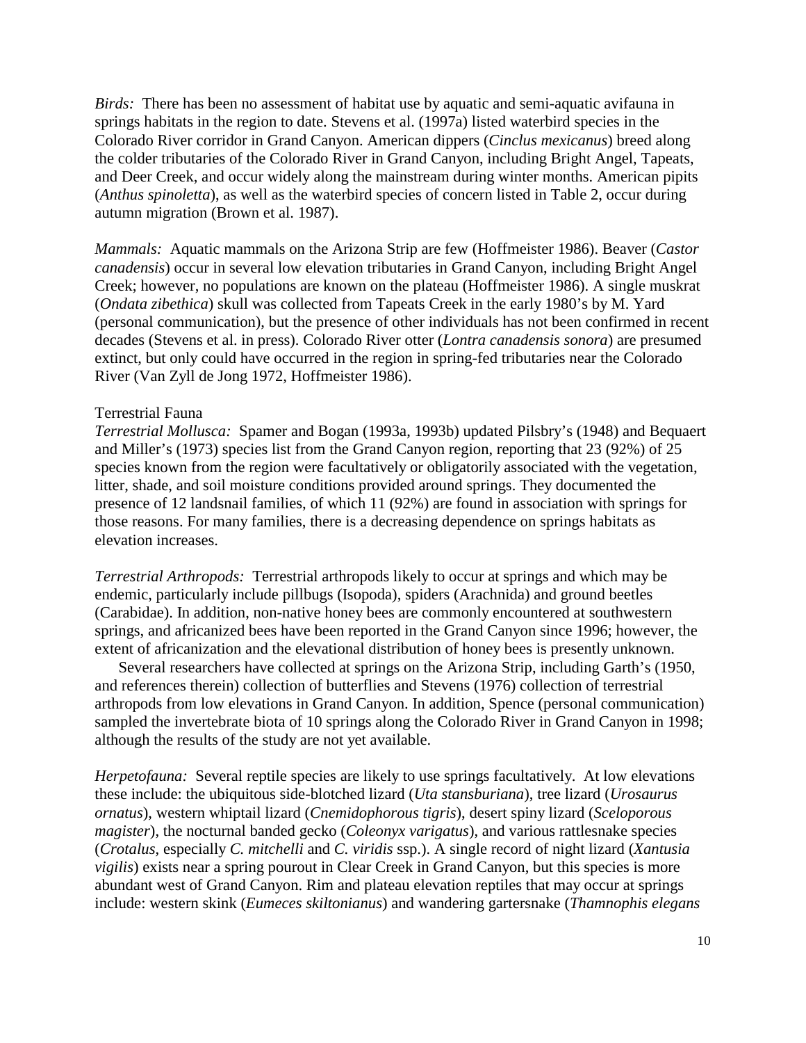*Birds:* There has been no assessment of habitat use by aquatic and semi-aquatic avifauna in springs habitats in the region to date. Stevens et al. (1997a) listed waterbird species in the Colorado River corridor in Grand Canyon. American dippers (*Cinclus mexicanus*) breed along the colder tributaries of the Colorado River in Grand Canyon, including Bright Angel, Tapeats, and Deer Creek, and occur widely along the mainstream during winter months. American pipits (*Anthus spinoletta*), as well as the waterbird species of concern listed in Table 2, occur during autumn migration (Brown et al. 1987).

*Mammals:* Aquatic mammals on the Arizona Strip are few (Hoffmeister 1986). Beaver (*Castor canadensis*) occur in several low elevation tributaries in Grand Canyon, including Bright Angel Creek; however, no populations are known on the plateau (Hoffmeister 1986). A single muskrat (*Ondata zibethica*) skull was collected from Tapeats Creek in the early 1980's by M. Yard (personal communication), but the presence of other individuals has not been confirmed in recent decades (Stevens et al. in press). Colorado River otter (*Lontra canadensis sonora*) are presumed extinct, but only could have occurred in the region in spring-fed tributaries near the Colorado River (Van Zyll de Jong 1972, Hoffmeister 1986).

Terrestrial Fauna

*Terrestrial Mollusca:* Spamer and Bogan (1993a, 1993b) updated Pilsbry's (1948) and Bequaert and Miller's (1973) species list from the Grand Canyon region, reporting that 23 (92%) of 25 species known from the region were facultatively or obligatorily associated with the vegetation, litter, shade, and soil moisture conditions provided around springs. They documented the presence of 12 landsnail families, of which 11 (92%) are found in association with springs for those reasons. For many families, there is a decreasing dependence on springs habitats as elevation increases.

*Terrestrial Arthropods:* Terrestrial arthropods likely to occur at springs and which may be endemic, particularly include pillbugs (Isopoda), spiders (Arachnida) and ground beetles (Carabidae). In addition, non-native honey bees are commonly encountered at southwestern springs, and africanized bees have been reported in the Grand Canyon since 1996; however, the extent of africanization and the elevational distribution of honey bees is presently unknown.

Several researchers have collected at springs on the Arizona Strip, including Garth's (1950, and references therein) collection of butterflies and Stevens (1976) collection of terrestrial arthropods from low elevations in Grand Canyon. In addition, Spence (personal communication) sampled the invertebrate biota of 10 springs along the Colorado River in Grand Canyon in 1998; although the results of the study are not yet available.

*Herpetofauna:* Several reptile species are likely to use springs facultatively. At low elevations these include: the ubiquitous side-blotched lizard (*Uta stansburiana*), tree lizard (*Urosaurus ornatus*), western whiptail lizard (*Cnemidophorous tigris*), desert spiny lizard (*Sceloporous magister*), the nocturnal banded gecko (*Coleonyx varigatus*), and various rattlesnake species (*Crotalus*, especially *C. mitchelli* and *C. viridis* ssp.). A single record of night lizard (*Xantusia vigilis*) exists near a spring pourout in Clear Creek in Grand Canyon, but this species is more abundant west of Grand Canyon. Rim and plateau elevation reptiles that may occur at springs include: western skink (*Eumeces skiltonianus*) and wandering gartersnake (*Thamnophis elegans*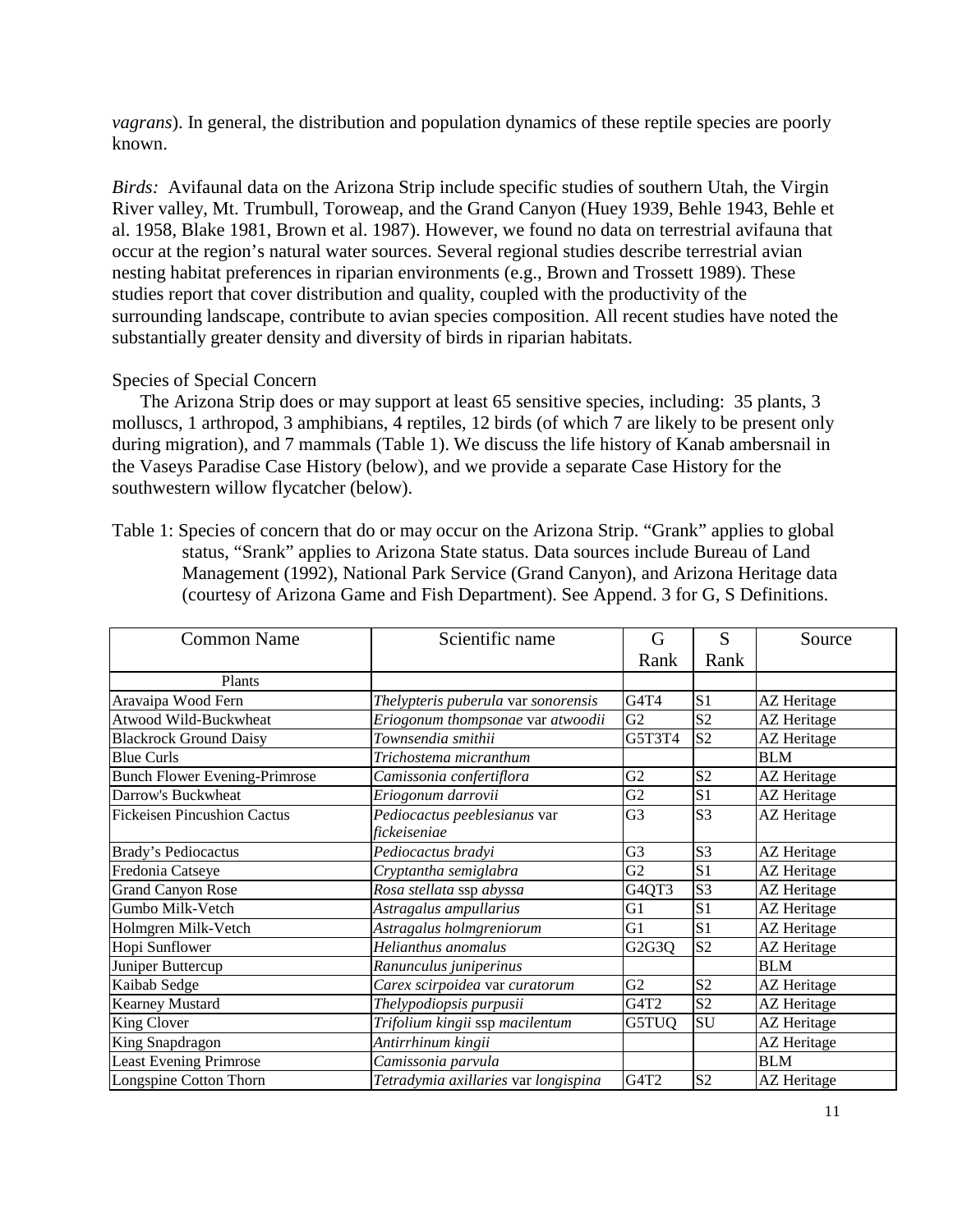*vagrans*). In general, the distribution and population dynamics of these reptile species are poorly known.

*Birds:* Avifaunal data on the Arizona Strip include specific studies of southern Utah, the Virgin River valley, Mt. Trumbull, Toroweap, and the Grand Canyon (Huey 1939, Behle 1943, Behle et al. 1958, Blake 1981, Brown et al. 1987). However, we found no data on terrestrial avifauna that occur at the region's natural water sources. Several regional studies describe terrestrial avian nesting habitat preferences in riparian environments (e.g., Brown and Trossett 1989). These studies report that cover distribution and quality, coupled with the productivity of the surrounding landscape, contribute to avian species composition. All recent studies have noted the substantially greater density and diversity of birds in riparian habitats.

Species of Special Concern

The Arizona Strip does or may support at least 65 sensitive species, including: 35 plants, 3 molluscs, 1 arthropod, 3 amphibians, 4 reptiles, 12 birds (of which 7 are likely to be present only during migration), and 7 mammals (Table 1). We discuss the life history of Kanab ambersnail in the Vaseys Paradise Case History (below), and we provide a separate Case History for the southwestern willow flycatcher (below).

Table 1: Species of concern that do or may occur on the Arizona Strip. "Grank" applies to global status, "Srank" applies to Arizona State status. Data sources include Bureau of Land Management (1992), National Park Service (Grand Canyon), and Arizona Heritage data (courtesy of Arizona Game and Fish Department). See Append. 3 for G, S Definitions.

| Common Name | Scientific name | G Rank | S Rank | Source |
|---|---|---|---|---|
| Plants | | | | |
| Aravaipa Wood Fern | *Thelypteris puberula* var *sonorensis* | G4T4 | S1 | AZ Heritage |
| Atwood Wild-Buckwheat | *Eriogonum thompsonae* var *atwoodii* | G2 | S2 | AZ Heritage |
| Blackrock Ground Daisy | *Townsendia smithii* | G5T3T4 | S2 | AZ Heritage |
| Blue Curls | *Trichostema micranthum* | | | BLM |
| Bunch Flower Evening-Primrose | *Camissonia confertiflora* | G2 | S2 | AZ Heritage |
| Darrow's Buckwheat | *Eriogonum darrovii* | G2 | S1 | AZ Heritage |
| Fickeisen Pincushion Cactus | *Pediocactus peeblesianus* var *fickeiseniae* | G3 | S3 | AZ Heritage |
| Brady's Pediocactus | *Pediocactus bradyi* | G3 | S3 | AZ Heritage |
| Fredonia Catseye | *Cryptantha semiglabra* | G2 | S1 | AZ Heritage |
| Grand Canyon Rose | *Rosa stellata* ssp *abyssa* | G4QT3 | S3 | AZ Heritage |
| Gumbo Milk-Vetch | *Astragalus ampullarius* | G1 | S1 | AZ Heritage |
| Holmgren Milk-Vetch | *Astragalus holmgreniorum* | G1 | S1 | AZ Heritage |
| Hopi Sunflower | *Helianthus anomalus* | G2G3Q | S2 | AZ Heritage |
| Juniper Buttercup | *Ranunculus juniperinus* | | | BLM |
| Kaibab Sedge | *Carex scirpoidea* var *curatorum* | G2 | S2 | AZ Heritage |
| Kearney Mustard | *Thelypodiopsis purpusii* | G4T2 | S2 | AZ Heritage |
| King Clover | *Trifolium kingii* ssp *macilentum* | G5TUQ | SU | AZ Heritage |
| King Snapdragon | *Antirrhinum kingii* | | | AZ Heritage |
| Least Evening Primrose | *Camissonia parvula* | | | BLM |
| Longspine Cotton Thorn | *Tetradymia axillaries* var *longispina* | G4T2 | S2 | AZ Heritage |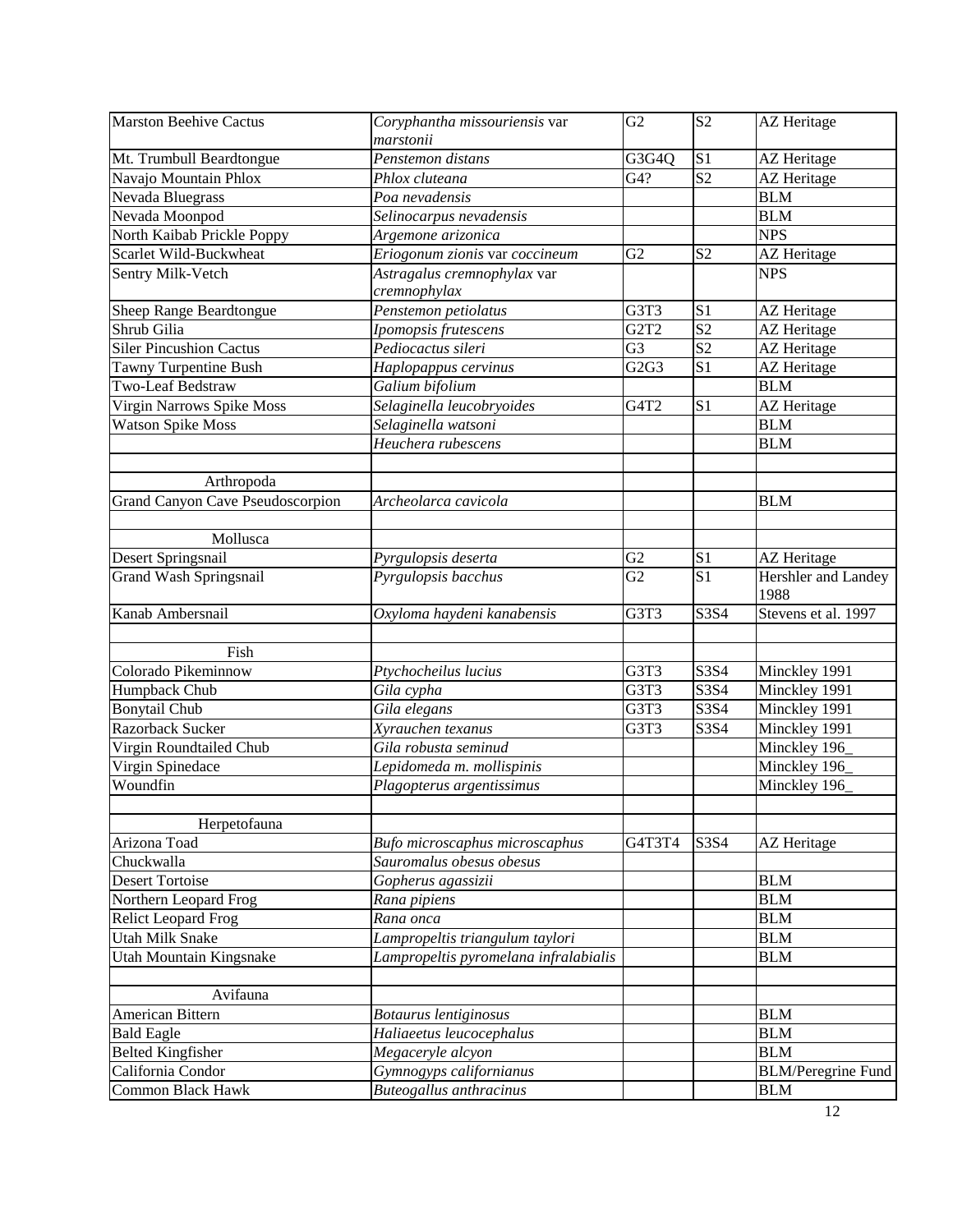| | | | | |
|---|---|---|---|---|
| Marston Beehive Cactus | *Coryphantha missouriensis* var *marstonii* | G2 | S2 | AZ Heritage |
| Mt. Trumbull Beardtongue | *Penstemon distans* | G3G4Q | S1 | AZ Heritage |
| Navajo Mountain Phlox | *Phlox cluteana* | G4? | S2 | AZ Heritage |
| Nevada Bluegrass | *Poa nevadensis* | | | BLM |
| Nevada Moonpod | *Selinocarpus nevadensis* | | | BLM |
| North Kaibab Prickle Poppy | *Argemone arizonica* | | | NPS |
| Scarlet Wild-Buckwheat | *Eriogonum zionis* var *coccineum* | G2 | S2 | AZ Heritage |
| Sentry Milk-Vetch | *Astragalus cremnophylax* var *cremnophylax* | | | NPS |
| Sheep Range Beardtongue | *Penstemon petiolatus* | G3T3 | S1 | AZ Heritage |
| Shrub Gilia | *Ipomopsis frutescens* | G2T2 | S2 | AZ Heritage |
| Siler Pincushion Cactus | *Pediocactus sileri* | G3 | S2 | AZ Heritage |
| Tawny Turpentine Bush | *Haplopappus cervinus* | G2G3 | S1 | AZ Heritage |
| Two-Leaf Bedstraw | *Galium bifolium* | | | BLM |
| Virgin Narrows Spike Moss | *Selaginella leucobryoides* | G4T2 | S1 | AZ Heritage |
| Watson Spike Moss | *Selaginella watsoni* | | | BLM |
| | *Heuchera rubescens* | | | BLM |
| | | | | |
| Arthropoda | | | | |
| Grand Canyon Cave Pseudoscorpion | *Archeolarca cavicola* | | | BLM |
| | | | | |
| Mollusca | | | | |
| Desert Springsnail | *Pyrgulopsis deserta* | G2 | S1 | AZ Heritage |
| Grand Wash Springsnail | *Pyrgulopsis bacchus* | G2 | S1 | Hershler and Landey 1988 |
| Kanab Ambersnail | *Oxyloma haydeni kanabensis* | G3T3 | S3S4 | Stevens et al. 1997 |
| | | | | |
| Fish | | | | |
| Colorado Pikeminnow | *Ptychocheilus lucius* | G3T3 | S3S4 | Minckley 1991 |
| Humpback Chub | *Gila cypha* | G3T3 | S3S4 | Minckley 1991 |
| Bonytail Chub | *Gila elegans* | G3T3 | S3S4 | Minckley 1991 |
| Razorback Sucker | *Xyrauchen texanus* | G3T3 | S3S4 | Minckley 1991 |
| Virgin Roundtailed Chub | *Gila robusta seminud* | | | Minckley 196_ |
| Virgin Spinedace | *Lepidomeda m. mollispinis* | | | Minckley 196_ |
| Woundfin | *Plagopterus argentissimus* | | | Minckley 196_ |
| | | | | |
| Herpetofauna | | | | |
| Arizona Toad | *Bufo microscaphus microscaphus* | G4T3T4 | S3S4 | AZ Heritage |
| Chuckwalla | *Sauromalus obesus obesus* | | | |
| Desert Tortoise | *Gopherus agassizii* | | | BLM |
| Northern Leopard Frog | *Rana pipiens* | | | BLM |
| Relict Leopard Frog | *Rana onca* | | | BLM |
| Utah Milk Snake | *Lampropeltis triangulum taylori* | | | BLM |
| Utah Mountain Kingsnake | *Lampropeltis pyromelana infralabialis* | | | BLM |
| | | | | |
| Avifauna | | | | |
| American Bittern | *Botaurus lentiginosus* | | | BLM |
| Bald Eagle | *Haliaeetus leucocephalus* | | | BLM |
| Belted Kingfisher | *Megaceryle alcyon* | | | BLM |
| California Condor | *Gymnogyps californianus* | | | BLM/Peregrine Fund |
| Common Black Hawk | *Buteogallus anthracinus* | | | BLM |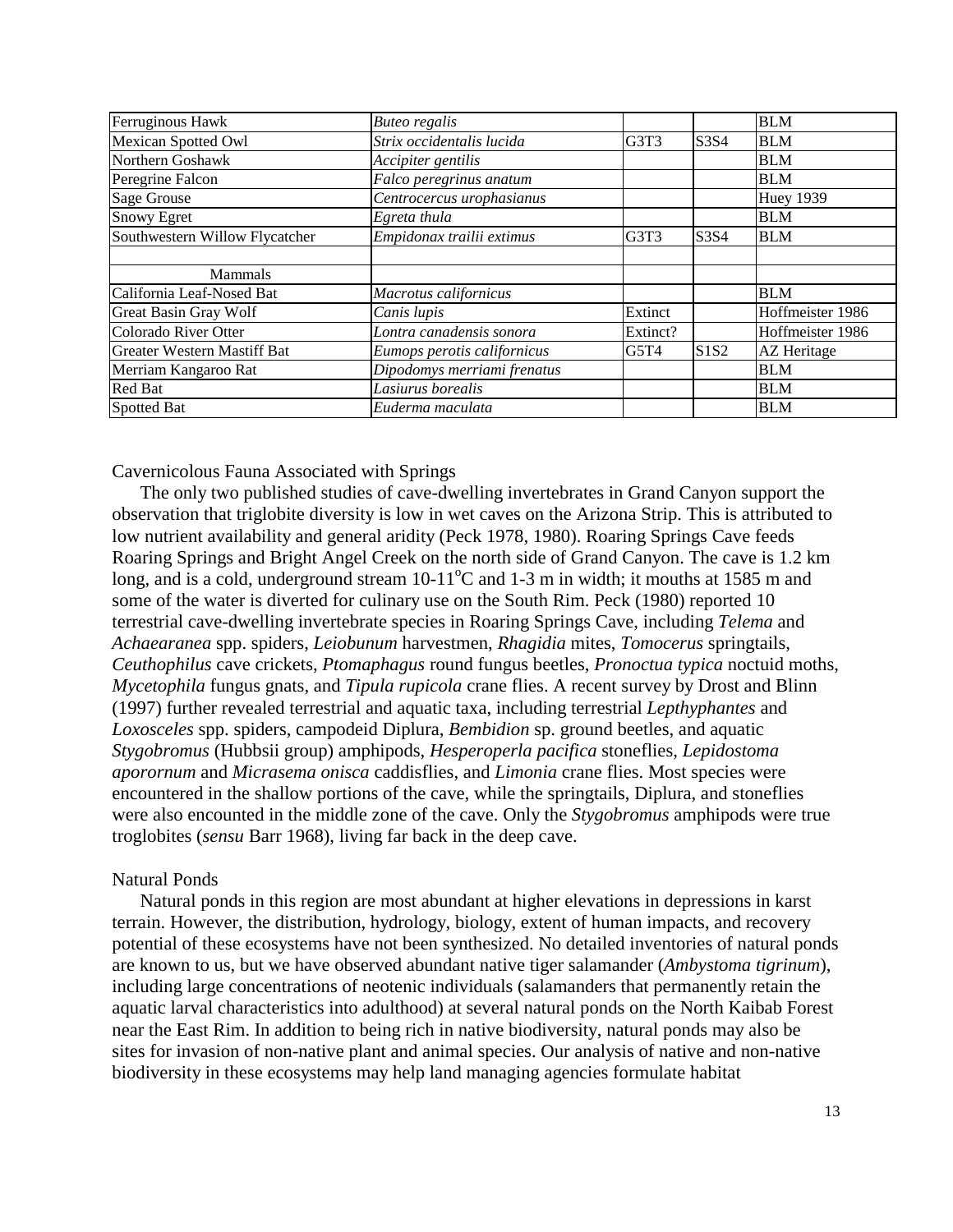| | | | | |
|---|---|---|---|---|
| Ferruginous Hawk | *Buteo regalis* | | | BLM |
| Mexican Spotted Owl | *Strix occidentalis lucida* | G3T3 | S3S4 | BLM |
| Northern Goshawk | *Accipiter gentilis* | | | BLM |
| Peregrine Falcon | *Falco peregrinus anatum* | | | BLM |
| Sage Grouse | *Centrocercus urophasianus* | | | Huey 1939 |
| Snowy Egret | *Egreta thula* | | | BLM |
| Southwestern Willow Flycatcher | *Empidonax trailii extimus* | G3T3 | S3S4 | BLM |
| | | | | |
| Mammals | | | | |
| California Leaf-Nosed Bat | *Macrotus californicus* | | | BLM |
| Great Basin Gray Wolf | *Canis lupis* | Extinct | | Hoffmeister 1986 |
| Colorado River Otter | *Lontra canadensis sonora* | Extinct? | | Hoffmeister 1986 |
| Greater Western Mastiff Bat | *Eumops perotis californicus* | G5T4 | S1S2 | AZ Heritage |
| Merriam Kangaroo Rat | *Dipodomys merriami frenatus* | | | BLM |
| Red Bat | *Lasiurus borealis* | | | BLM |
| Spotted Bat | *Euderma maculata* | | | BLM |

Cavernicolous Fauna Associated with Springs

The only two published studies of cave-dwelling invertebrates in Grand Canyon support the observation that triglobite diversity is low in wet caves on the Arizona Strip. This is attributed to low nutrient availability and general aridity (Peck 1978, 1980). Roaring Springs Cave feeds Roaring Springs and Bright Angel Creek on the north side of Grand Canyon. The cave is 1.2 km long, and is a cold, underground stream 10-11$^{o}$C and 1-3 m in width; it mouths at 1585 m and some of the water is diverted for culinary use on the South Rim. Peck (1980) reported 10 terrestrial cave-dwelling invertebrate species in Roaring Springs Cave, including *Telema* and *Achaearanea* spp. spiders, *Leiobunum* harvestmen, *Rhagidia* mites, *Tomocerus* springtails, *Ceuthophilus* cave crickets, *Ptomaphagus* round fungus beetles, *Pronoctua typica* noctuid moths, *Mycetophila* fungus gnats, and *Tipula rupicola* crane flies. A recent survey by Drost and Blinn (1997) further revealed terrestrial and aquatic taxa, including terrestrial *Lepthyphantes* and *Loxosceles* spp. spiders, campodeid Diplura, *Bembidion* sp. ground beetles, and aquatic *Stygobromus* (Hubbsii group) amphipods, *Hesperoperla pacifica* stoneflies, *Lepidostoma apororum* and *Micrasema onisca* caddisflies, and *Limonia* crane flies. Most species were encountered in the shallow portions of the cave, while the springtails, Diplura, and stoneflies were also encounted in the middle zone of the cave. Only the *Stygobromus* amphipods were true troglobites (*sensu* Barr 1968), living far back in the deep cave.

Natural Ponds

Natural ponds in this region are most abundant at higher elevations in depressions in karst terrain. However, the distribution, hydrology, biology, extent of human impacts, and recovery potential of these ecosystems have not been synthesized. No detailed inventories of natural ponds are known to us, but we have observed abundant native tiger salamander (*Ambystoma tigrinum*), including large concentrations of neotenic individuals (salamanders that permanently retain the aquatic larval characteristics into adulthood) at several natural ponds on the North Kaibab Forest near the East Rim. In addition to being rich in native biodiversity, natural ponds may also be sites for invasion of non-native plant and animal species. Our analysis of native and non-native biodiversity in these ecosystems may help land managing agencies formulate habitat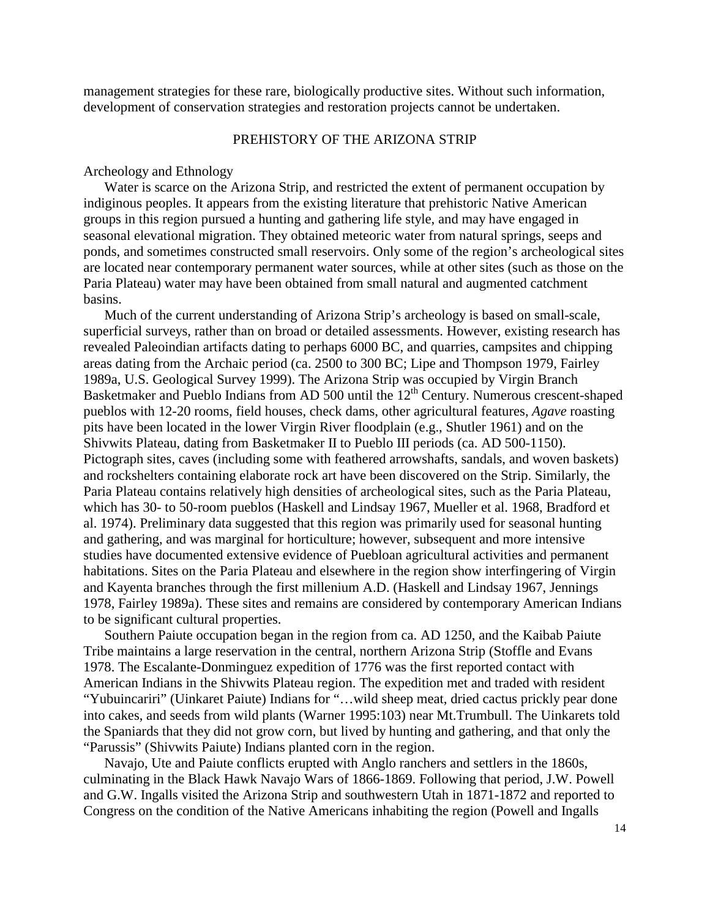management strategies for these rare, biologically productive sites. Without such information, development of conservation strategies and restoration projects cannot be undertaken.

## PREHISTORY OF THE ARIZONA STRIP

### Archeology and Ethnology

Water is scarce on the Arizona Strip, and restricted the extent of permanent occupation by indiginous peoples. It appears from the existing literature that prehistoric Native American groups in this region pursued a hunting and gathering life style, and may have engaged in seasonal elevational migration. They obtained meteoric water from natural springs, seeps and ponds, and sometimes constructed small reservoirs. Only some of the region's archeological sites are located near contemporary permanent water sources, while at other sites (such as those on the Paria Plateau) water may have been obtained from small natural and augmented catchment basins.

Much of the current understanding of Arizona Strip's archeology is based on small-scale, superficial surveys, rather than on broad or detailed assessments. However, existing research has revealed Paleoindian artifacts dating to perhaps 6000 BC, and quarries, campsites and chipping areas dating from the Archaic period (ca. 2500 to 300 BC; Lipe and Thompson 1979, Fairley 1989a, U.S. Geological Survey 1999). The Arizona Strip was occupied by Virgin Branch Basketmaker and Pueblo Indians from AD 500 until the 12th Century. Numerous crescent-shaped pueblos with 12-20 rooms, field houses, check dams, other agricultural features, *Agave* roasting pits have been located in the lower Virgin River floodplain (e.g., Shutler 1961) and on the Shivwits Plateau, dating from Basketmaker II to Pueblo III periods (ca. AD 500-1150). Pictograph sites, caves (including some with feathered arrowshafts, sandals, and woven baskets) and rockshelters containing elaborate rock art have been discovered on the Strip. Similarly, the Paria Plateau contains relatively high densities of archeological sites, such as the Paria Plateau, which has 30- to 50-room pueblos (Haskell and Lindsay 1967, Mueller et al. 1968, Bradford et al. 1974). Preliminary data suggested that this region was primarily used for seasonal hunting and gathering, and was marginal for horticulture; however, subsequent and more intensive studies have documented extensive evidence of Puebloan agricultural activities and permanent habitations. Sites on the Paria Plateau and elsewhere in the region show interfingering of Virgin and Kayenta branches through the first millenium A.D. (Haskell and Lindsay 1967, Jennings 1978, Fairley 1989a). These sites and remains are considered by contemporary American Indians to be significant cultural properties.

Southern Paiute occupation began in the region from ca. AD 1250, and the Kaibab Paiute Tribe maintains a large reservation in the central, northern Arizona Strip (Stoffle and Evans 1978. The Escalante-Donminguez expedition of 1776 was the first reported contact with American Indians in the Shivwits Plateau region. The expedition met and traded with resident "Yubuincariri" (Uinkaret Paiute) Indians for "…wild sheep meat, dried cactus prickly pear done into cakes, and seeds from wild plants (Warner 1995:103) near Mt.Trumbull. The Uinkarets told the Spaniards that they did not grow corn, but lived by hunting and gathering, and that only the "Parussis" (Shivwits Paiute) Indians planted corn in the region.

Navajo, Ute and Paiute conflicts erupted with Anglo ranchers and settlers in the 1860s, culminating in the Black Hawk Navajo Wars of 1866-1869. Following that period, J.W. Powell and G.W. Ingalls visited the Arizona Strip and southwestern Utah in 1871-1872 and reported to Congress on the condition of the Native Americans inhabiting the region (Powell and Ingalls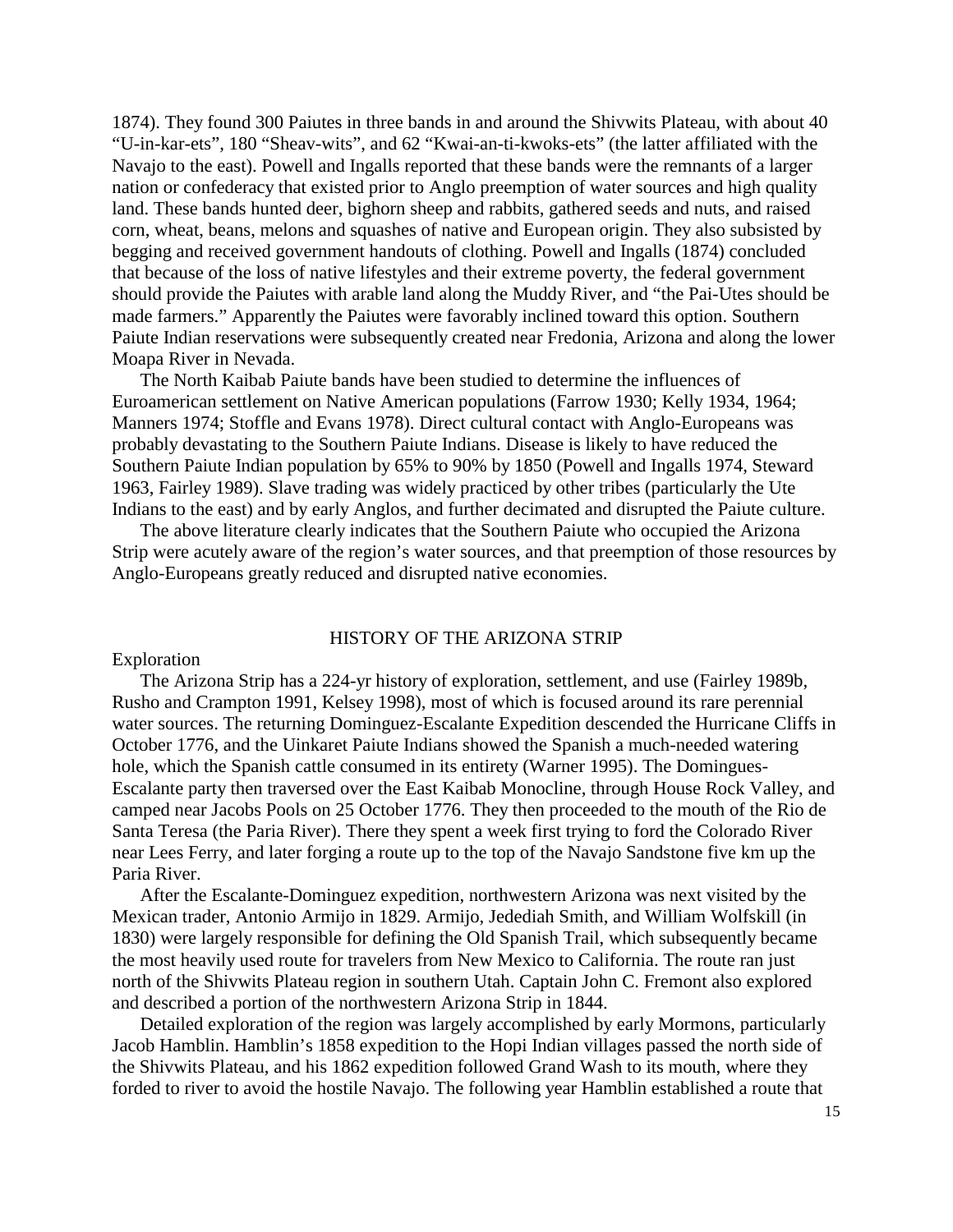1874). They found 300 Paiutes in three bands in and around the Shivwits Plateau, with about 40 "U-in-kar-ets", 180 "Sheav-wits", and 62 "Kwai-an-ti-kwoks-ets" (the latter affiliated with the Navajo to the east). Powell and Ingalls reported that these bands were the remnants of a larger nation or confederacy that existed prior to Anglo preemption of water sources and high quality land. These bands hunted deer, bighorn sheep and rabbits, gathered seeds and nuts, and raised corn, wheat, beans, melons and squashes of native and European origin. They also subsisted by begging and received government handouts of clothing. Powell and Ingalls (1874) concluded that because of the loss of native lifestyles and their extreme poverty, the federal government should provide the Paiutes with arable land along the Muddy River, and "the Pai-Utes should be made farmers." Apparently the Paiutes were favorably inclined toward this option. Southern Paiute Indian reservations were subsequently created near Fredonia, Arizona and along the lower Moapa River in Nevada.

The North Kaibab Paiute bands have been studied to determine the influences of Euroamerican settlement on Native American populations (Farrow 1930; Kelly 1934, 1964; Manners 1974; Stoffle and Evans 1978). Direct cultural contact with Anglo-Europeans was probably devastating to the Southern Paiute Indians. Disease is likely to have reduced the Southern Paiute Indian population by 65% to 90% by 1850 (Powell and Ingalls 1974, Steward 1963, Fairley 1989). Slave trading was widely practiced by other tribes (particularly the Ute Indians to the east) and by early Anglos, and further decimated and disrupted the Paiute culture.

The above literature clearly indicates that the Southern Paiute who occupied the Arizona Strip were acutely aware of the region's water sources, and that preemption of those resources by Anglo-Europeans greatly reduced and disrupted native economies.

## HISTORY OF THE ARIZONA STRIP

### Exploration

The Arizona Strip has a 224-yr history of exploration, settlement, and use (Fairley 1989b, Rusho and Crampton 1991, Kelsey 1998), most of which is focused around its rare perennial water sources. The returning Dominguez-Escalante Expedition descended the Hurricane Cliffs in October 1776, and the Uinkaret Paiute Indians showed the Spanish a much-needed watering hole, which the Spanish cattle consumed in its entirety (Warner 1995). The Domingues-Escalante party then traversed over the East Kaibab Monocline, through House Rock Valley, and camped near Jacobs Pools on 25 October 1776. They then proceeded to the mouth of the Rio de Santa Teresa (the Paria River). There they spent a week first trying to ford the Colorado River near Lees Ferry, and later forging a route up to the top of the Navajo Sandstone five km up the Paria River.

After the Escalante-Dominguez expedition, northwestern Arizona was next visited by the Mexican trader, Antonio Armijo in 1829. Armijo, Jedediah Smith, and William Wolfskill (in 1830) were largely responsible for defining the Old Spanish Trail, which subsequently became the most heavily used route for travelers from New Mexico to California. The route ran just north of the Shivwits Plateau region in southern Utah. Captain John C. Fremont also explored and described a portion of the northwestern Arizona Strip in 1844.

Detailed exploration of the region was largely accomplished by early Mormons, particularly Jacob Hamblin. Hamblin's 1858 expedition to the Hopi Indian villages passed the north side of the Shivwits Plateau, and his 1862 expedition followed Grand Wash to its mouth, where they forded to river to avoid the hostile Navajo. The following year Hamblin established a route that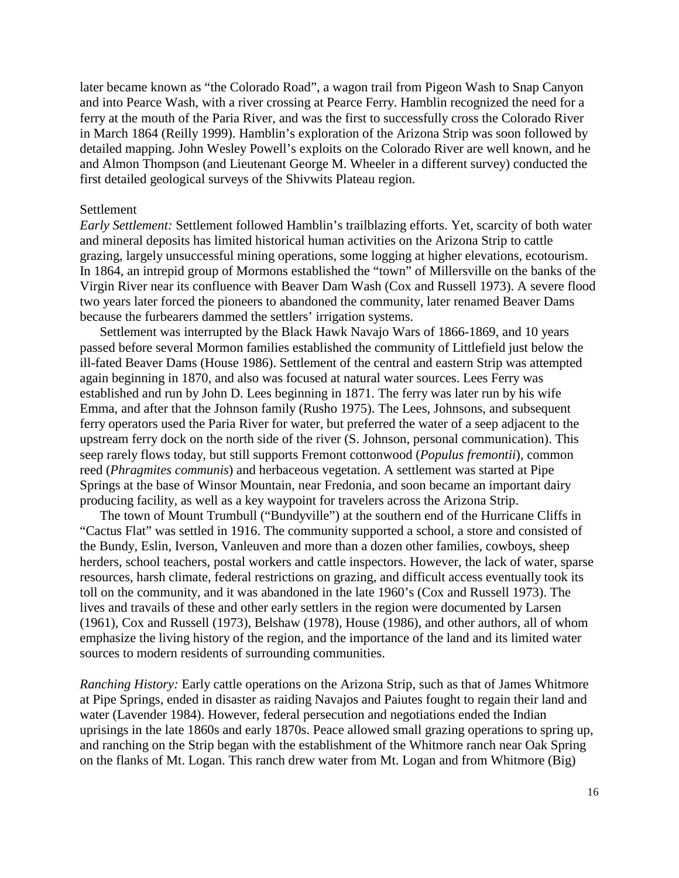later became known as "the Colorado Road", a wagon trail from Pigeon Wash to Snap Canyon and into Pearce Wash, with a river crossing at Pearce Ferry. Hamblin recognized the need for a ferry at the mouth of the Paria River, and was the first to successfully cross the Colorado River in March 1864 (Reilly 1999). Hamblin's exploration of the Arizona Strip was soon followed by detailed mapping. John Wesley Powell's exploits on the Colorado River are well known, and he and Almon Thompson (and Lieutenant George M. Wheeler in a different survey) conducted the first detailed geological surveys of the Shivwits Plateau region.

Settlement

*Early Settlement:* Settlement followed Hamblin's trailblazing efforts. Yet, scarcity of both water and mineral deposits has limited historical human activities on the Arizona Strip to cattle grazing, largely unsuccessful mining operations, some logging at higher elevations, ecotourism. In 1864, an intrepid group of Mormons established the "town" of Millersville on the banks of the Virgin River near its confluence with Beaver Dam Wash (Cox and Russell 1973). A severe flood two years later forced the pioneers to abandoned the community, later renamed Beaver Dams because the furbearers dammed the settlers' irrigation systems.

Settlement was interrupted by the Black Hawk Navajo Wars of 1866-1869, and 10 years passed before several Mormon families established the community of Littlefield just below the ill-fated Beaver Dams (House 1986). Settlement of the central and eastern Strip was attempted again beginning in 1870, and also was focused at natural water sources. Lees Ferry was established and run by John D. Lees beginning in 1871. The ferry was later run by his wife Emma, and after that the Johnson family (Rusho 1975). The Lees, Johnsons, and subsequent ferry operators used the Paria River for water, but preferred the water of a seep adjacent to the upstream ferry dock on the north side of the river (S. Johnson, personal communication). This seep rarely flows today, but still supports Fremont cottonwood (*Populus fremontii*), common reed (*Phragmites communis*) and herbaceous vegetation. A settlement was started at Pipe Springs at the base of Winsor Mountain, near Fredonia, and soon became an important dairy producing facility, as well as a key waypoint for travelers across the Arizona Strip.

The town of Mount Trumbull ("Bundyville") at the southern end of the Hurricane Cliffs in "Cactus Flat" was settled in 1916. The community supported a school, a store and consisted of the Bundy, Eslin, Iverson, Vanleuven and more than a dozen other families, cowboys, sheep herders, school teachers, postal workers and cattle inspectors. However, the lack of water, sparse resources, harsh climate, federal restrictions on grazing, and difficult access eventually took its toll on the community, and it was abandoned in the late 1960's (Cox and Russell 1973). The lives and travails of these and other early settlers in the region were documented by Larsen (1961), Cox and Russell (1973), Belshaw (1978), House (1986), and other authors, all of whom emphasize the living history of the region, and the importance of the land and its limited water sources to modern residents of surrounding communities.

*Ranching History:* Early cattle operations on the Arizona Strip, such as that of James Whitmore at Pipe Springs, ended in disaster as raiding Navajos and Paiutes fought to regain their land and water (Lavender 1984). However, federal persecution and negotiations ended the Indian uprisings in the late 1860s and early 1870s. Peace allowed small grazing operations to spring up, and ranching on the Strip began with the establishment of the Whitmore ranch near Oak Spring on the flanks of Mt. Logan. This ranch drew water from Mt. Logan and from Whitmore (Big)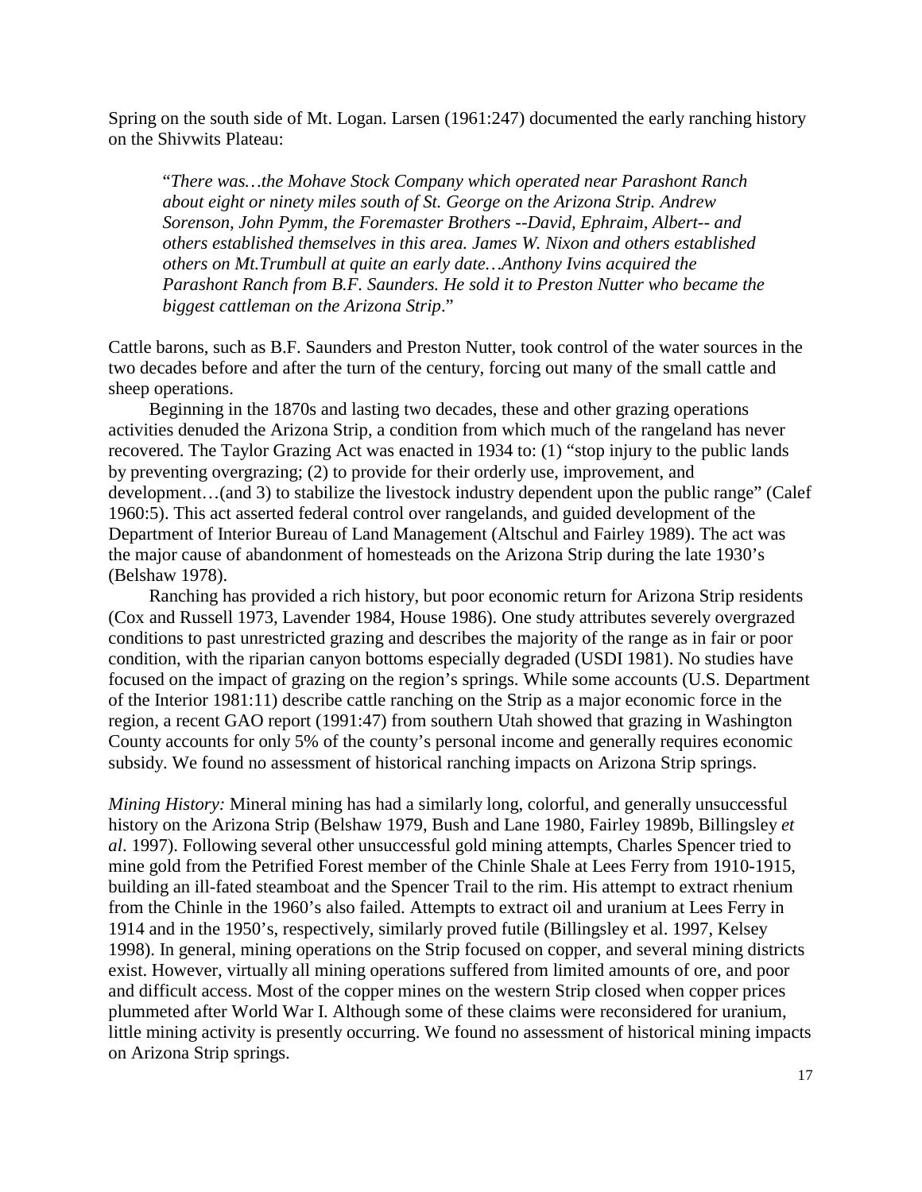Spring on the south side of Mt. Logan. Larsen (1961:247) documented the early ranching history on the Shivwits Plateau:

> "*There was…the Mohave Stock Company which operated near Parashont Ranch about eight or ninety miles south of St. George on the Arizona Strip. Andrew Sorenson, John Pymm, the Foremaster Brothers --David, Ephraim, Albert-- and others established themselves in this area. James W. Nixon and others established others on Mt.Trumbull at quite an early date…Anthony Ivins acquired the Parashont Ranch from B.F. Saunders. He sold it to Preston Nutter who became the biggest cattleman on the Arizona Strip*."

Cattle barons, such as B.F. Saunders and Preston Nutter, took control of the water sources in the two decades before and after the turn of the century, forcing out many of the small cattle and sheep operations.

Beginning in the 1870s and lasting two decades, these and other grazing operations activities denuded the Arizona Strip, a condition from which much of the rangeland has never recovered. The Taylor Grazing Act was enacted in 1934 to: (1) "stop injury to the public lands by preventing overgrazing; (2) to provide for their orderly use, improvement, and development…(and 3) to stabilize the livestock industry dependent upon the public range" (Calef 1960:5). This act asserted federal control over rangelands, and guided development of the Department of Interior Bureau of Land Management (Altschul and Fairley 1989). The act was the major cause of abandonment of homesteads on the Arizona Strip during the late 1930's (Belshaw 1978).

Ranching has provided a rich history, but poor economic return for Arizona Strip residents (Cox and Russell 1973, Lavender 1984, House 1986). One study attributes severely overgrazed conditions to past unrestricted grazing and describes the majority of the range as in fair or poor condition, with the riparian canyon bottoms especially degraded (USDI 1981). No studies have focused on the impact of grazing on the region's springs. While some accounts (U.S. Department of the Interior 1981:11) describe cattle ranching on the Strip as a major economic force in the region, a recent GAO report (1991:47) from southern Utah showed that grazing in Washington County accounts for only 5% of the county's personal income and generally requires economic subsidy. We found no assessment of historical ranching impacts on Arizona Strip springs.

*Mining History:* Mineral mining has had a similarly long, colorful, and generally unsuccessful history on the Arizona Strip (Belshaw 1979, Bush and Lane 1980, Fairley 1989b, Billingsley *et al*. 1997). Following several other unsuccessful gold mining attempts, Charles Spencer tried to mine gold from the Petrified Forest member of the Chinle Shale at Lees Ferry from 1910-1915, building an ill-fated steamboat and the Spencer Trail to the rim. His attempt to extract rhenium from the Chinle in the 1960's also failed. Attempts to extract oil and uranium at Lees Ferry in 1914 and in the 1950's, respectively, similarly proved futile (Billingsley et al. 1997, Kelsey 1998). In general, mining operations on the Strip focused on copper, and several mining districts exist. However, virtually all mining operations suffered from limited amounts of ore, and poor and difficult access. Most of the copper mines on the western Strip closed when copper prices plummeted after World War I. Although some of these claims were reconsidered for uranium, little mining activity is presently occurring. We found no assessment of historical mining impacts on Arizona Strip springs.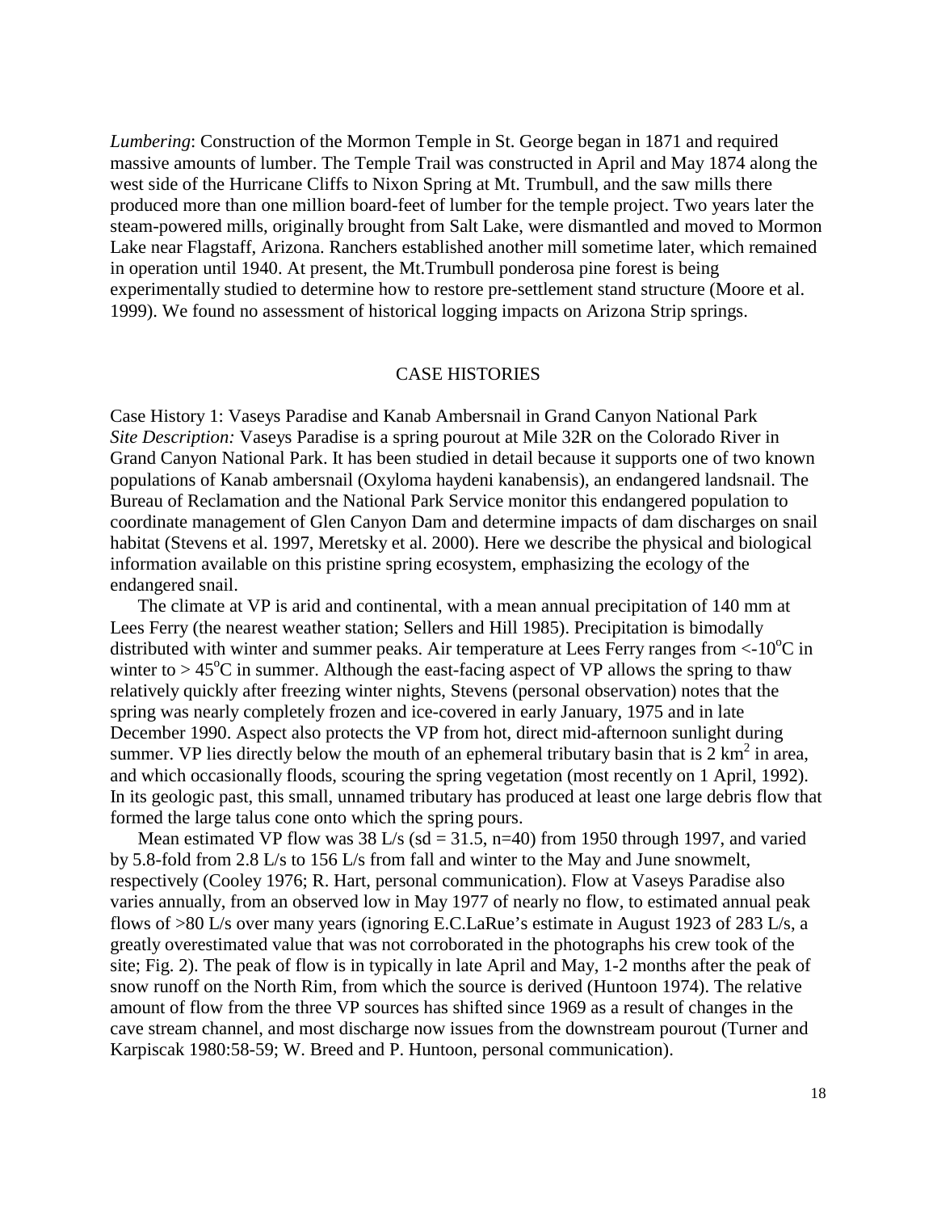*Lumbering*: Construction of the Mormon Temple in St. George began in 1871 and required massive amounts of lumber. The Temple Trail was constructed in April and May 1874 along the west side of the Hurricane Cliffs to Nixon Spring at Mt. Trumbull, and the saw mills there produced more than one million board-feet of lumber for the temple project. Two years later the steam-powered mills, originally brought from Salt Lake, were dismantled and moved to Mormon Lake near Flagstaff, Arizona. Ranchers established another mill sometime later, which remained in operation until 1940. At present, the Mt.Trumbull ponderosa pine forest is being experimentally studied to determine how to restore pre-settlement stand structure (Moore et al. 1999). We found no assessment of historical logging impacts on Arizona Strip springs.

## CASE HISTORIES

Case History 1: Vaseys Paradise and Kanab Ambersnail in Grand Canyon National Park

*Site Description:* Vaseys Paradise is a spring pourout at Mile 32R on the Colorado River in Grand Canyon National Park. It has been studied in detail because it supports one of two known populations of Kanab ambersnail (Oxyloma haydeni kanabensis), an endangered landsnail. The Bureau of Reclamation and the National Park Service monitor this endangered population to coordinate management of Glen Canyon Dam and determine impacts of dam discharges on snail habitat (Stevens et al. 1997, Meretsky et al. 2000). Here we describe the physical and biological information available on this pristine spring ecosystem, emphasizing the ecology of the endangered snail.

The climate at VP is arid and continental, with a mean annual precipitation of 140 mm at Lees Ferry (the nearest weather station; Sellers and Hill 1985). Precipitation is bimodally distributed with winter and summer peaks. Air temperature at Lees Ferry ranges from <-10°C in winter to > 45°C in summer. Although the east-facing aspect of VP allows the spring to thaw relatively quickly after freezing winter nights, Stevens (personal observation) notes that the spring was nearly completely frozen and ice-covered in early January, 1975 and in late December 1990. Aspect also protects the VP from hot, direct mid-afternoon sunlight during summer. VP lies directly below the mouth of an ephemeral tributary basin that is 2 km$^2$ in area, and which occasionally floods, scouring the spring vegetation (most recently on 1 April, 1992). In its geologic past, this small, unnamed tributary has produced at least one large debris flow that formed the large talus cone onto which the spring pours.

Mean estimated VP flow was 38 L/s (sd = 31.5, n=40) from 1950 through 1997, and varied by 5.8-fold from 2.8 L/s to 156 L/s from fall and winter to the May and June snowmelt, respectively (Cooley 1976; R. Hart, personal communication). Flow at Vaseys Paradise also varies annually, from an observed low in May 1977 of nearly no flow, to estimated annual peak flows of >80 L/s over many years (ignoring E.C.LaRue's estimate in August 1923 of 283 L/s, a greatly overestimated value that was not corroborated in the photographs his crew took of the site; Fig. 2). The peak of flow is in typically in late April and May, 1-2 months after the peak of snow runoff on the North Rim, from which the source is derived (Huntoon 1974). The relative amount of flow from the three VP sources has shifted since 1969 as a result of changes in the cave stream channel, and most discharge now issues from the downstream pourout (Turner and Karpiscak 1980:58-59; W. Breed and P. Huntoon, personal communication).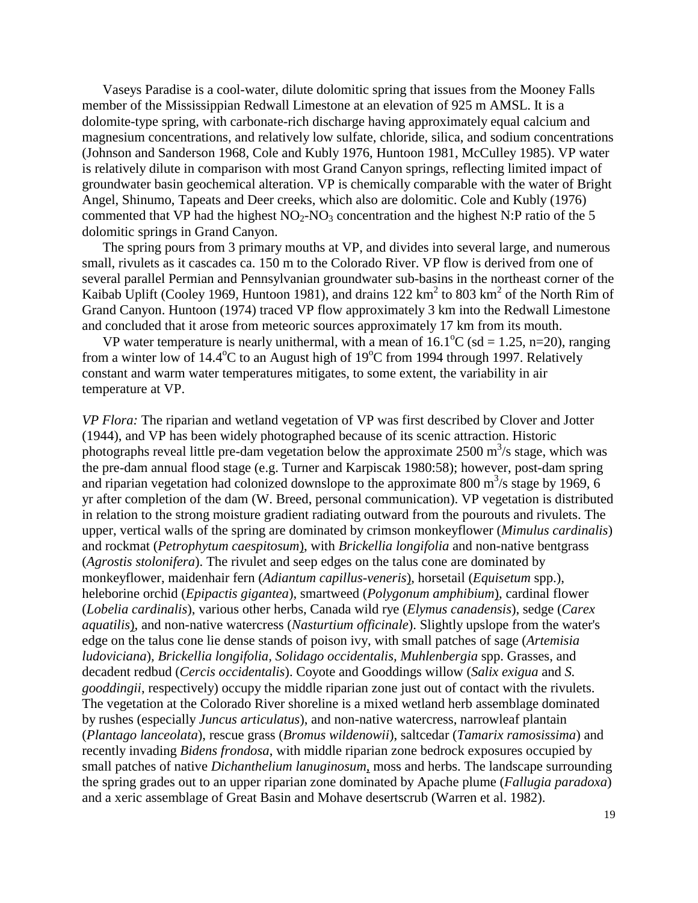Vaseys Paradise is a cool-water, dilute dolomitic spring that issues from the Mooney Falls member of the Mississippian Redwall Limestone at an elevation of 925 m AMSL. It is a dolomite-type spring, with carbonate-rich discharge having approximately equal calcium and magnesium concentrations, and relatively low sulfate, chloride, silica, and sodium concentrations (Johnson and Sanderson 1968, Cole and Kubly 1976, Huntoon 1981, McCulley 1985). VP water is relatively dilute in comparison with most Grand Canyon springs, reflecting limited impact of groundwater basin geochemical alteration. VP is chemically comparable with the water of Bright Angel, Shinumo, Tapeats and Deer creeks, which also are dolomitic. Cole and Kubly (1976) commented that VP had the highest $NO_2$-$NO_3$ concentration and the highest N:P ratio of the 5 dolomitic springs in Grand Canyon.

The spring pours from 3 primary mouths at VP, and divides into several large, and numerous small, rivulets as it cascades ca. 150 m to the Colorado River. VP flow is derived from one of several parallel Permian and Pennsylvanian groundwater sub-basins in the northeast corner of the Kaibab Uplift (Cooley 1969, Huntoon 1981), and drains 122 $km^2$ to 803 $km^2$ of the North Rim of Grand Canyon. Huntoon (1974) traced VP flow approximately 3 km into the Redwall Limestone and concluded that it arose from meteoric sources approximately 17 km from its mouth.

VP water temperature is nearly unithermal, with a mean of 16.1$^{o}$C (sd = 1.25, n=20), ranging from a winter low of 14.4$^{o}$C to an August high of 19$^{o}$C from 1994 through 1997. Relatively constant and warm water temperatures mitigates, to some extent, the variability in air temperature at VP.

*VP Flora:* The riparian and wetland vegetation of VP was first described by Clover and Jotter (1944), and VP has been widely photographed because of its scenic attraction. Historic photographs reveal little pre-dam vegetation below the approximate 2500 $m^3$/s stage, which was the pre-dam annual flood stage (e.g. Turner and Karpiscak 1980:58); however, post-dam spring and riparian vegetation had colonized downslope to the approximate 800 $m^3$/s stage by 1969, 6 yr after completion of the dam (W. Breed, personal communication). VP vegetation is distributed in relation to the strong moisture gradient radiating outward from the pourouts and rivulets. The upper, vertical walls of the spring are dominated by crimson monkeyflower (*Mimulus cardinalis*) and rockmat (*Petrophytum caespitosum*), with *Brickellia longifolia* and non-native bentgrass (*Agrostis stolonifera*). The rivulet and seep edges on the talus cone are dominated by monkeyflower, maidenhair fern (*Adiantum capillus-veneris*), horsetail (*Equisetum* spp.), heleborine orchid (*Epipactis gigantea*), smartweed (*Polygonum amphibium*), cardinal flower (*Lobelia cardinalis*), various other herbs, Canada wild rye (*Elymus canadensis*), sedge (*Carex aquatilis*), and non-native watercress (*Nasturtium officinale*). Slightly upslope from the water's edge on the talus cone lie dense stands of poison ivy, with small patches of sage (*Artemisia ludoviciana*), *Brickellia longifolia, Solidago occidentalis, Muhlenbergia* spp. Grasses, and decadent redbud (*Cercis occidentalis*). Coyote and Gooddings willow (*Salix exigua* and *S. gooddingii*, respectively) occupy the middle riparian zone just out of contact with the rivulets. The vegetation at the Colorado River shoreline is a mixed wetland herb assemblage dominated by rushes (especially *Juncus articulatus*), and non-native watercress, narrowleaf plantain (*Plantago lanceolata*), rescue grass (*Bromus wildenowii*), saltcedar (*Tamarix ramosissima*) and recently invading *Bidens frondosa*, with middle riparian zone bedrock exposures occupied by small patches of native *Dichanthelium lanuginosum*, moss and herbs. The landscape surrounding the spring grades out to an upper riparian zone dominated by Apache plume (*Fallugia paradoxa*) and a xeric assemblage of Great Basin and Mohave desertscrub (Warren et al. 1982).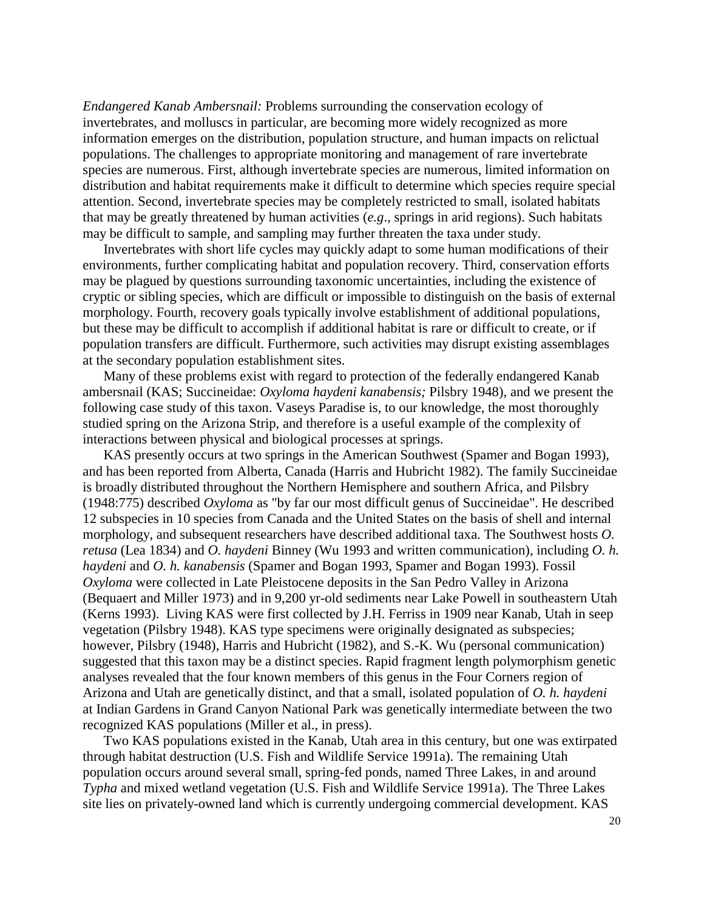*Endangered Kanab Ambersnail:* Problems surrounding the conservation ecology of invertebrates, and molluscs in particular, are becoming more widely recognized as more information emerges on the distribution, population structure, and human impacts on relictual populations. The challenges to appropriate monitoring and management of rare invertebrate species are numerous. First, although invertebrate species are numerous, limited information on distribution and habitat requirements make it difficult to determine which species require special attention. Second, invertebrate species may be completely restricted to small, isolated habitats that may be greatly threatened by human activities (*e.g*., springs in arid regions). Such habitats may be difficult to sample, and sampling may further threaten the taxa under study.

Invertebrates with short life cycles may quickly adapt to some human modifications of their environments, further complicating habitat and population recovery. Third, conservation efforts may be plagued by questions surrounding taxonomic uncertainties, including the existence of cryptic or sibling species, which are difficult or impossible to distinguish on the basis of external morphology. Fourth, recovery goals typically involve establishment of additional populations, but these may be difficult to accomplish if additional habitat is rare or difficult to create, or if population transfers are difficult. Furthermore, such activities may disrupt existing assemblages at the secondary population establishment sites.

Many of these problems exist with regard to protection of the federally endangered Kanab ambersnail (KAS; Succineidae: *Oxyloma haydeni kanabensis;* Pilsbry 1948), and we present the following case study of this taxon. Vaseys Paradise is, to our knowledge, the most thoroughly studied spring on the Arizona Strip, and therefore is a useful example of the complexity of interactions between physical and biological processes at springs.

KAS presently occurs at two springs in the American Southwest (Spamer and Bogan 1993), and has been reported from Alberta, Canada (Harris and Hubricht 1982). The family Succineidae is broadly distributed throughout the Northern Hemisphere and southern Africa, and Pilsbry (1948:775) described *Oxyloma* as "by far our most difficult genus of Succineidae". He described 12 subspecies in 10 species from Canada and the United States on the basis of shell and internal morphology, and subsequent researchers have described additional taxa. The Southwest hosts *O. retusa* (Lea 1834) and *O. haydeni* Binney (Wu 1993 and written communication), including *O. h. haydeni* and *O. h. kanabensis* (Spamer and Bogan 1993, Spamer and Bogan 1993). Fossil *Oxyloma* were collected in Late Pleistocene deposits in the San Pedro Valley in Arizona (Bequaert and Miller 1973) and in 9,200 yr-old sediments near Lake Powell in southeastern Utah (Kerns 1993). Living KAS were first collected by J.H. Ferriss in 1909 near Kanab, Utah in seep vegetation (Pilsbry 1948). KAS type specimens were originally designated as subspecies; however, Pilsbry (1948), Harris and Hubricht (1982), and S.-K. Wu (personal communication) suggested that this taxon may be a distinct species. Rapid fragment length polymorphism genetic analyses revealed that the four known members of this genus in the Four Corners region of Arizona and Utah are genetically distinct, and that a small, isolated population of *O. h. haydeni* at Indian Gardens in Grand Canyon National Park was genetically intermediate between the two recognized KAS populations (Miller et al., in press).

Two KAS populations existed in the Kanab, Utah area in this century, but one was extirpated through habitat destruction (U.S. Fish and Wildlife Service 1991a). The remaining Utah population occurs around several small, spring-fed ponds, named Three Lakes, in and around *Typha* and mixed wetland vegetation (U.S. Fish and Wildlife Service 1991a). The Three Lakes site lies on privately-owned land which is currently undergoing commercial development. KAS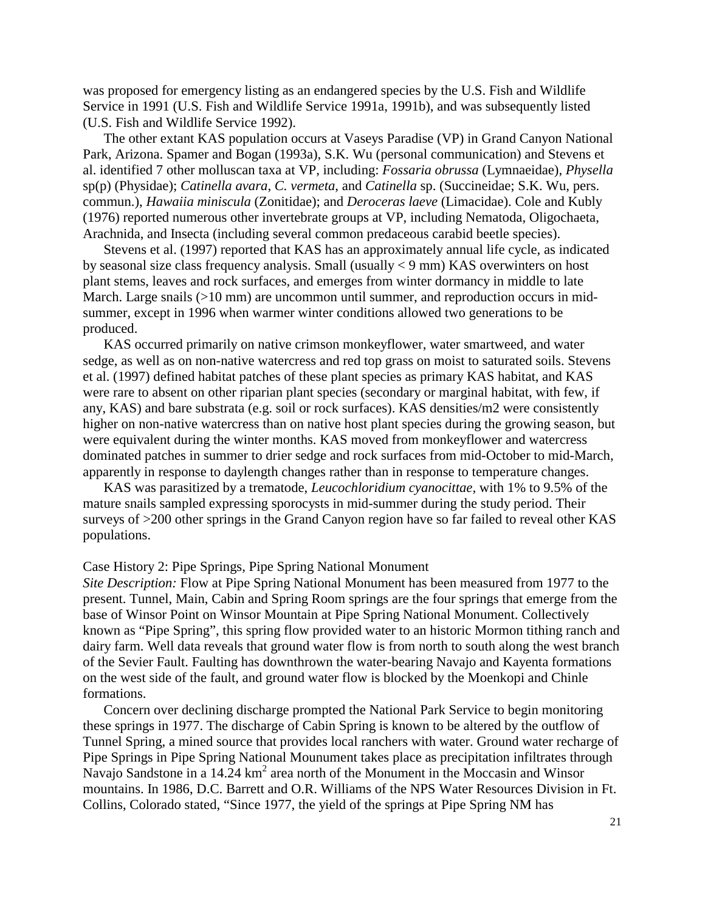was proposed for emergency listing as an endangered species by the U.S. Fish and Wildlife Service in 1991 (U.S. Fish and Wildlife Service 1991a, 1991b), and was subsequently listed (U.S. Fish and Wildlife Service 1992).

The other extant KAS population occurs at Vaseys Paradise (VP) in Grand Canyon National Park, Arizona. Spamer and Bogan (1993a), S.K. Wu (personal communication) and Stevens et al. identified 7 other molluscan taxa at VP, including: *Fossaria obrussa* (Lymnaeidae), *Physella* sp(p) (Physidae); *Catinella avara*, *C. vermeta*, and *Catinella* sp. (Succineidae; S.K. Wu, pers. commun.), *Hawaiia miniscula* (Zonitidae); and *Deroceras laeve* (Limacidae). Cole and Kubly (1976) reported numerous other invertebrate groups at VP, including Nematoda, Oligochaeta, Arachnida, and Insecta (including several common predaceous carabid beetle species).

Stevens et al. (1997) reported that KAS has an approximately annual life cycle, as indicated by seasonal size class frequency analysis. Small (usually < 9 mm) KAS overwinters on host plant stems, leaves and rock surfaces, and emerges from winter dormancy in middle to late March. Large snails (>10 mm) are uncommon until summer, and reproduction occurs in mid-summer, except in 1996 when warmer winter conditions allowed two generations to be produced.

KAS occurred primarily on native crimson monkeyflower, water smartweed, and water sedge, as well as on non-native watercress and red top grass on moist to saturated soils. Stevens et al. (1997) defined habitat patches of these plant species as primary KAS habitat, and KAS were rare to absent on other riparian plant species (secondary or marginal habitat, with few, if any, KAS) and bare substrata (e.g. soil or rock surfaces). KAS densities/m2 were consistently higher on non-native watercress than on native host plant species during the growing season, but were equivalent during the winter months. KAS moved from monkeyflower and watercress dominated patches in summer to drier sedge and rock surfaces from mid-October to mid-March, apparently in response to daylength changes rather than in response to temperature changes.

KAS was parasitized by a trematode, *Leucochloridium cyanocittae*, with 1% to 9.5% of the mature snails sampled expressing sporocysts in mid-summer during the study period. Their surveys of >200 other springs in the Grand Canyon region have so far failed to reveal other KAS populations.

Case History 2: Pipe Springs, Pipe Spring National Monument

*Site Description:* Flow at Pipe Spring National Monument has been measured from 1977 to the present. Tunnel, Main, Cabin and Spring Room springs are the four springs that emerge from the base of Winsor Point on Winsor Mountain at Pipe Spring National Monument. Collectively known as "Pipe Spring", this spring flow provided water to an historic Mormon tithing ranch and dairy farm. Well data reveals that ground water flow is from north to south along the west branch of the Sevier Fault. Faulting has downthrown the water-bearing Navajo and Kayenta formations on the west side of the fault, and ground water flow is blocked by the Moenkopi and Chinle formations.

Concern over declining discharge prompted the National Park Service to begin monitoring these springs in 1977. The discharge of Cabin Spring is known to be altered by the outflow of Tunnel Spring, a mined source that provides local ranchers with water. Ground water recharge of Pipe Springs in Pipe Spring National Mounument takes place as precipitation infiltrates through Navajo Sandstone in a 14.24 km$^2$ area north of the Monument in the Moccasin and Winsor mountains. In 1986, D.C. Barrett and O.R. Williams of the NPS Water Resources Division in Ft. Collins, Colorado stated, "Since 1977, the yield of the springs at Pipe Spring NM has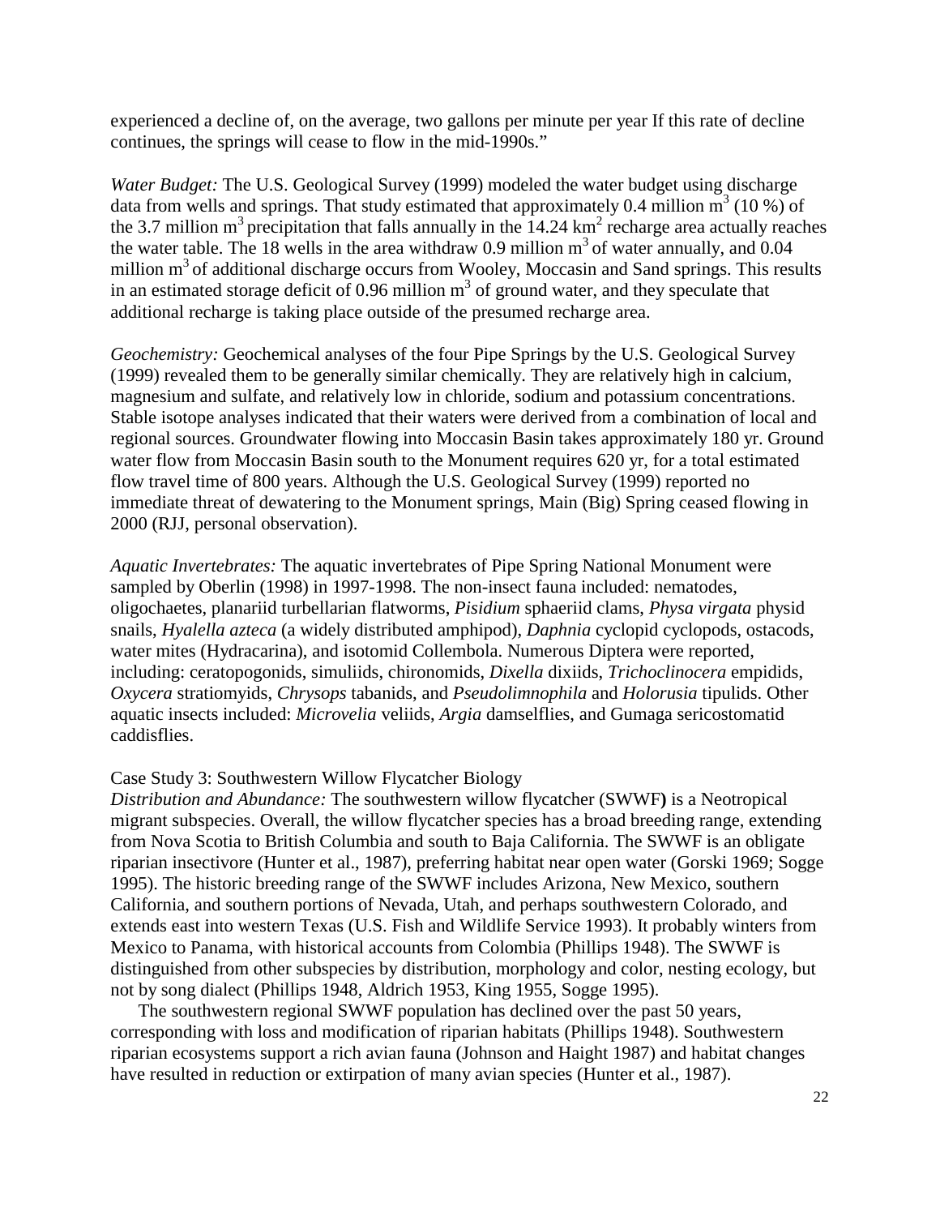experienced a decline of, on the average, two gallons per minute per year If this rate of decline continues, the springs will cease to flow in the mid-1990s."

*Water Budget:* The U.S. Geological Survey (1999) modeled the water budget using discharge data from wells and springs. That study estimated that approximately 0.4 million $m^3$ (10 %) of the 3.7 million $m^3$ precipitation that falls annually in the 14.24 $km^2$ recharge area actually reaches the water table. The 18 wells in the area withdraw 0.9 million $m^3$ of water annually, and 0.04 million $m^3$ of additional discharge occurs from Wooley, Moccasin and Sand springs. This results in an estimated storage deficit of 0.96 million $m^3$ of ground water, and they speculate that additional recharge is taking place outside of the presumed recharge area.

*Geochemistry:* Geochemical analyses of the four Pipe Springs by the U.S. Geological Survey (1999) revealed them to be generally similar chemically. They are relatively high in calcium, magnesium and sulfate, and relatively low in chloride, sodium and potassium concentrations. Stable isotope analyses indicated that their waters were derived from a combination of local and regional sources. Groundwater flowing into Moccasin Basin takes approximately 180 yr. Ground water flow from Moccasin Basin south to the Monument requires 620 yr, for a total estimated flow travel time of 800 years. Although the U.S. Geological Survey (1999) reported no immediate threat of dewatering to the Monument springs, Main (Big) Spring ceased flowing in 2000 (RJJ, personal observation).

*Aquatic Invertebrates:* The aquatic invertebrates of Pipe Spring National Monument were sampled by Oberlin (1998) in 1997-1998. The non-insect fauna included: nematodes, oligochaetes, planariid turbellarian flatworms, *Pisidium* sphaeriid clams, *Physa virgata* physid snails, *Hyalella azteca* (a widely distributed amphipod), *Daphnia* cyclopid cyclopods, ostacods, water mites (Hydracarina), and isotomid Collembola. Numerous Diptera were reported, including: ceratopogonids, simuliids, chironomids, *Dixella* dixiids, *Trichoclinocera* empidids, *Oxycera* stratiomyids, *Chrysops* tabanids, and *Pseudolimnophila* and *Holorusia* tipulids. Other aquatic insects included: *Microvelia* veliids, *Argia* damselflies, and Gumaga sericostomatid caddisflies.

Case Study 3: Southwestern Willow Flycatcher Biology

*Distribution and Abundance:* The southwestern willow flycatcher (SWWF**)** is a Neotropical migrant subspecies. Overall, the willow flycatcher species has a broad breeding range, extending from Nova Scotia to British Columbia and south to Baja California. The SWWF is an obligate riparian insectivore (Hunter et al., 1987), preferring habitat near open water (Gorski 1969; Sogge 1995). The historic breeding range of the SWWF includes Arizona, New Mexico, southern California, and southern portions of Nevada, Utah, and perhaps southwestern Colorado, and extends east into western Texas (U.S. Fish and Wildlife Service 1993). It probably winters from Mexico to Panama, with historical accounts from Colombia (Phillips 1948). The SWWF is distinguished from other subspecies by distribution, morphology and color, nesting ecology, but not by song dialect (Phillips 1948, Aldrich 1953, King 1955, Sogge 1995).

The southwestern regional SWWF population has declined over the past 50 years, corresponding with loss and modification of riparian habitats (Phillips 1948). Southwestern riparian ecosystems support a rich avian fauna (Johnson and Haight 1987) and habitat changes have resulted in reduction or extirpation of many avian species (Hunter et al., 1987).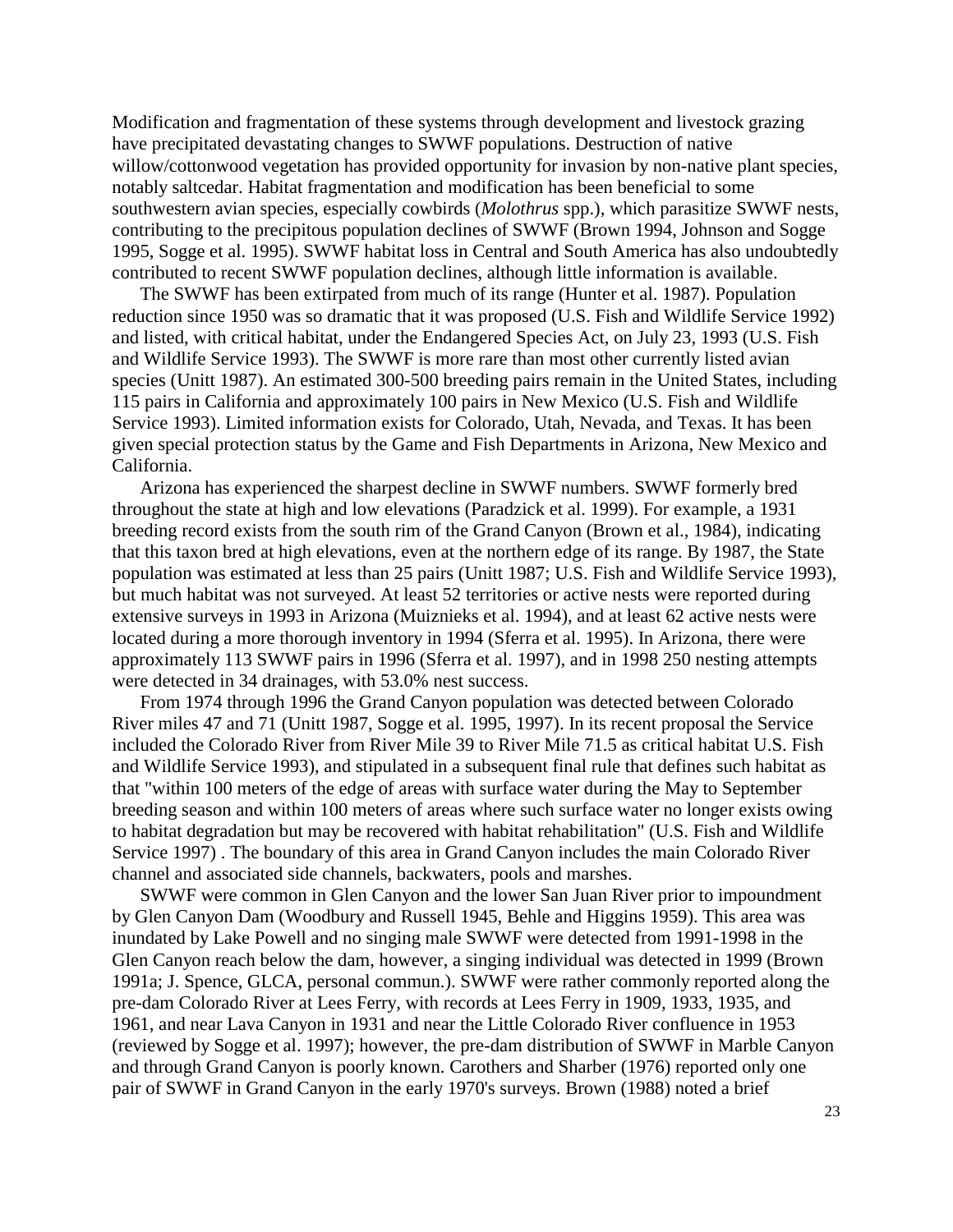Modification and fragmentation of these systems through development and livestock grazing have precipitated devastating changes to SWWF populations. Destruction of native willow/cottonwood vegetation has provided opportunity for invasion by non-native plant species, notably saltcedar. Habitat fragmentation and modification has been beneficial to some southwestern avian species, especially cowbirds (*Molothrus* spp.), which parasitize SWWF nests, contributing to the precipitous population declines of SWWF (Brown 1994, Johnson and Sogge 1995, Sogge et al. 1995). SWWF habitat loss in Central and South America has also undoubtedly contributed to recent SWWF population declines, although little information is available.

The SWWF has been extirpated from much of its range (Hunter et al. 1987). Population reduction since 1950 was so dramatic that it was proposed (U.S. Fish and Wildlife Service 1992) and listed, with critical habitat, under the Endangered Species Act, on July 23, 1993 (U.S. Fish and Wildlife Service 1993). The SWWF is more rare than most other currently listed avian species (Unitt 1987). An estimated 300-500 breeding pairs remain in the United States, including 115 pairs in California and approximately 100 pairs in New Mexico (U.S. Fish and Wildlife Service 1993). Limited information exists for Colorado, Utah, Nevada, and Texas. It has been given special protection status by the Game and Fish Departments in Arizona, New Mexico and California.

Arizona has experienced the sharpest decline in SWWF numbers. SWWF formerly bred throughout the state at high and low elevations (Paradzick et al. 1999). For example, a 1931 breeding record exists from the south rim of the Grand Canyon (Brown et al., 1984), indicating that this taxon bred at high elevations, even at the northern edge of its range. By 1987, the State population was estimated at less than 25 pairs (Unitt 1987; U.S. Fish and Wildlife Service 1993), but much habitat was not surveyed. At least 52 territories or active nests were reported during extensive surveys in 1993 in Arizona (Muiznieks et al. 1994), and at least 62 active nests were located during a more thorough inventory in 1994 (Sferra et al. 1995). In Arizona, there were approximately 113 SWWF pairs in 1996 (Sferra et al. 1997), and in 1998 250 nesting attempts were detected in 34 drainages, with 53.0% nest success.

From 1974 through 1996 the Grand Canyon population was detected between Colorado River miles 47 and 71 (Unitt 1987, Sogge et al. 1995, 1997). In its recent proposal the Service included the Colorado River from River Mile 39 to River Mile 71.5 as critical habitat U.S. Fish and Wildlife Service 1993), and stipulated in a subsequent final rule that defines such habitat as that "within 100 meters of the edge of areas with surface water during the May to September breeding season and within 100 meters of areas where such surface water no longer exists owing to habitat degradation but may be recovered with habitat rehabilitation" (U.S. Fish and Wildlife Service 1997) . The boundary of this area in Grand Canyon includes the main Colorado River channel and associated side channels, backwaters, pools and marshes.

SWWF were common in Glen Canyon and the lower San Juan River prior to impoundment by Glen Canyon Dam (Woodbury and Russell 1945, Behle and Higgins 1959). This area was inundated by Lake Powell and no singing male SWWF were detected from 1991-1998 in the Glen Canyon reach below the dam, however, a singing individual was detected in 1999 (Brown 1991a; J. Spence, GLCA, personal commun.). SWWF were rather commonly reported along the pre-dam Colorado River at Lees Ferry, with records at Lees Ferry in 1909, 1933, 1935, and 1961, and near Lava Canyon in 1931 and near the Little Colorado River confluence in 1953 (reviewed by Sogge et al. 1997); however, the pre-dam distribution of SWWF in Marble Canyon and through Grand Canyon is poorly known. Carothers and Sharber (1976) reported only one pair of SWWF in Grand Canyon in the early 1970's surveys. Brown (1988) noted a brief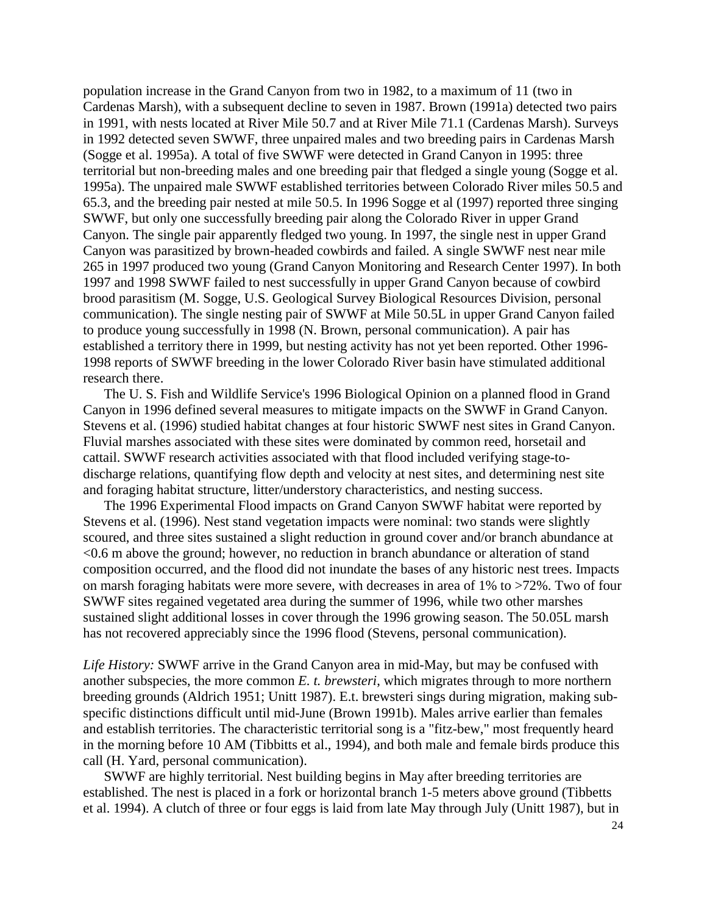population increase in the Grand Canyon from two in 1982, to a maximum of 11 (two in Cardenas Marsh), with a subsequent decline to seven in 1987. Brown (1991a) detected two pairs in 1991, with nests located at River Mile 50.7 and at River Mile 71.1 (Cardenas Marsh). Surveys in 1992 detected seven SWWF, three unpaired males and two breeding pairs in Cardenas Marsh (Sogge et al. 1995a). A total of five SWWF were detected in Grand Canyon in 1995: three territorial but non-breeding males and one breeding pair that fledged a single young (Sogge et al. 1995a). The unpaired male SWWF established territories between Colorado River miles 50.5 and 65.3, and the breeding pair nested at mile 50.5. In 1996 Sogge et al (1997) reported three singing SWWF, but only one successfully breeding pair along the Colorado River in upper Grand Canyon. The single pair apparently fledged two young. In 1997, the single nest in upper Grand Canyon was parasitized by brown-headed cowbirds and failed. A single SWWF nest near mile 265 in 1997 produced two young (Grand Canyon Monitoring and Research Center 1997). In both 1997 and 1998 SWWF failed to nest successfully in upper Grand Canyon because of cowbird brood parasitism (M. Sogge, U.S. Geological Survey Biological Resources Division, personal communication). The single nesting pair of SWWF at Mile 50.5L in upper Grand Canyon failed to produce young successfully in 1998 (N. Brown, personal communication). A pair has established a territory there in 1999, but nesting activity has not yet been reported. Other 1996-1998 reports of SWWF breeding in the lower Colorado River basin have stimulated additional research there.

The U. S. Fish and Wildlife Service's 1996 Biological Opinion on a planned flood in Grand Canyon in 1996 defined several measures to mitigate impacts on the SWWF in Grand Canyon. Stevens et al. (1996) studied habitat changes at four historic SWWF nest sites in Grand Canyon. Fluvial marshes associated with these sites were dominated by common reed, horsetail and cattail. SWWF research activities associated with that flood included verifying stage-to-discharge relations, quantifying flow depth and velocity at nest sites, and determining nest site and foraging habitat structure, litter/understory characteristics, and nesting success.

The 1996 Experimental Flood impacts on Grand Canyon SWWF habitat were reported by Stevens et al. (1996). Nest stand vegetation impacts were nominal: two stands were slightly scoured, and three sites sustained a slight reduction in ground cover and/or branch abundance at <0.6 m above the ground; however, no reduction in branch abundance or alteration of stand composition occurred, and the flood did not inundate the bases of any historic nest trees. Impacts on marsh foraging habitats were more severe, with decreases in area of 1% to >72%. Two of four SWWF sites regained vegetated area during the summer of 1996, while two other marshes sustained slight additional losses in cover through the 1996 growing season. The 50.05L marsh has not recovered appreciably since the 1996 flood (Stevens, personal communication).

*Life History:* SWWF arrive in the Grand Canyon area in mid-May, but may be confused with another subspecies, the more common *E. t. brewsteri*, which migrates through to more northern breeding grounds (Aldrich 1951; Unitt 1987). E.t. brewsteri sings during migration, making sub-specific distinctions difficult until mid-June (Brown 1991b). Males arrive earlier than females and establish territories. The characteristic territorial song is a "fitz-bew," most frequently heard in the morning before 10 AM (Tibbitts et al., 1994), and both male and female birds produce this call (H. Yard, personal communication).

SWWF are highly territorial. Nest building begins in May after breeding territories are established. The nest is placed in a fork or horizontal branch 1-5 meters above ground (Tibbetts et al. 1994). A clutch of three or four eggs is laid from late May through July (Unitt 1987), but in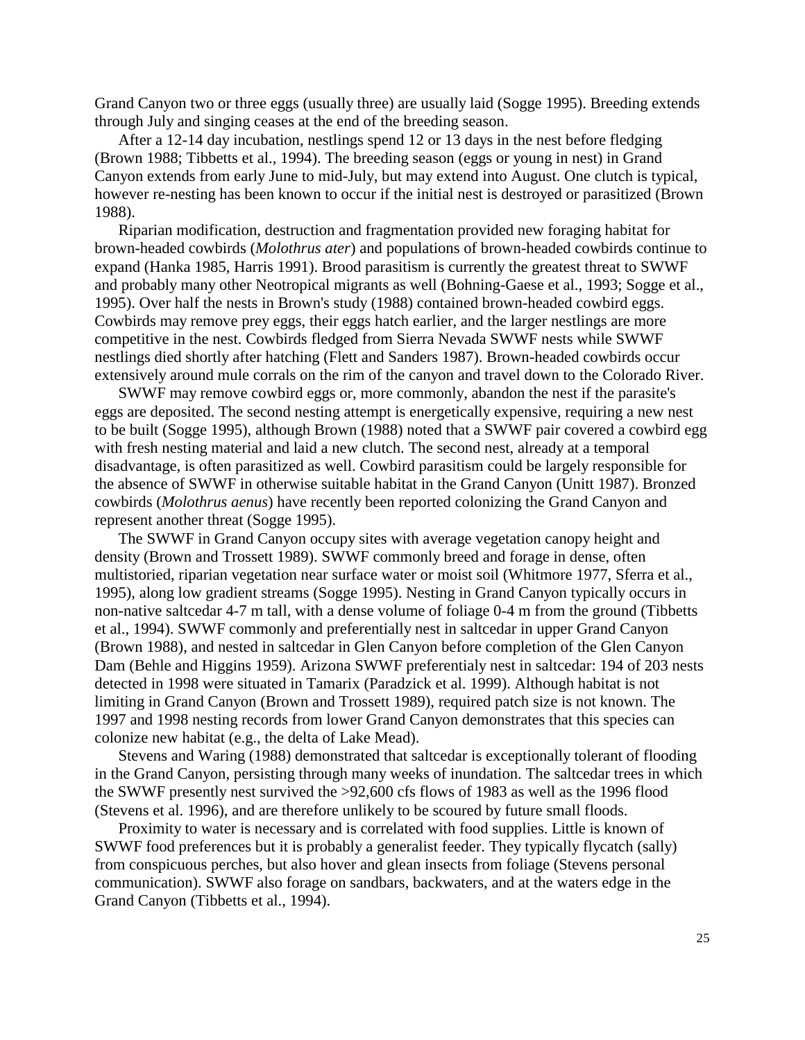Grand Canyon two or three eggs (usually three) are usually laid (Sogge 1995). Breeding extends through July and singing ceases at the end of the breeding season.

After a 12-14 day incubation, nestlings spend 12 or 13 days in the nest before fledging (Brown 1988; Tibbetts et al., 1994). The breeding season (eggs or young in nest) in Grand Canyon extends from early June to mid-July, but may extend into August. One clutch is typical, however re-nesting has been known to occur if the initial nest is destroyed or parasitized (Brown 1988).

Riparian modification, destruction and fragmentation provided new foraging habitat for brown-headed cowbirds (*Molothrus ater*) and populations of brown-headed cowbirds continue to expand (Hanka 1985, Harris 1991). Brood parasitism is currently the greatest threat to SWWF and probably many other Neotropical migrants as well (Bohning-Gaese et al., 1993; Sogge et al., 1995). Over half the nests in Brown's study (1988) contained brown-headed cowbird eggs. Cowbirds may remove prey eggs, their eggs hatch earlier, and the larger nestlings are more competitive in the nest. Cowbirds fledged from Sierra Nevada SWWF nests while SWWF nestlings died shortly after hatching (Flett and Sanders 1987). Brown-headed cowbirds occur extensively around mule corrals on the rim of the canyon and travel down to the Colorado River.

SWWF may remove cowbird eggs or, more commonly, abandon the nest if the parasite's eggs are deposited. The second nesting attempt is energetically expensive, requiring a new nest to be built (Sogge 1995), although Brown (1988) noted that a SWWF pair covered a cowbird egg with fresh nesting material and laid a new clutch. The second nest, already at a temporal disadvantage, is often parasitized as well. Cowbird parasitism could be largely responsible for the absence of SWWF in otherwise suitable habitat in the Grand Canyon (Unitt 1987). Bronzed cowbirds (*Molothrus aenus*) have recently been reported colonizing the Grand Canyon and represent another threat (Sogge 1995).

The SWWF in Grand Canyon occupy sites with average vegetation canopy height and density (Brown and Trossett 1989). SWWF commonly breed and forage in dense, often multistoried, riparian vegetation near surface water or moist soil (Whitmore 1977, Sferra et al., 1995), along low gradient streams (Sogge 1995). Nesting in Grand Canyon typically occurs in non-native saltcedar 4-7 m tall, with a dense volume of foliage 0-4 m from the ground (Tibbetts et al., 1994). SWWF commonly and preferentially nest in saltcedar in upper Grand Canyon (Brown 1988), and nested in saltcedar in Glen Canyon before completion of the Glen Canyon Dam (Behle and Higgins 1959). Arizona SWWF preferentialy nest in saltcedar: 194 of 203 nests detected in 1998 were situated in Tamarix (Paradzick et al. 1999). Although habitat is not limiting in Grand Canyon (Brown and Trossett 1989), required patch size is not known. The 1997 and 1998 nesting records from lower Grand Canyon demonstrates that this species can colonize new habitat (e.g., the delta of Lake Mead).

Stevens and Waring (1988) demonstrated that saltcedar is exceptionally tolerant of flooding in the Grand Canyon, persisting through many weeks of inundation. The saltcedar trees in which the SWWF presently nest survived the >92,600 cfs flows of 1983 as well as the 1996 flood (Stevens et al. 1996), and are therefore unlikely to be scoured by future small floods.

Proximity to water is necessary and is correlated with food supplies. Little is known of SWWF food preferences but it is probably a generalist feeder. They typically flycatch (sally) from conspicuous perches, but also hover and glean insects from foliage (Stevens personal communication). SWWF also forage on sandbars, backwaters, and at the waters edge in the Grand Canyon (Tibbetts et al., 1994).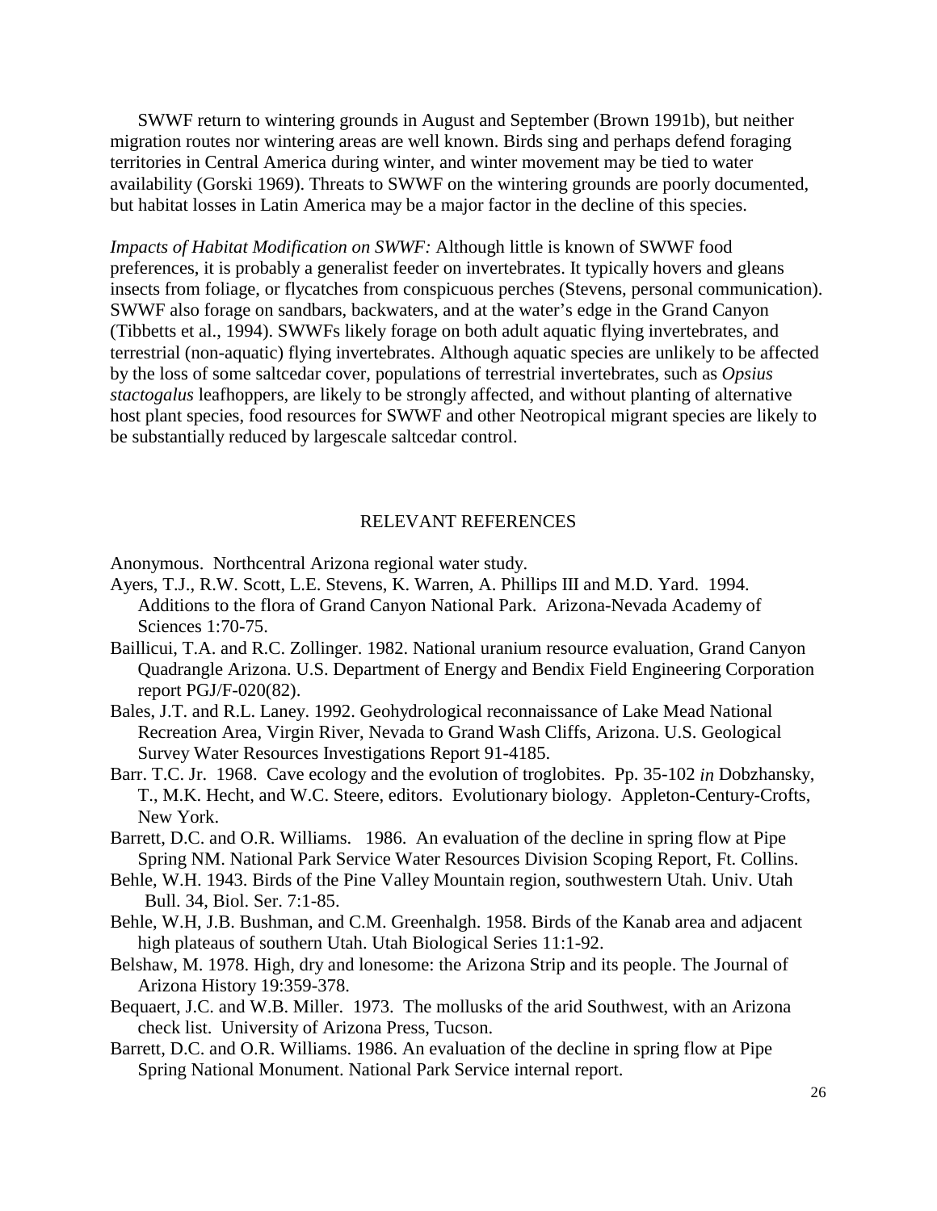SWWF return to wintering grounds in August and September (Brown 1991b), but neither migration routes nor wintering areas are well known. Birds sing and perhaps defend foraging territories in Central America during winter, and winter movement may be tied to water availability (Gorski 1969). Threats to SWWF on the wintering grounds are poorly documented, but habitat losses in Latin America may be a major factor in the decline of this species.

*Impacts of Habitat Modification on SWWF:* Although little is known of SWWF food preferences, it is probably a generalist feeder on invertebrates. It typically hovers and gleans insects from foliage, or flycatches from conspicuous perches (Stevens, personal communication). SWWF also forage on sandbars, backwaters, and at the water's edge in the Grand Canyon (Tibbetts et al., 1994). SWWFs likely forage on both adult aquatic flying invertebrates, and terrestrial (non-aquatic) flying invertebrates. Although aquatic species are unlikely to be affected by the loss of some saltcedar cover, populations of terrestrial invertebrates, such as *Opsius stactogalus* leafhoppers, are likely to be strongly affected, and without planting of alternative host plant species, food resources for SWWF and other Neotropical migrant species are likely to be substantially reduced by largescale saltcedar control.

## RELEVANT REFERENCES

Anonymous. Northcentral Arizona regional water study.

Ayers, T.J., R.W. Scott, L.E. Stevens, K. Warren, A. Phillips III and M.D. Yard. 1994. Additions to the flora of Grand Canyon National Park. Arizona-Nevada Academy of Sciences 1:70-75.

Baillicui, T.A. and R.C. Zollinger. 1982. National uranium resource evaluation, Grand Canyon Quadrangle Arizona. U.S. Department of Energy and Bendix Field Engineering Corporation report PGJ/F-020(82).

Bales, J.T. and R.L. Laney. 1992. Geohydrological reconnaissance of Lake Mead National Recreation Area, Virgin River, Nevada to Grand Wash Cliffs, Arizona. U.S. Geological Survey Water Resources Investigations Report 91-4185.

Barr. T.C. Jr. 1968. Cave ecology and the evolution of troglobites. Pp. 35-102 *in* Dobzhansky, T., M.K. Hecht, and W.C. Steere, editors. Evolutionary biology. Appleton-Century-Crofts, New York.

Barrett, D.C. and O.R. Williams. 1986. An evaluation of the decline in spring flow at Pipe Spring NM. National Park Service Water Resources Division Scoping Report, Ft. Collins.

Behle, W.H. 1943. Birds of the Pine Valley Mountain region, southwestern Utah. Univ. Utah Bull. 34, Biol. Ser. 7:1-85.

Behle, W.H, J.B. Bushman, and C.M. Greenhalgh. 1958. Birds of the Kanab area and adjacent high plateaus of southern Utah. Utah Biological Series 11:1-92.

Belshaw, M. 1978. High, dry and lonesome: the Arizona Strip and its people. The Journal of Arizona History 19:359-378.

Bequaert, J.C. and W.B. Miller. 1973. The mollusks of the arid Southwest, with an Arizona check list. University of Arizona Press, Tucson.

Barrett, D.C. and O.R. Williams. 1986. An evaluation of the decline in spring flow at Pipe Spring National Monument. National Park Service internal report.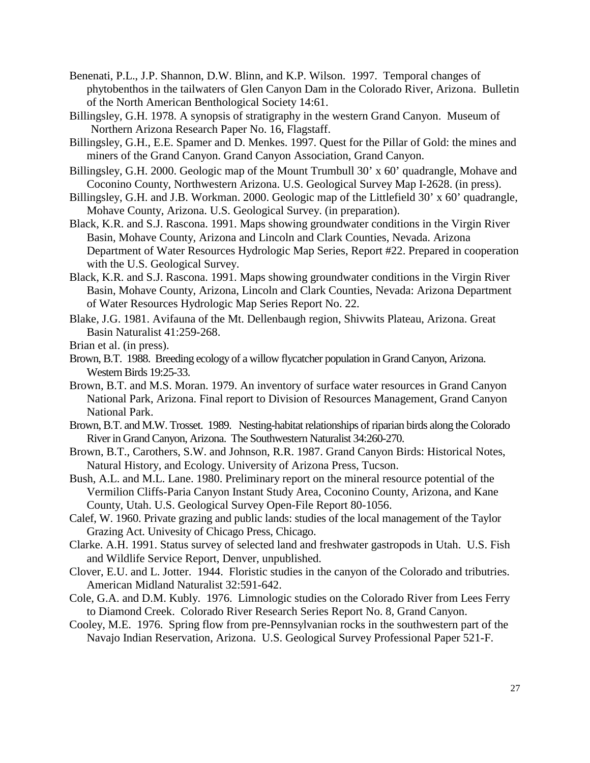Benenati, P.L., J.P. Shannon, D.W. Blinn, and K.P. Wilson. 1997. Temporal changes of phytobenthos in the tailwaters of Glen Canyon Dam in the Colorado River, Arizona. Bulletin of the North American Benthological Society 14:61.

Billingsley, G.H. 1978. A synopsis of stratigraphy in the western Grand Canyon. Museum of Northern Arizona Research Paper No. 16, Flagstaff.

Billingsley, G.H., E.E. Spamer and D. Menkes. 1997. Quest for the Pillar of Gold: the mines and miners of the Grand Canyon. Grand Canyon Association, Grand Canyon.

Billingsley, G.H. 2000. Geologic map of the Mount Trumbull 30' x 60' quadrangle, Mohave and Coconino County, Northwestern Arizona. U.S. Geological Survey Map I-2628. (in press).

Billingsley, G.H. and J.B. Workman. 2000. Geologic map of the Littlefield 30' x 60' quadrangle, Mohave County, Arizona. U.S. Geological Survey. (in preparation).

Black, K.R. and S.J. Rascona. 1991. Maps showing groundwater conditions in the Virgin River Basin, Mohave County, Arizona and Lincoln and Clark Counties, Nevada. Arizona Department of Water Resources Hydrologic Map Series, Report #22. Prepared in cooperation with the U.S. Geological Survey.

Black, K.R. and S.J. Rascona. 1991. Maps showing groundwater conditions in the Virgin River Basin, Mohave County, Arizona, Lincoln and Clark Counties, Nevada: Arizona Department of Water Resources Hydrologic Map Series Report No. 22.

Blake, J.G. 1981. Avifauna of the Mt. Dellenbaugh region, Shivwits Plateau, Arizona. Great Basin Naturalist 41:259-268.

Brian et al. (in press).

Brown, B.T. 1988. Breeding ecology of a willow flycatcher population in Grand Canyon, Arizona. Western Birds 19:25-33.

Brown, B.T. and M.S. Moran. 1979. An inventory of surface water resources in Grand Canyon National Park, Arizona. Final report to Division of Resources Management, Grand Canyon National Park.

Brown, B.T. and M.W. Trosset. 1989. Nesting-habitat relationships of riparian birds along the Colorado River in Grand Canyon, Arizona. The Southwestern Naturalist 34:260-270.

Brown, B.T., Carothers, S.W. and Johnson, R.R. 1987. Grand Canyon Birds: Historical Notes, Natural History, and Ecology. University of Arizona Press, Tucson.

Bush, A.L. and M.L. Lane. 1980. Preliminary report on the mineral resource potential of the Vermilion Cliffs-Paria Canyon Instant Study Area, Coconino County, Arizona, and Kane County, Utah. U.S. Geological Survey Open-File Report 80-1056.

Calef, W. 1960. Private grazing and public lands: studies of the local management of the Taylor Grazing Act. Univesity of Chicago Press, Chicago.

Clarke. A.H. 1991. Status survey of selected land and freshwater gastropods in Utah. U.S. Fish and Wildlife Service Report, Denver, unpublished.

Clover, E.U. and L. Jotter. 1944. Floristic studies in the canyon of the Colorado and tributries. American Midland Naturalist 32:591-642.

Cole, G.A. and D.M. Kubly. 1976. Limnologic studies on the Colorado River from Lees Ferry to Diamond Creek. Colorado River Research Series Report No. 8, Grand Canyon.

Cooley, M.E. 1976. Spring flow from pre-Pennsylvanian rocks in the southwestern part of the Navajo Indian Reservation, Arizona. U.S. Geological Survey Professional Paper 521-F.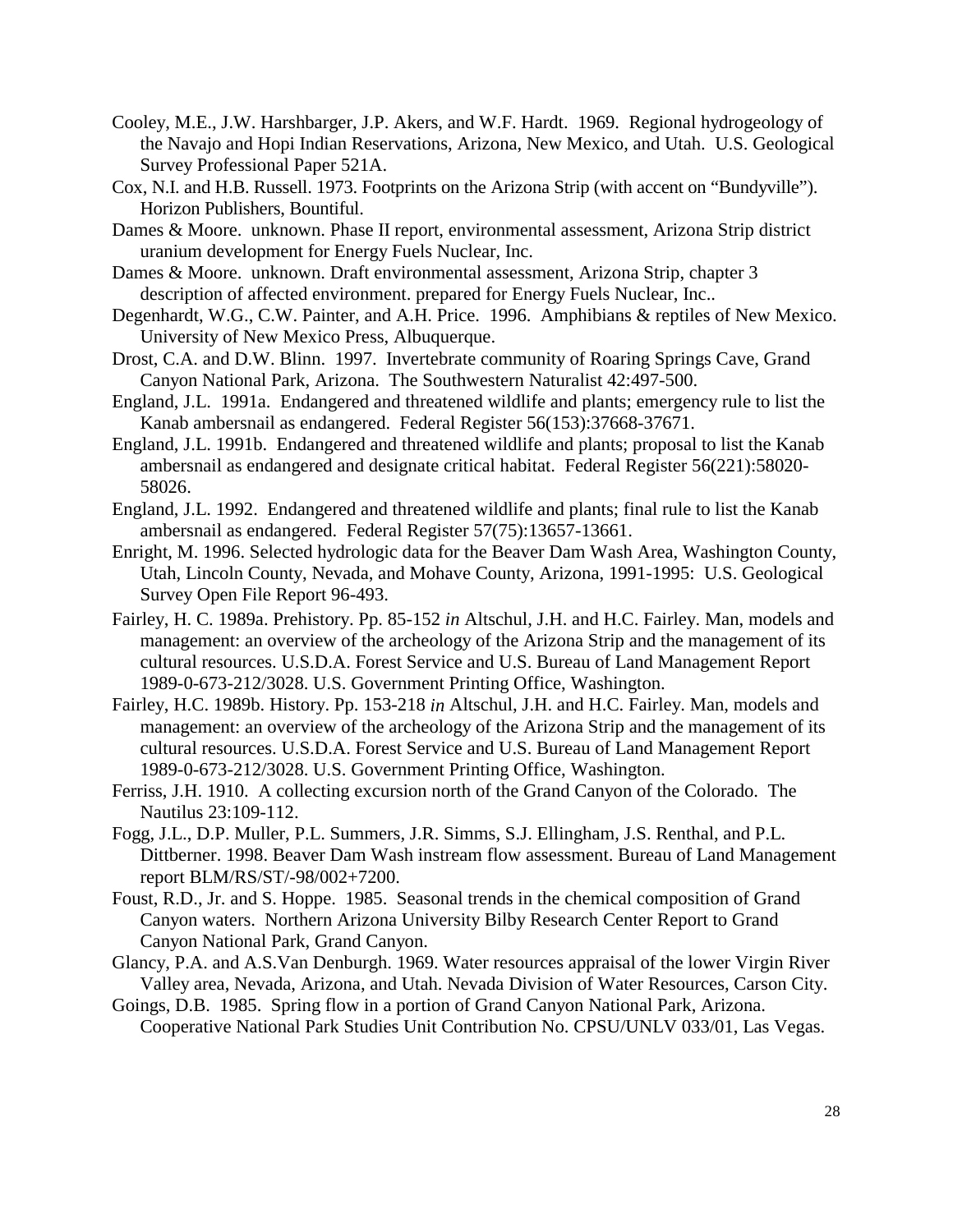Cooley, M.E., J.W. Harshbarger, J.P. Akers, and W.F. Hardt. 1969. Regional hydrogeology of the Navajo and Hopi Indian Reservations, Arizona, New Mexico, and Utah. U.S. Geological Survey Professional Paper 521A.

Cox, N.I. and H.B. Russell. 1973. Footprints on the Arizona Strip (with accent on "Bundyville"). Horizon Publishers, Bountiful.

Dames & Moore. unknown. Phase II report, environmental assessment, Arizona Strip district uranium development for Energy Fuels Nuclear, Inc.

Dames & Moore. unknown. Draft environmental assessment, Arizona Strip, chapter 3 description of affected environment. prepared for Energy Fuels Nuclear, Inc..

Degenhardt, W.G., C.W. Painter, and A.H. Price. 1996. Amphibians & reptiles of New Mexico. University of New Mexico Press, Albuquerque.

Drost, C.A. and D.W. Blinn. 1997. Invertebrate community of Roaring Springs Cave, Grand Canyon National Park, Arizona. The Southwestern Naturalist 42:497-500.

England, J.L. 1991a. Endangered and threatened wildlife and plants; emergency rule to list the Kanab ambersnail as endangered. Federal Register 56(153):37668-37671.

England, J.L. 1991b. Endangered and threatened wildlife and plants; proposal to list the Kanab ambersnail as endangered and designate critical habitat. Federal Register 56(221):58020-58026.

England, J.L. 1992. Endangered and threatened wildlife and plants; final rule to list the Kanab ambersnail as endangered. Federal Register 57(75):13657-13661.

Enright, M. 1996. Selected hydrologic data for the Beaver Dam Wash Area, Washington County, Utah, Lincoln County, Nevada, and Mohave County, Arizona, 1991-1995: U.S. Geological Survey Open File Report 96-493.

Fairley, H. C. 1989a. Prehistory. Pp. 85-152 *in* Altschul, J.H. and H.C. Fairley. Man, models and management: an overview of the archeology of the Arizona Strip and the management of its cultural resources. U.S.D.A. Forest Service and U.S. Bureau of Land Management Report 1989-0-673-212/3028. U.S. Government Printing Office, Washington.

Fairley, H.C. 1989b. History. Pp. 153-218 *in* Altschul, J.H. and H.C. Fairley. Man, models and management: an overview of the archeology of the Arizona Strip and the management of its cultural resources. U.S.D.A. Forest Service and U.S. Bureau of Land Management Report 1989-0-673-212/3028. U.S. Government Printing Office, Washington.

Ferriss, J.H. 1910. A collecting excursion north of the Grand Canyon of the Colorado. The Nautilus 23:109-112.

Fogg, J.L., D.P. Muller, P.L. Summers, J.R. Simms, S.J. Ellingham, J.S. Renthal, and P.L. Dittberner. 1998. Beaver Dam Wash instream flow assessment. Bureau of Land Management report BLM/RS/ST/-98/002+7200.

Foust, R.D., Jr. and S. Hoppe. 1985. Seasonal trends in the chemical composition of Grand Canyon waters. Northern Arizona University Bilby Research Center Report to Grand Canyon National Park, Grand Canyon.

Glancy, P.A. and A.S.Van Denburgh. 1969. Water resources appraisal of the lower Virgin River Valley area, Nevada, Arizona, and Utah. Nevada Division of Water Resources, Carson City.

Goings, D.B. 1985. Spring flow in a portion of Grand Canyon National Park, Arizona. Cooperative National Park Studies Unit Contribution No. CPSU/UNLV 033/01, Las Vegas.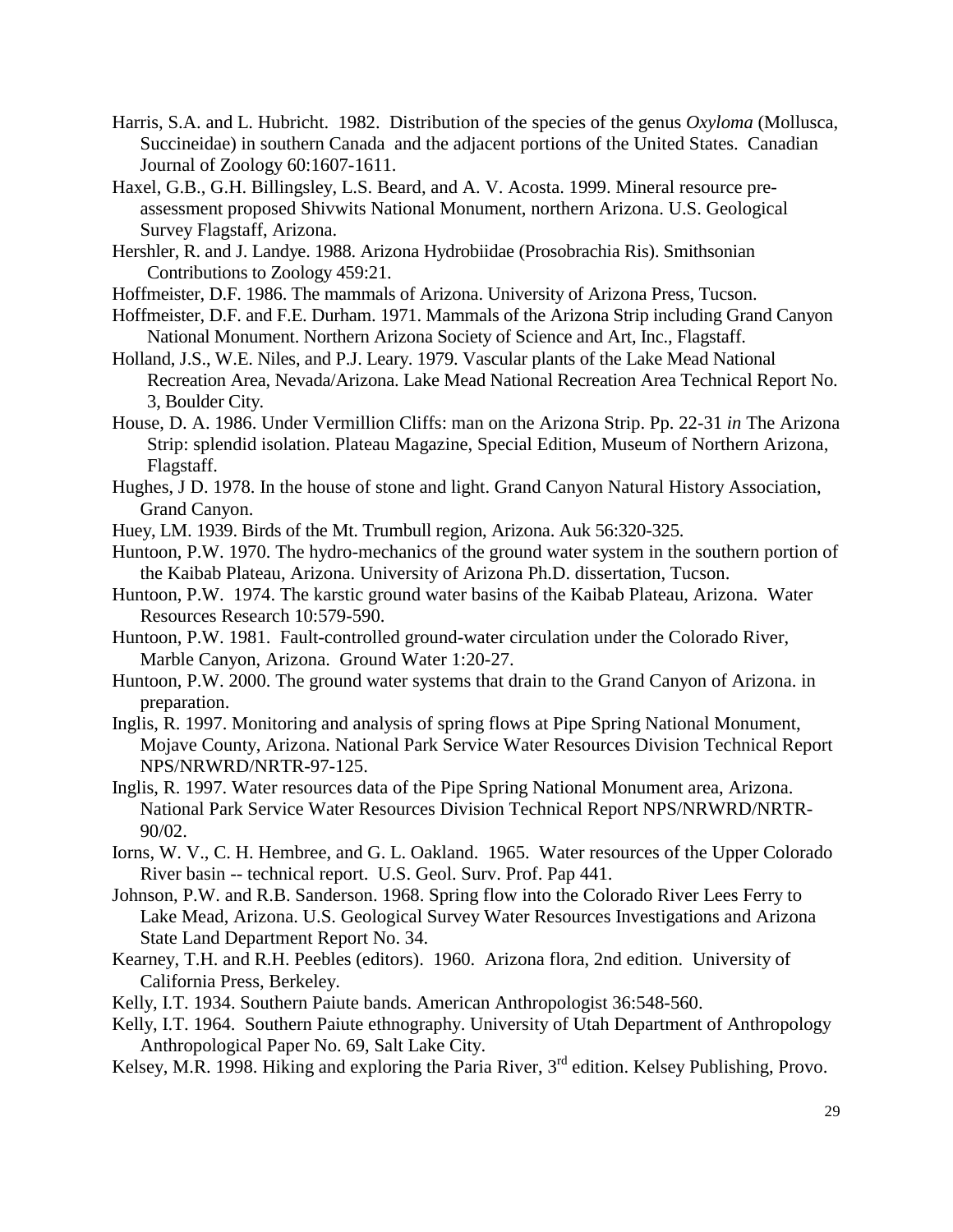Harris, S.A. and L. Hubricht. 1982. Distribution of the species of the genus *Oxyloma* (Mollusca, Succineidae) in southern Canada and the adjacent portions of the United States. Canadian Journal of Zoology 60:1607-1611.

Haxel, G.B., G.H. Billingsley, L.S. Beard, and A. V. Acosta. 1999. Mineral resource pre-assessment proposed Shivwits National Monument, northern Arizona. U.S. Geological Survey Flagstaff, Arizona.

Hershler, R. and J. Landye. 1988. Arizona Hydrobiidae (Prosobrachia Ris). Smithsonian Contributions to Zoology 459:21.

Hoffmeister, D.F. 1986. The mammals of Arizona. University of Arizona Press, Tucson.

Hoffmeister, D.F. and F.E. Durham. 1971. Mammals of the Arizona Strip including Grand Canyon National Monument. Northern Arizona Society of Science and Art, Inc., Flagstaff.

Holland, J.S., W.E. Niles, and P.J. Leary. 1979. Vascular plants of the Lake Mead National Recreation Area, Nevada/Arizona. Lake Mead National Recreation Area Technical Report No. 3, Boulder City.

House, D. A. 1986. Under Vermillion Cliffs: man on the Arizona Strip. Pp. 22-31 *in* The Arizona Strip: splendid isolation. Plateau Magazine, Special Edition, Museum of Northern Arizona, Flagstaff.

Hughes, J D. 1978. In the house of stone and light. Grand Canyon Natural History Association, Grand Canyon.

Huey, LM. 1939. Birds of the Mt. Trumbull region, Arizona. Auk 56:320-325.

Huntoon, P.W. 1970. The hydro-mechanics of the ground water system in the southern portion of the Kaibab Plateau, Arizona. University of Arizona Ph.D. dissertation, Tucson.

Huntoon, P.W. 1974. The karstic ground water basins of the Kaibab Plateau, Arizona. Water Resources Research 10:579-590.

Huntoon, P.W. 1981. Fault-controlled ground-water circulation under the Colorado River, Marble Canyon, Arizona. Ground Water 1:20-27.

Huntoon, P.W. 2000. The ground water systems that drain to the Grand Canyon of Arizona. in preparation.

Inglis, R. 1997. Monitoring and analysis of spring flows at Pipe Spring National Monument, Mojave County, Arizona. National Park Service Water Resources Division Technical Report NPS/NRWRD/NRTR-97-125.

Inglis, R. 1997. Water resources data of the Pipe Spring National Monument area, Arizona. National Park Service Water Resources Division Technical Report NPS/NRWRD/NRTR-90/02.

Iorns, W. V., C. H. Hembree, and G. L. Oakland. 1965. Water resources of the Upper Colorado River basin -- technical report. U.S. Geol. Surv. Prof. Pap 441.

Johnson, P.W. and R.B. Sanderson. 1968. Spring flow into the Colorado River Lees Ferry to Lake Mead, Arizona. U.S. Geological Survey Water Resources Investigations and Arizona State Land Department Report No. 34.

Kearney, T.H. and R.H. Peebles (editors). 1960. Arizona flora, 2nd edition. University of California Press, Berkeley.

Kelly, I.T. 1934. Southern Paiute bands. American Anthropologist 36:548-560.

Kelly, I.T. 1964. Southern Paiute ethnography. University of Utah Department of Anthropology Anthropological Paper No. 69, Salt Lake City.

Kelsey, M.R. 1998. Hiking and exploring the Paria River, 3rd edition. Kelsey Publishing, Provo.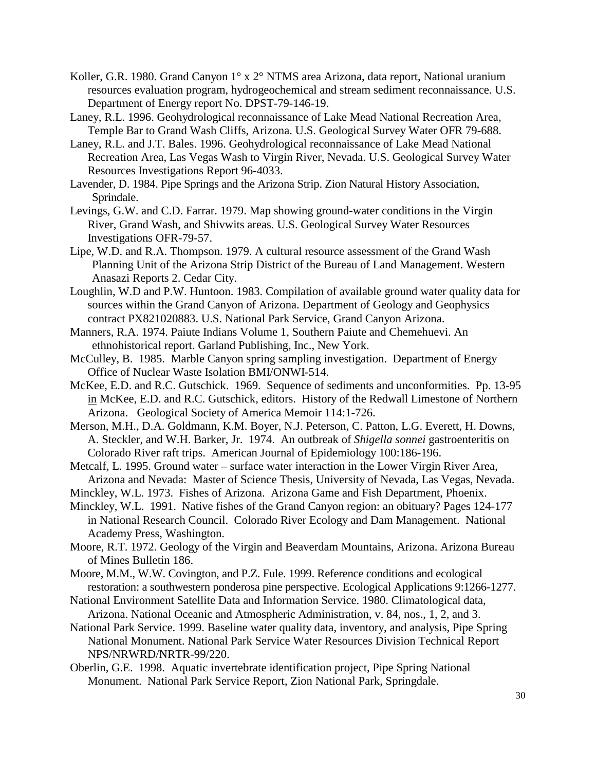Koller, G.R. 1980. Grand Canyon 1° x 2° NTMS area Arizona, data report, National uranium resources evaluation program, hydrogeochemical and stream sediment reconnaissance. U.S. Department of Energy report No. DPST-79-146-19.

Laney, R.L. 1996. Geohydrological reconnaissance of Lake Mead National Recreation Area, Temple Bar to Grand Wash Cliffs, Arizona. U.S. Geological Survey Water OFR 79-688.

Laney, R.L. and J.T. Bales. 1996. Geohydrological reconnaissance of Lake Mead National Recreation Area, Las Vegas Wash to Virgin River, Nevada. U.S. Geological Survey Water Resources Investigations Report 96-4033.

Lavender, D. 1984. Pipe Springs and the Arizona Strip. Zion Natural History Association, Sprindale.

Levings, G.W. and C.D. Farrar. 1979. Map showing ground-water conditions in the Virgin River, Grand Wash, and Shivwits areas. U.S. Geological Survey Water Resources Investigations OFR-79-57.

Lipe, W.D. and R.A. Thompson. 1979. A cultural resource assessment of the Grand Wash Planning Unit of the Arizona Strip District of the Bureau of Land Management. Western Anasazi Reports 2. Cedar City.

Loughlin, W.D and P.W. Huntoon. 1983. Compilation of available ground water quality data for sources within the Grand Canyon of Arizona. Department of Geology and Geophysics contract PX821020883. U.S. National Park Service, Grand Canyon Arizona.

Manners, R.A. 1974. Paiute Indians Volume 1, Southern Paiute and Chemehuevi. An ethnohistorical report. Garland Publishing, Inc., New York.

McCulley, B. 1985. Marble Canyon spring sampling investigation. Department of Energy Office of Nuclear Waste Isolation BMI/ONWI-514.

McKee, E.D. and R.C. Gutschick. 1969. Sequence of sediments and unconformities. Pp. 13-95 in McKee, E.D. and R.C. Gutschick, editors. History of the Redwall Limestone of Northern Arizona. Geological Society of America Memoir 114:1-726.

Merson, M.H., D.A. Goldmann, K.M. Boyer, N.J. Peterson, C. Patton, L.G. Everett, H. Downs, A. Steckler, and W.H. Barker, Jr. 1974. An outbreak of *Shigella sonnei* gastroenteritis on Colorado River raft trips. American Journal of Epidemiology 100:186-196.

Metcalf, L. 1995. Ground water – surface water interaction in the Lower Virgin River Area, Arizona and Nevada: Master of Science Thesis, University of Nevada, Las Vegas, Nevada.

Minckley, W.L. 1973. Fishes of Arizona. Arizona Game and Fish Department, Phoenix.

Minckley, W.L. 1991. Native fishes of the Grand Canyon region: an obituary? Pages 124-177 in National Research Council. Colorado River Ecology and Dam Management. National Academy Press, Washington.

Moore, R.T. 1972. Geology of the Virgin and Beaverdam Mountains, Arizona. Arizona Bureau of Mines Bulletin 186.

Moore, M.M., W.W. Covington, and P.Z. Fule. 1999. Reference conditions and ecological restoration: a southwestern ponderosa pine perspective. Ecological Applications 9:1266-1277.

National Environment Satellite Data and Information Service. 1980. Climatological data, Arizona. National Oceanic and Atmospheric Administration, v. 84, nos., 1, 2, and 3.

National Park Service. 1999. Baseline water quality data, inventory, and analysis, Pipe Spring National Monument. National Park Service Water Resources Division Technical Report NPS/NRWRD/NRTR-99/220.

Oberlin, G.E. 1998. Aquatic invertebrate identification project, Pipe Spring National Monument. National Park Service Report, Zion National Park, Springdale.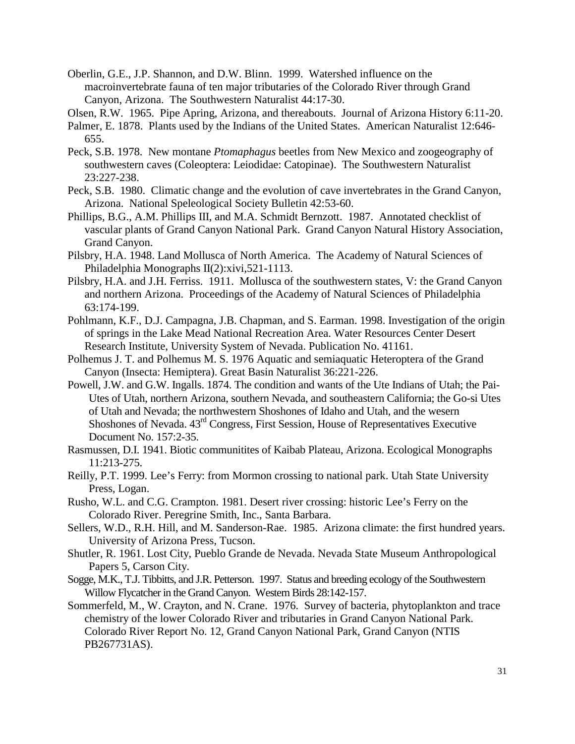Oberlin, G.E., J.P. Shannon, and D.W. Blinn. 1999. Watershed influence on the macroinvertebrate fauna of ten major tributaries of the Colorado River through Grand Canyon, Arizona. The Southwestern Naturalist 44:17-30.

Olsen, R.W. 1965. Pipe Apring, Arizona, and thereabouts. Journal of Arizona History 6:11-20.

Palmer, E. 1878. Plants used by the Indians of the United States. American Naturalist 12:646-655.

Peck, S.B. 1978. New montane *Ptomaphagus* beetles from New Mexico and zoogeography of southwestern caves (Coleoptera: Leiodidae: Catopinae). The Southwestern Naturalist 23:227-238.

Peck, S.B. 1980. Climatic change and the evolution of cave invertebrates in the Grand Canyon, Arizona. National Speleological Society Bulletin 42:53-60.

Phillips, B.G., A.M. Phillips III, and M.A. Schmidt Bernzott. 1987. Annotated checklist of vascular plants of Grand Canyon National Park. Grand Canyon Natural History Association, Grand Canyon.

Pilsbry, H.A. 1948. Land Mollusca of North America. The Academy of Natural Sciences of Philadelphia Monographs II(2):xivi,521-1113.

Pilsbry, H.A. and J.H. Ferriss. 1911. Mollusca of the southwestern states, V: the Grand Canyon and northern Arizona. Proceedings of the Academy of Natural Sciences of Philadelphia 63:174-199.

Pohlmann, K.F., D.J. Campagna, J.B. Chapman, and S. Earman. 1998. Investigation of the origin of springs in the Lake Mead National Recreation Area. Water Resources Center Desert Research Institute, University System of Nevada. Publication No. 41161.

Polhemus J. T. and Polhemus M. S. 1976 Aquatic and semiaquatic Heteroptera of the Grand Canyon (Insecta: Hemiptera). Great Basin Naturalist 36:221-226.

Powell, J.W. and G.W. Ingalls. 1874. The condition and wants of the Ute Indians of Utah; the Pai-Utes of Utah, northern Arizona, southern Nevada, and southeastern California; the Go-si Utes of Utah and Nevada; the northwestern Shoshones of Idaho and Utah, and the wesern Shoshones of Nevada. 43rd Congress, First Session, House of Representatives Executive Document No. 157:2-35.

Rasmussen, D.I. 1941. Biotic communitites of Kaibab Plateau, Arizona. Ecological Monographs 11:213-275.

Reilly, P.T. 1999. Lee's Ferry: from Mormon crossing to national park. Utah State University Press, Logan.

Rusho, W.L. and C.G. Crampton. 1981. Desert river crossing: historic Lee's Ferry on the Colorado River. Peregrine Smith, Inc., Santa Barbara.

Sellers, W.D., R.H. Hill, and M. Sanderson-Rae. 1985. Arizona climate: the first hundred years. University of Arizona Press, Tucson.

Shutler, R. 1961. Lost City, Pueblo Grande de Nevada. Nevada State Museum Anthropological Papers 5, Carson City.

Sogge, M.K., T.J. Tibbitts, and J.R. Petterson. 1997. Status and breeding ecology of the Southwestern Willow Flycatcher in the Grand Canyon. Western Birds 28:142-157.

Sommerfeld, M., W. Crayton, and N. Crane. 1976. Survey of bacteria, phytoplankton and trace chemistry of the lower Colorado River and tributaries in Grand Canyon National Park. Colorado River Report No. 12, Grand Canyon National Park, Grand Canyon (NTIS PB267731AS).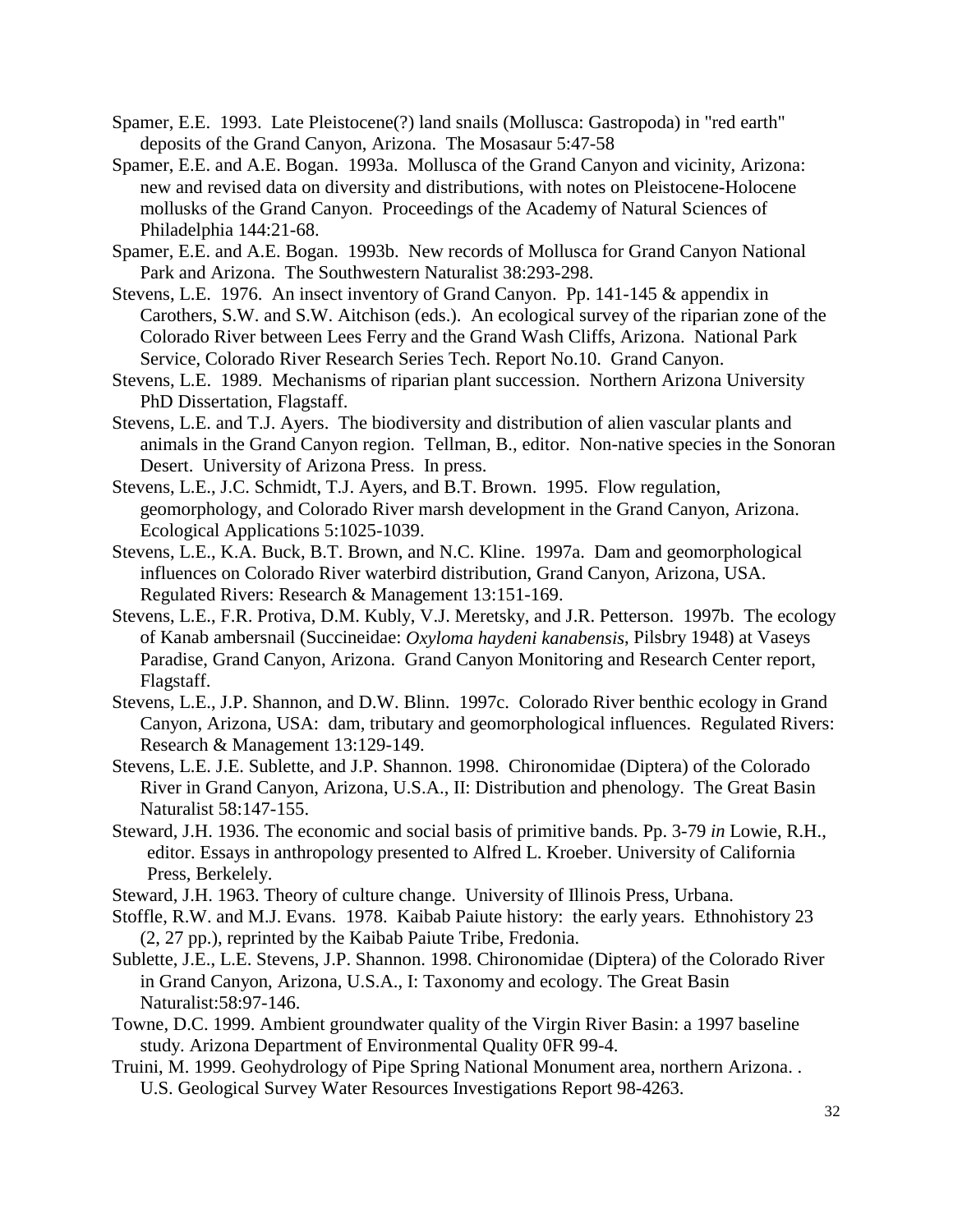Spamer, E.E. 1993. Late Pleistocene(?) land snails (Mollusca: Gastropoda) in "red earth" deposits of the Grand Canyon, Arizona. The Mosasaur 5:47-58

Spamer, E.E. and A.E. Bogan. 1993a. Mollusca of the Grand Canyon and vicinity, Arizona: new and revised data on diversity and distributions, with notes on Pleistocene-Holocene mollusks of the Grand Canyon. Proceedings of the Academy of Natural Sciences of Philadelphia 144:21-68.

Spamer, E.E. and A.E. Bogan. 1993b. New records of Mollusca for Grand Canyon National Park and Arizona. The Southwestern Naturalist 38:293-298.

Stevens, L.E. 1976. An insect inventory of Grand Canyon. Pp. 141-145 & appendix in Carothers, S.W. and S.W. Aitchison (eds.). An ecological survey of the riparian zone of the Colorado River between Lees Ferry and the Grand Wash Cliffs, Arizona. National Park Service, Colorado River Research Series Tech. Report No.10. Grand Canyon.

Stevens, L.E. 1989. Mechanisms of riparian plant succession. Northern Arizona University PhD Dissertation, Flagstaff.

Stevens, L.E. and T.J. Ayers. The biodiversity and distribution of alien vascular plants and animals in the Grand Canyon region. Tellman, B., editor. Non-native species in the Sonoran Desert. University of Arizona Press. In press.

Stevens, L.E., J.C. Schmidt, T.J. Ayers, and B.T. Brown. 1995. Flow regulation, geomorphology, and Colorado River marsh development in the Grand Canyon, Arizona. Ecological Applications 5:1025-1039.

Stevens, L.E., K.A. Buck, B.T. Brown, and N.C. Kline. 1997a. Dam and geomorphological influences on Colorado River waterbird distribution, Grand Canyon, Arizona, USA. Regulated Rivers: Research & Management 13:151-169.

Stevens, L.E., F.R. Protiva, D.M. Kubly, V.J. Meretsky, and J.R. Petterson. 1997b. The ecology of Kanab ambersnail (Succineidae: *Oxyloma haydeni kanabensis*, Pilsbry 1948) at Vaseys Paradise, Grand Canyon, Arizona. Grand Canyon Monitoring and Research Center report, Flagstaff.

Stevens, L.E., J.P. Shannon, and D.W. Blinn. 1997c. Colorado River benthic ecology in Grand Canyon, Arizona, USA: dam, tributary and geomorphological influences. Regulated Rivers: Research & Management 13:129-149.

Stevens, L.E. J.E. Sublette, and J.P. Shannon. 1998. Chironomidae (Diptera) of the Colorado River in Grand Canyon, Arizona, U.S.A., II: Distribution and phenology. The Great Basin Naturalist 58:147-155.

Steward, J.H. 1936. The economic and social basis of primitive bands. Pp. 3-79 *in* Lowie, R.H., editor. Essays in anthropology presented to Alfred L. Kroeber. University of California Press, Berkelely.

Steward, J.H. 1963. Theory of culture change. University of Illinois Press, Urbana.

Stoffle, R.W. and M.J. Evans. 1978. Kaibab Paiute history: the early years. Ethnohistory 23 (2, 27 pp.), reprinted by the Kaibab Paiute Tribe, Fredonia.

Sublette, J.E., L.E. Stevens, J.P. Shannon. 1998. Chironomidae (Diptera) of the Colorado River in Grand Canyon, Arizona, U.S.A., I: Taxonomy and ecology. The Great Basin Naturalist:58:97-146.

Towne, D.C. 1999. Ambient groundwater quality of the Virgin River Basin: a 1997 baseline study. Arizona Department of Environmental Quality 0FR 99-4.

Truini, M. 1999. Geohydrology of Pipe Spring National Monument area, northern Arizona. . U.S. Geological Survey Water Resources Investigations Report 98-4263.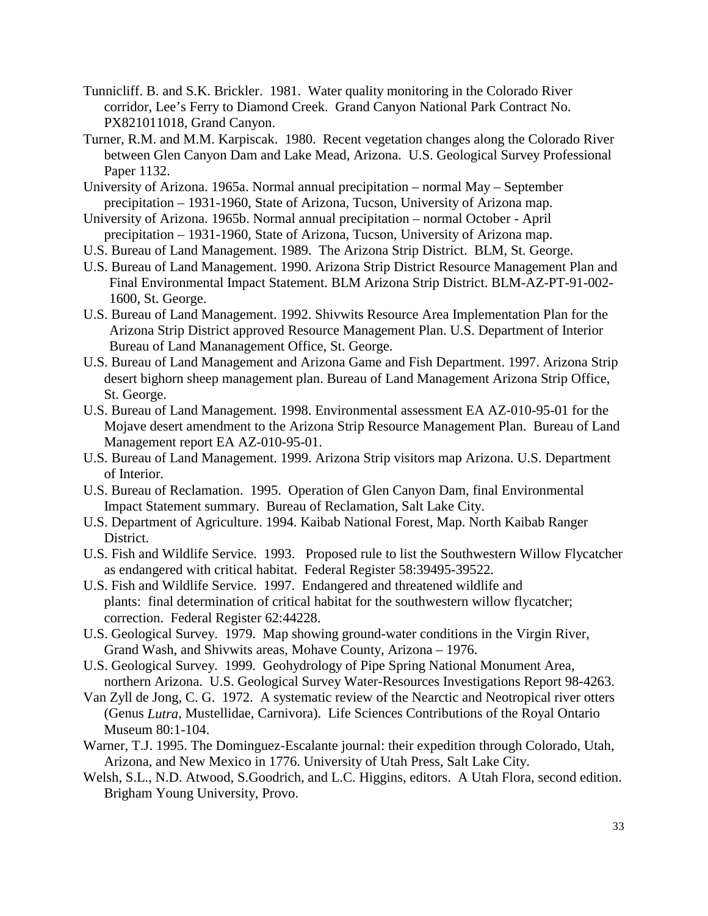Tunnicliff. B. and S.K. Brickler. 1981. Water quality monitoring in the Colorado River corridor, Lee's Ferry to Diamond Creek. Grand Canyon National Park Contract No. PX821011018, Grand Canyon.

Turner, R.M. and M.M. Karpiscak. 1980. Recent vegetation changes along the Colorado River between Glen Canyon Dam and Lake Mead, Arizona. U.S. Geological Survey Professional Paper 1132.

University of Arizona. 1965a. Normal annual precipitation – normal May – September precipitation – 1931-1960, State of Arizona, Tucson, University of Arizona map.

University of Arizona. 1965b. Normal annual precipitation – normal October - April precipitation – 1931-1960, State of Arizona, Tucson, University of Arizona map.

U.S. Bureau of Land Management. 1989. The Arizona Strip District. BLM, St. George.

U.S. Bureau of Land Management. 1990. Arizona Strip District Resource Management Plan and Final Environmental Impact Statement. BLM Arizona Strip District. BLM-AZ-PT-91-002-1600, St. George.

U.S. Bureau of Land Management. 1992. Shivwits Resource Area Implementation Plan for the Arizona Strip District approved Resource Management Plan. U.S. Department of Interior Bureau of Land Mananagement Office, St. George.

U.S. Bureau of Land Management and Arizona Game and Fish Department. 1997. Arizona Strip desert bighorn sheep management plan. Bureau of Land Management Arizona Strip Office, St. George.

U.S. Bureau of Land Management. 1998. Environmental assessment EA AZ-010-95-01 for the Mojave desert amendment to the Arizona Strip Resource Management Plan. Bureau of Land Management report EA AZ-010-95-01.

U.S. Bureau of Land Management. 1999. Arizona Strip visitors map Arizona. U.S. Department of Interior.

U.S. Bureau of Reclamation. 1995. Operation of Glen Canyon Dam, final Environmental Impact Statement summary. Bureau of Reclamation, Salt Lake City.

U.S. Department of Agriculture. 1994. Kaibab National Forest, Map. North Kaibab Ranger District.

U.S. Fish and Wildlife Service. 1993. Proposed rule to list the Southwestern Willow Flycatcher as endangered with critical habitat. Federal Register 58:39495-39522.

U.S. Fish and Wildlife Service. 1997. Endangered and threatened wildlife and plants: final determination of critical habitat for the southwestern willow flycatcher; correction. Federal Register 62:44228.

U.S. Geological Survey. 1979. Map showing ground-water conditions in the Virgin River, Grand Wash, and Shivwits areas, Mohave County, Arizona – 1976.

U.S. Geological Survey. 1999. Geohydrology of Pipe Spring National Monument Area, northern Arizona. U.S. Geological Survey Water-Resources Investigations Report 98-4263.

Van Zyll de Jong, C. G. 1972. A systematic review of the Nearctic and Neotropical river otters (Genus *Lutra*, Mustellidae, Carnivora). Life Sciences Contributions of the Royal Ontario Museum 80:1-104.

Warner, T.J. 1995. The Dominguez-Escalante journal: their expedition through Colorado, Utah, Arizona, and New Mexico in 1776. University of Utah Press, Salt Lake City.

Welsh, S.L., N.D. Atwood, S.Goodrich, and L.C. Higgins, editors. A Utah Flora, second edition. Brigham Young University, Provo.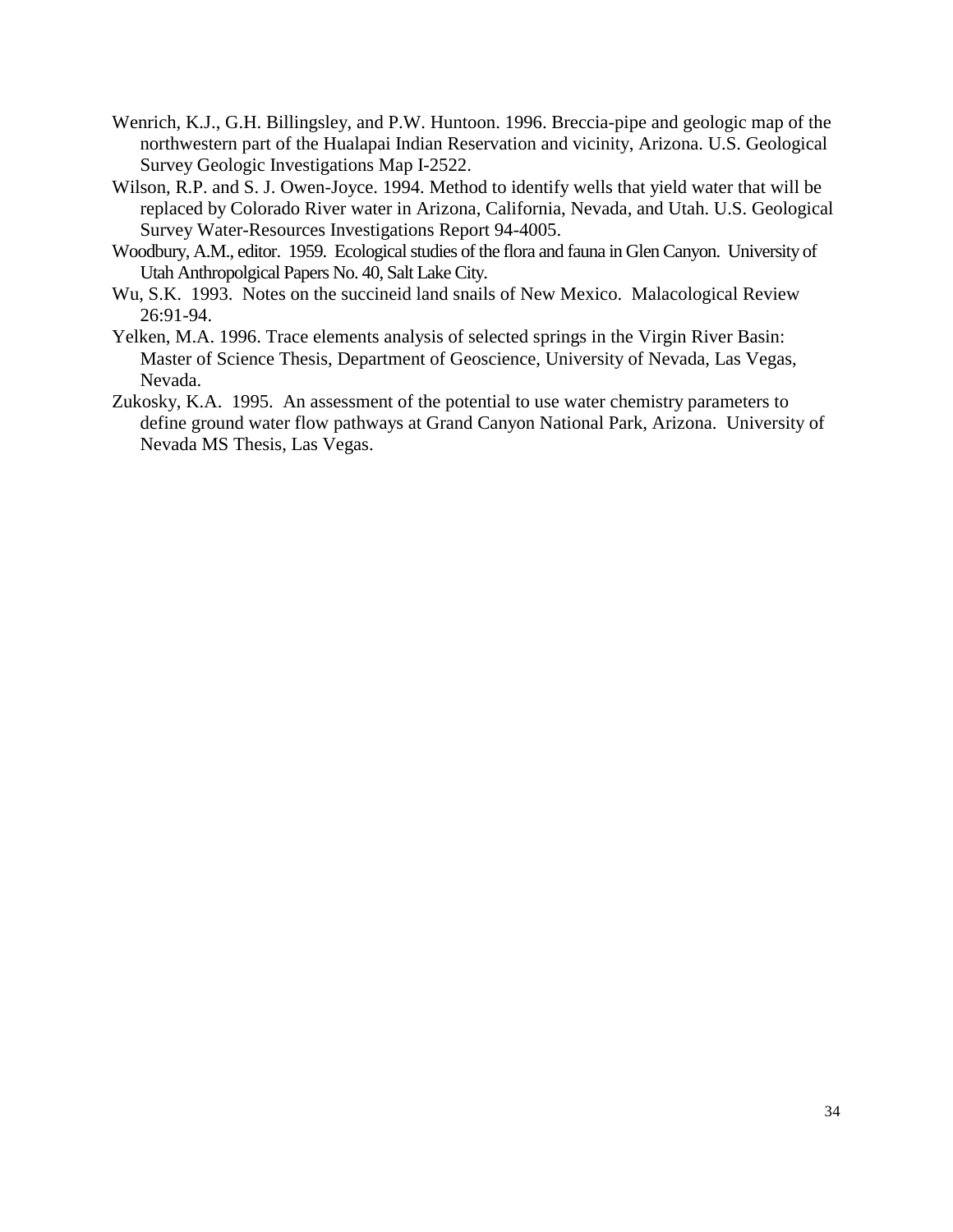Wenrich, K.J., G.H. Billingsley, and P.W. Huntoon. 1996. Breccia-pipe and geologic map of the northwestern part of the Hualapai Indian Reservation and vicinity, Arizona. U.S. Geological Survey Geologic Investigations Map I-2522.

Wilson, R.P. and S. J. Owen-Joyce. 1994. Method to identify wells that yield water that will be replaced by Colorado River water in Arizona, California, Nevada, and Utah. U.S. Geological Survey Water-Resources Investigations Report 94-4005.

Woodbury, A.M., editor. 1959. Ecological studies of the flora and fauna in Glen Canyon. University of Utah Anthropolgical Papers No. 40, Salt Lake City.

Wu, S.K. 1993. Notes on the succineid land snails of New Mexico. Malacological Review 26:91-94.

Yelken, M.A. 1996. Trace elements analysis of selected springs in the Virgin River Basin: Master of Science Thesis, Department of Geoscience, University of Nevada, Las Vegas, Nevada.

Zukosky, K.A. 1995. An assessment of the potential to use water chemistry parameters to define ground water flow pathways at Grand Canyon National Park, Arizona. University of Nevada MS Thesis, Las Vegas.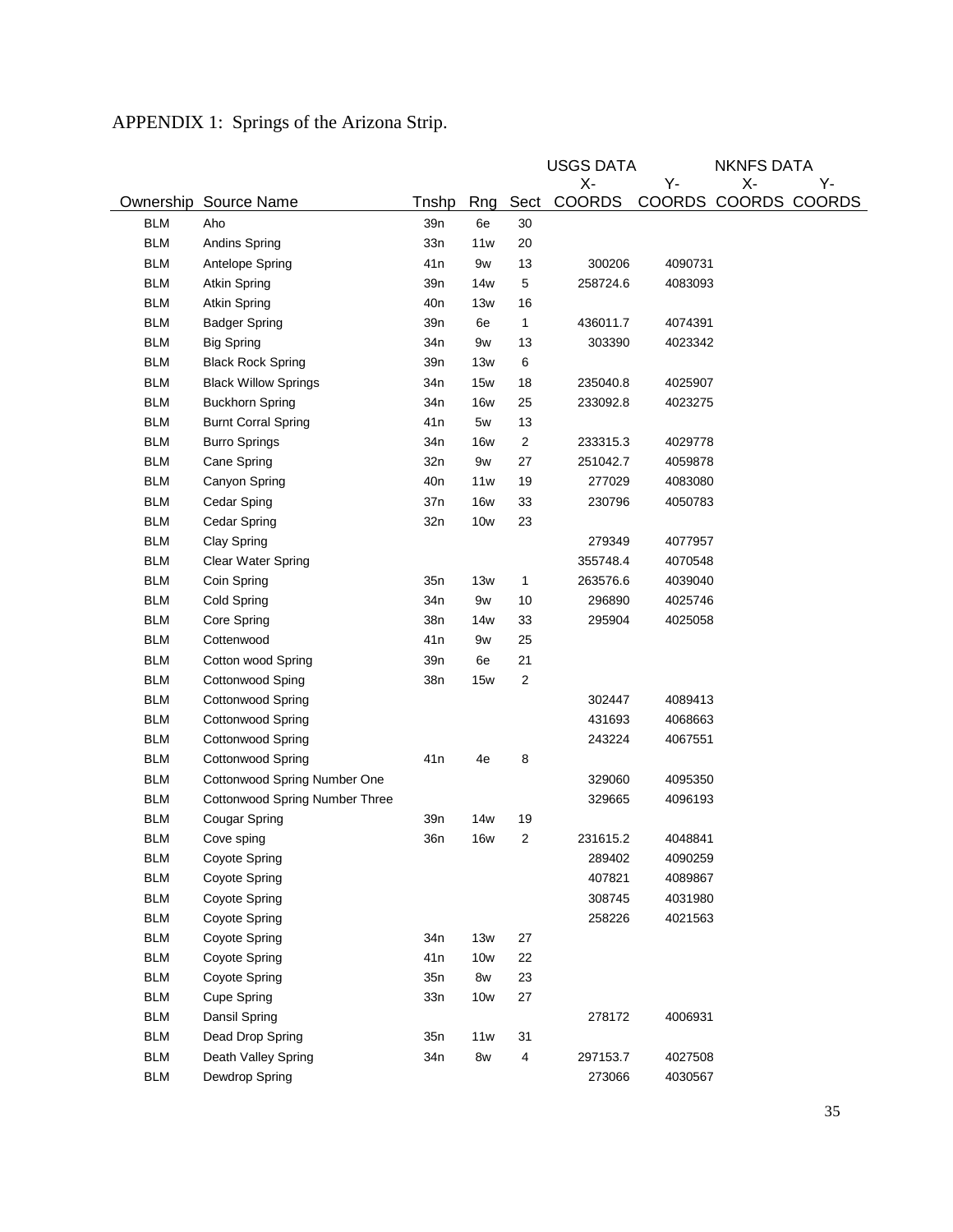APPENDIX 1: Springs of the Arizona Strip.

| | | | | | USGS DATA | | NKNFS DATA | |
|---|---|---|---|---|---|---|---|---|
| | | | | | X- | Y- | X- | Y- |
| Ownership | Source Name | Tnshp | Rng | Sect | COORDS | COORDS | COORDS | COORDS |
| BLM | Aho | 39n | 6e | 30 | | | | |
| BLM | Andins Spring | 33n | 11w | 20 | | | | |
| BLM | Antelope Spring | 41n | 9w | 13 | 300206 | 4090731 | | |
| BLM | Atkin Spring | 39n | 14w | 5 | 258724.6 | 4083093 | | |
| BLM | Atkin Spring | 40n | 13w | 16 | | | | |
| BLM | Badger Spring | 39n | 6e | 1 | 436011.7 | 4074391 | | |
| BLM | Big Spring | 34n | 9w | 13 | 303390 | 4023342 | | |
| BLM | Black Rock Spring | 39n | 13w | 6 | | | | |
| BLM | Black Willow Springs | 34n | 15w | 18 | 235040.8 | 4025907 | | |
| BLM | Buckhorn Spring | 34n | 16w | 25 | 233092.8 | 4023275 | | |
| BLM | Burnt Corral Spring | 41n | 5w | 13 | | | | |
| BLM | Burro Springs | 34n | 16w | 2 | 233315.3 | 4029778 | | |
| BLM | Cane Spring | 32n | 9w | 27 | 251042.7 | 4059878 | | |
| BLM | Canyon Spring | 40n | 11w | 19 | 277029 | 4083080 | | |
| BLM | Cedar Sping | 37n | 16w | 33 | 230796 | 4050783 | | |
| BLM | Cedar Spring | 32n | 10w | 23 | | | | |
| BLM | Clay Spring | | | | 279349 | 4077957 | | |
| BLM | Clear Water Spring | | | | 355748.4 | 4070548 | | |
| BLM | Coin Spring | 35n | 13w | 1 | 263576.6 | 4039040 | | |
| BLM | Cold Spring | 34n | 9w | 10 | 296890 | 4025746 | | |
| BLM | Core Spring | 38n | 14w | 33 | 295904 | 4025058 | | |
| BLM | Cottenwood | 41n | 9w | 25 | | | | |
| BLM | Cotton wood Spring | 39n | 6e | 21 | | | | |
| BLM | Cottonwood Sping | 38n | 15w | 2 | | | | |
| BLM | Cottonwood Spring | | | | 302447 | 4089413 | | |
| BLM | Cottonwood Spring | | | | 431693 | 4068663 | | |
| BLM | Cottonwood Spring | | | | 243224 | 4067551 | | |
| BLM | Cottonwood Spring | 41n | 4e | 8 | | | | |
| BLM | Cottonwood Spring Number One | | | | 329060 | 4095350 | | |
| BLM | Cottonwood Spring Number Three | | | | 329665 | 4096193 | | |
| BLM | Cougar Spring | 39n | 14w | 19 | | | | |
| BLM | Cove sping | 36n | 16w | 2 | 231615.2 | 4048841 | | |
| BLM | Coyote Spring | | | | 289402 | 4090259 | | |
| BLM | Coyote Spring | | | | 407821 | 4089867 | | |
| BLM | Coyote Spring | | | | 308745 | 4031980 | | |
| BLM | Coyote Spring | | | | 258226 | 4021563 | | |
| BLM | Coyote Spring | 34n | 13w | 27 | | | | |
| BLM | Coyote Spring | 41n | 10w | 22 | | | | |
| BLM | Coyote Spring | 35n | 8w | 23 | | | | |
| BLM | Cupe Spring | 33n | 10w | 27 | | | | |
| BLM | Dansil Spring | | | | 278172 | 4006931 | | |
| BLM | Dead Drop Spring | 35n | 11w | 31 | | | | |
| BLM | Death Valley Spring | 34n | 8w | 4 | 297153.7 | 4027508 | | |
| BLM | Dewdrop Spring | | | | 273066 | 4030567 | | |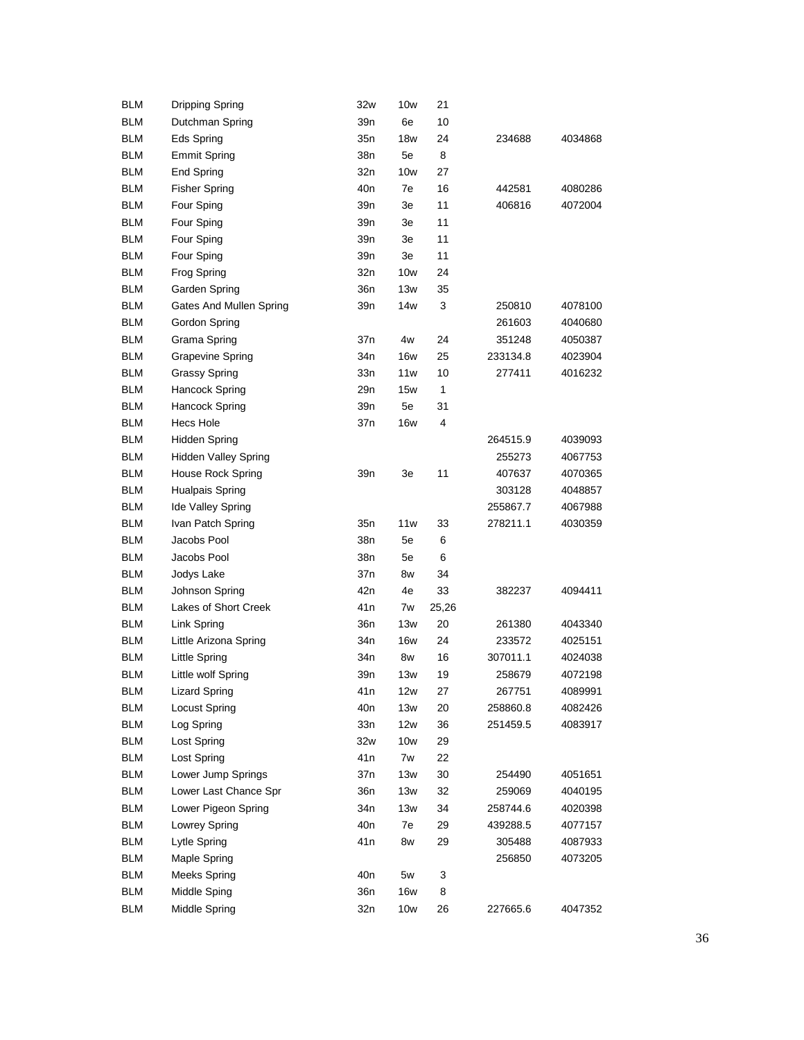| | | | | | | |
|---|---|---|---|---|---|---|
| BLM | Dripping Spring | 32w | 10w | 21 | | |
| BLM | Dutchman Spring | 39n | 6e | 10 | | |
| BLM | Eds Spring | 35n | 18w | 24 | 234688 | 4034868 |
| BLM | Emmit Spring | 38n | 5e | 8 | | |
| BLM | End Spring | 32n | 10w | 27 | | |
| BLM | Fisher Spring | 40n | 7e | 16 | 442581 | 4080286 |
| BLM | Four Sping | 39n | 3e | 11 | 406816 | 4072004 |
| BLM | Four Sping | 39n | 3e | 11 | | |
| BLM | Four Sping | 39n | 3e | 11 | | |
| BLM | Four Sping | 39n | 3e | 11 | | |
| BLM | Frog Spring | 32n | 10w | 24 | | |
| BLM | Garden Spring | 36n | 13w | 35 | | |
| BLM | Gates And Mullen Spring | 39n | 14w | 3 | 250810 | 4078100 |
| BLM | Gordon Spring | | | | 261603 | 4040680 |
| BLM | Grama Spring | 37n | 4w | 24 | 351248 | 4050387 |
| BLM | Grapevine Spring | 34n | 16w | 25 | 233134.8 | 4023904 |
| BLM | Grassy Spring | 33n | 11w | 10 | 277411 | 4016232 |
| BLM | Hancock Spring | 29n | 15w | 1 | | |
| BLM | Hancock Spring | 39n | 5e | 31 | | |
| BLM | Hecs Hole | 37n | 16w | 4 | | |
| BLM | Hidden Spring | | | | 264515.9 | 4039093 |
| BLM | Hidden Valley Spring | | | | 255273 | 4067753 |
| BLM | House Rock Spring | 39n | 3e | 11 | 407637 | 4070365 |
| BLM | Hualpais Spring | | | | 303128 | 4048857 |
| BLM | Ide Valley Spring | | | | 255867.7 | 4067988 |
| BLM | Ivan Patch Spring | 35n | 11w | 33 | 278211.1 | 4030359 |
| BLM | Jacobs Pool | 38n | 5e | 6 | | |
| BLM | Jacobs Pool | 38n | 5e | 6 | | |
| BLM | Jodys Lake | 37n | 8w | 34 | | |
| BLM | Johnson Spring | 42n | 4e | 33 | 382237 | 4094411 |
| BLM | Lakes of Short Creek | 41n | 7w | 25,26 | | |
| BLM | Link Spring | 36n | 13w | 20 | 261380 | 4043340 |
| BLM | Little Arizona Spring | 34n | 16w | 24 | 233572 | 4025151 |
| BLM | Little Spring | 34n | 8w | 16 | 307011.1 | 4024038 |
| BLM | Little wolf Spring | 39n | 13w | 19 | 258679 | 4072198 |
| BLM | Lizard Spring | 41n | 12w | 27 | 267751 | 4089991 |
| BLM | Locust Spring | 40n | 13w | 20 | 258860.8 | 4082426 |
| BLM | Log Spring | 33n | 12w | 36 | 251459.5 | 4083917 |
| BLM | Lost Spring | 32w | 10w | 29 | | |
| BLM | Lost Spring | 41n | 7w | 22 | | |
| BLM | Lower Jump Springs | 37n | 13w | 30 | 254490 | 4051651 |
| BLM | Lower Last Chance Spr | 36n | 13w | 32 | 259069 | 4040195 |
| BLM | Lower Pigeon Spring | 34n | 13w | 34 | 258744.6 | 4020398 |
| BLM | Lowrey Spring | 40n | 7e | 29 | 439288.5 | 4077157 |
| BLM | Lytle Spring | 41n | 8w | 29 | 305488 | 4087933 |
| BLM | Maple Spring | | | | 256850 | 4073205 |
| BLM | Meeks Spring | 40n | 5w | 3 | | |
| BLM | Middle Sping | 36n | 16w | 8 | | |
| BLM | Middle Spring | 32n | 10w | 26 | 227665.6 | 4047352 |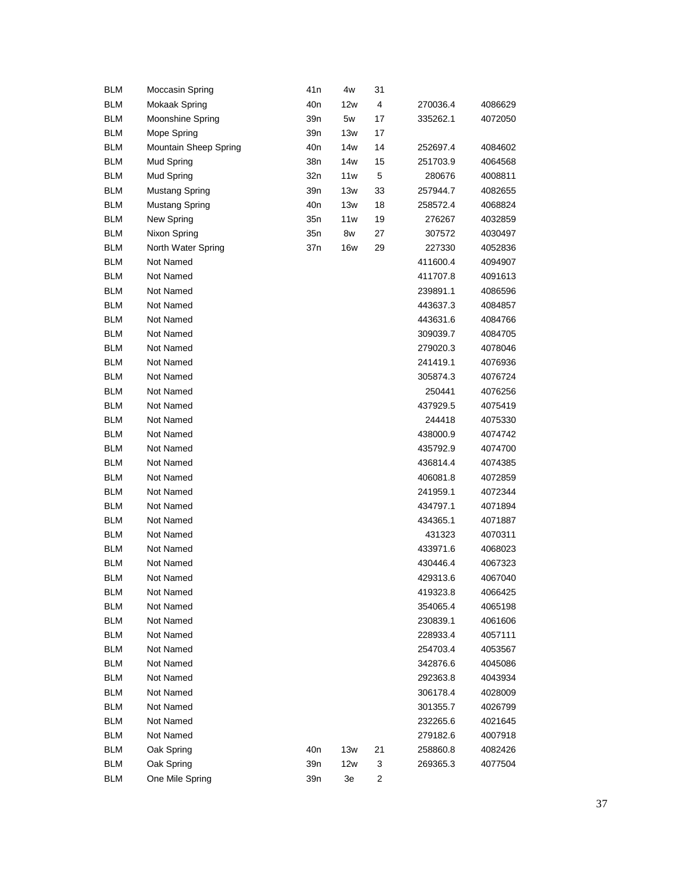| | | | | | | |
|---|---|---|---|---|---|---|
| BLM | Moccasin Spring | 41n | 4w | 31 | | |
| BLM | Mokaak Spring | 40n | 12w | 4 | 270036.4 | 4086629 |
| BLM | Moonshine Spring | 39n | 5w | 17 | 335262.1 | 4072050 |
| BLM | Mope Spring | 39n | 13w | 17 | | |
| BLM | Mountain Sheep Spring | 40n | 14w | 14 | 252697.4 | 4084602 |
| BLM | Mud Spring | 38n | 14w | 15 | 251703.9 | 4064568 |
| BLM | Mud Spring | 32n | 11w | 5 | 280676 | 4008811 |
| BLM | Mustang Spring | 39n | 13w | 33 | 257944.7 | 4082655 |
| BLM | Mustang Spring | 40n | 13w | 18 | 258572.4 | 4068824 |
| BLM | New Spring | 35n | 11w | 19 | 276267 | 4032859 |
| BLM | Nixon Spring | 35n | 8w | 27 | 307572 | 4030497 |
| BLM | North Water Spring | 37n | 16w | 29 | 227330 | 4052836 |
| BLM | Not Named | | | | 411600.4 | 4094907 |
| BLM | Not Named | | | | 411707.8 | 4091613 |
| BLM | Not Named | | | | 239891.1 | 4086596 |
| BLM | Not Named | | | | 443637.3 | 4084857 |
| BLM | Not Named | | | | 443631.6 | 4084766 |
| BLM | Not Named | | | | 309039.7 | 4084705 |
| BLM | Not Named | | | | 279020.3 | 4078046 |
| BLM | Not Named | | | | 241419.1 | 4076936 |
| BLM | Not Named | | | | 305874.3 | 4076724 |
| BLM | Not Named | | | | 250441 | 4076256 |
| BLM | Not Named | | | | 437929.5 | 4075419 |
| BLM | Not Named | | | | 244418 | 4075330 |
| BLM | Not Named | | | | 438000.9 | 4074742 |
| BLM | Not Named | | | | 435792.9 | 4074700 |
| BLM | Not Named | | | | 436814.4 | 4074385 |
| BLM | Not Named | | | | 406081.8 | 4072859 |
| BLM | Not Named | | | | 241959.1 | 4072344 |
| BLM | Not Named | | | | 434797.1 | 4071894 |
| BLM | Not Named | | | | 434365.1 | 4071887 |
| BLM | Not Named | | | | 431323 | 4070311 |
| BLM | Not Named | | | | 433971.6 | 4068023 |
| BLM | Not Named | | | | 430446.4 | 4067323 |
| BLM | Not Named | | | | 429313.6 | 4067040 |
| BLM | Not Named | | | | 419323.8 | 4066425 |
| BLM | Not Named | | | | 354065.4 | 4065198 |
| BLM | Not Named | | | | 230839.1 | 4061606 |
| BLM | Not Named | | | | 228933.4 | 4057111 |
| BLM | Not Named | | | | 254703.4 | 4053567 |
| BLM | Not Named | | | | 342876.6 | 4045086 |
| BLM | Not Named | | | | 292363.8 | 4043934 |
| BLM | Not Named | | | | 306178.4 | 4028009 |
| BLM | Not Named | | | | 301355.7 | 4026799 |
| BLM | Not Named | | | | 232265.6 | 4021645 |
| BLM | Not Named | | | | 279182.6 | 4007918 |
| BLM | Oak Spring | 40n | 13w | 21 | 258860.8 | 4082426 |
| BLM | Oak Spring | 39n | 12w | 3 | 269365.3 | 4077504 |
| BLM | One Mile Spring | 39n | 3e | 2 | | |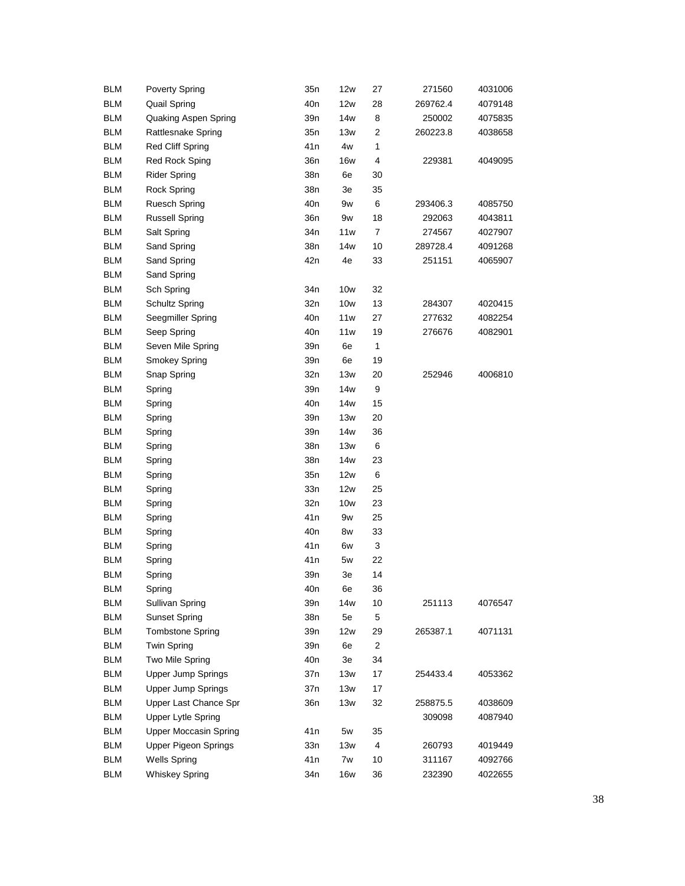| | | | | | | |
|---|---|---|---|---|---|---|
| BLM | Poverty Spring | 35n | 12w | 27 | 271560 | 4031006 |
| BLM | Quail Spring | 40n | 12w | 28 | 269762.4 | 4079148 |
| BLM | Quaking Aspen Spring | 39n | 14w | 8 | 250002 | 4075835 |
| BLM | Rattlesnake Spring | 35n | 13w | 2 | 260223.8 | 4038658 |
| BLM | Red Cliff Spring | 41n | 4w | 1 | | |
| BLM | Red Rock Sping | 36n | 16w | 4 | 229381 | 4049095 |
| BLM | Rider Spring | 38n | 6e | 30 | | |
| BLM | Rock Spring | 38n | 3e | 35 | | |
| BLM | Ruesch Spring | 40n | 9w | 6 | 293406.3 | 4085750 |
| BLM | Russell Spring | 36n | 9w | 18 | 292063 | 4043811 |
| BLM | Salt Spring | 34n | 11w | 7 | 274567 | 4027907 |
| BLM | Sand Spring | 38n | 14w | 10 | 289728.4 | 4091268 |
| BLM | Sand Spring | 42n | 4e | 33 | 251151 | 4065907 |
| BLM | Sand Spring | | | | | |
| BLM | Sch Spring | 34n | 10w | 32 | | |
| BLM | Schultz Spring | 32n | 10w | 13 | 284307 | 4020415 |
| BLM | Seegmiller Spring | 40n | 11w | 27 | 277632 | 4082254 |
| BLM | Seep Spring | 40n | 11w | 19 | 276676 | 4082901 |
| BLM | Seven Mile Spring | 39n | 6e | 1 | | |
| BLM | Smokey Spring | 39n | 6e | 19 | | |
| BLM | Snap Spring | 32n | 13w | 20 | 252946 | 4006810 |
| BLM | Spring | 39n | 14w | 9 | | |
| BLM | Spring | 40n | 14w | 15 | | |
| BLM | Spring | 39n | 13w | 20 | | |
| BLM | Spring | 39n | 14w | 36 | | |
| BLM | Spring | 38n | 13w | 6 | | |
| BLM | Spring | 38n | 14w | 23 | | |
| BLM | Spring | 35n | 12w | 6 | | |
| BLM | Spring | 33n | 12w | 25 | | |
| BLM | Spring | 32n | 10w | 23 | | |
| BLM | Spring | 41n | 9w | 25 | | |
| BLM | Spring | 40n | 8w | 33 | | |
| BLM | Spring | 41n | 6w | 3 | | |
| BLM | Spring | 41n | 5w | 22 | | |
| BLM | Spring | 39n | 3e | 14 | | |
| BLM | Spring | 40n | 6e | 36 | | |
| BLM | Sullivan Spring | 39n | 14w | 10 | 251113 | 4076547 |
| BLM | Sunset Spring | 38n | 5e | 5 | | |
| BLM | Tombstone Spring | 39n | 12w | 29 | 265387.1 | 4071131 |
| BLM | Twin Spring | 39n | 6e | 2 | | |
| BLM | Two Mile Spring | 40n | 3e | 34 | | |
| BLM | Upper Jump Springs | 37n | 13w | 17 | 254433.4 | 4053362 |
| BLM | Upper Jump Springs | 37n | 13w | 17 | | |
| BLM | Upper Last Chance Spr | 36n | 13w | 32 | 258875.5 | 4038609 |
| BLM | Upper Lytle Spring | | | | 309098 | 4087940 |
| BLM | Upper Moccasin Spring | 41n | 5w | 35 | | |
| BLM | Upper Pigeon Springs | 33n | 13w | 4 | 260793 | 4019449 |
| BLM | Wells Spring | 41n | 7w | 10 | 311167 | 4092766 |
| BLM | Whiskey Spring | 34n | 16w | 36 | 232390 | 4022655 |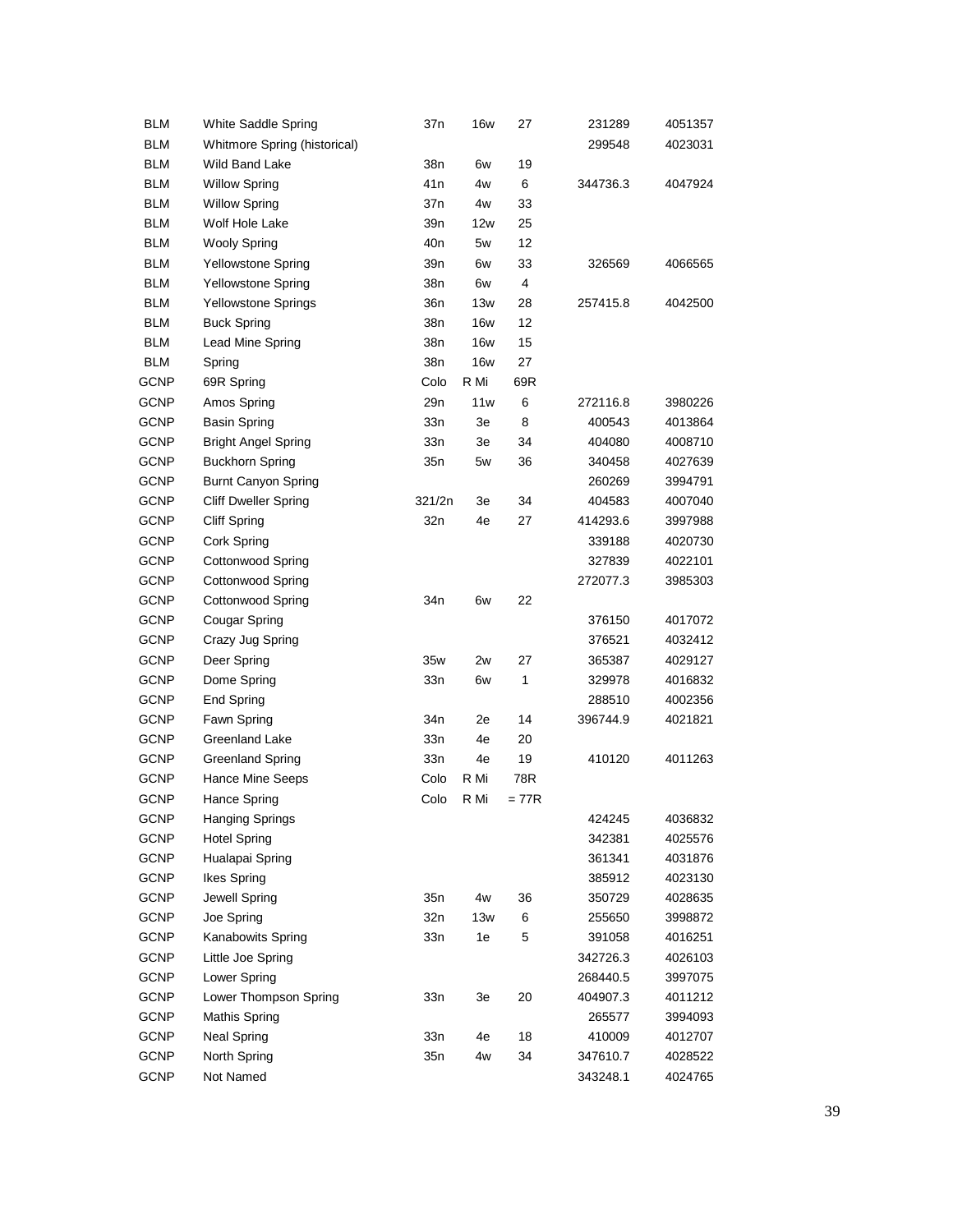| | | | | | | |
|---|---|---|---|---|---|---|
| BLM | White Saddle Spring | 37n | 16w | 27 | 231289 | 4051357 |
| BLM | Whitmore Spring (historical) | | | | 299548 | 4023031 |
| BLM | Wild Band Lake | 38n | 6w | 19 | | |
| BLM | Willow Spring | 41n | 4w | 6 | 344736.3 | 4047924 |
| BLM | Willow Spring | 37n | 4w | 33 | | |
| BLM | Wolf Hole Lake | 39n | 12w | 25 | | |
| BLM | Wooly Spring | 40n | 5w | 12 | | |
| BLM | Yellowstone Spring | 39n | 6w | 33 | 326569 | 4066565 |
| BLM | Yellowstone Spring | 38n | 6w | 4 | | |
| BLM | Yellowstone Springs | 36n | 13w | 28 | 257415.8 | 4042500 |
| BLM | Buck Spring | 38n | 16w | 12 | | |
| BLM | Lead Mine Spring | 38n | 16w | 15 | | |
| BLM | Spring | 38n | 16w | 27 | | |
| GCNP | 69R Spring | Colo | R Mi | 69R | | |
| GCNP | Amos Spring | 29n | 11w | 6 | 272116.8 | 3980226 |
| GCNP | Basin Spring | 33n | 3e | 8 | 400543 | 4013864 |
| GCNP | Bright Angel Spring | 33n | 3e | 34 | 404080 | 4008710 |
| GCNP | Buckhorn Spring | 35n | 5w | 36 | 340458 | 4027639 |
| GCNP | Burnt Canyon Spring | | | | 260269 | 3994791 |
| GCNP | Cliff Dweller Spring | 321/2n | 3e | 34 | 404583 | 4007040 |
| GCNP | Cliff Spring | 32n | 4e | 27 | 414293.6 | 3997988 |
| GCNP | Cork Spring | | | | 339188 | 4020730 |
| GCNP | Cottonwood Spring | | | | 327839 | 4022101 |
| GCNP | Cottonwood Spring | | | | 272077.3 | 3985303 |
| GCNP | Cottonwood Spring | 34n | 6w | 22 | | |
| GCNP | Cougar Spring | | | | 376150 | 4017072 |
| GCNP | Crazy Jug Spring | | | | 376521 | 4032412 |
| GCNP | Deer Spring | 35w | 2w | 27 | 365387 | 4029127 |
| GCNP | Dome Spring | 33n | 6w | 1 | 329978 | 4016832 |
| GCNP | End Spring | | | | 288510 | 4002356 |
| GCNP | Fawn Spring | 34n | 2e | 14 | 396744.9 | 4021821 |
| GCNP | Greenland Lake | 33n | 4e | 20 | | |
| GCNP | Greenland Spring | 33n | 4e | 19 | 410120 | 4011263 |
| GCNP | Hance Mine Seeps | Colo | R Mi | 78R | | |
| GCNP | Hance Spring | Colo | R Mi | = 77R | | |
| GCNP | Hanging Springs | | | | 424245 | 4036832 |
| GCNP | Hotel Spring | | | | 342381 | 4025576 |
| GCNP | Hualapai Spring | | | | 361341 | 4031876 |
| GCNP | Ikes Spring | | | | 385912 | 4023130 |
| GCNP | Jewell Spring | 35n | 4w | 36 | 350729 | 4028635 |
| GCNP | Joe Spring | 32n | 13w | 6 | 255650 | 3998872 |
| GCNP | Kanabowits Spring | 33n | 1e | 5 | 391058 | 4016251 |
| GCNP | Little Joe Spring | | | | 342726.3 | 4026103 |
| GCNP | Lower Spring | | | | 268440.5 | 3997075 |
| GCNP | Lower Thompson Spring | 33n | 3e | 20 | 404907.3 | 4011212 |
| GCNP | Mathis Spring | | | | 265577 | 3994093 |
| GCNP | Neal Spring | 33n | 4e | 18 | 410009 | 4012707 |
| GCNP | North Spring | 35n | 4w | 34 | 347610.7 | 4028522 |
| GCNP | Not Named | | | | 343248.1 | 4024765 |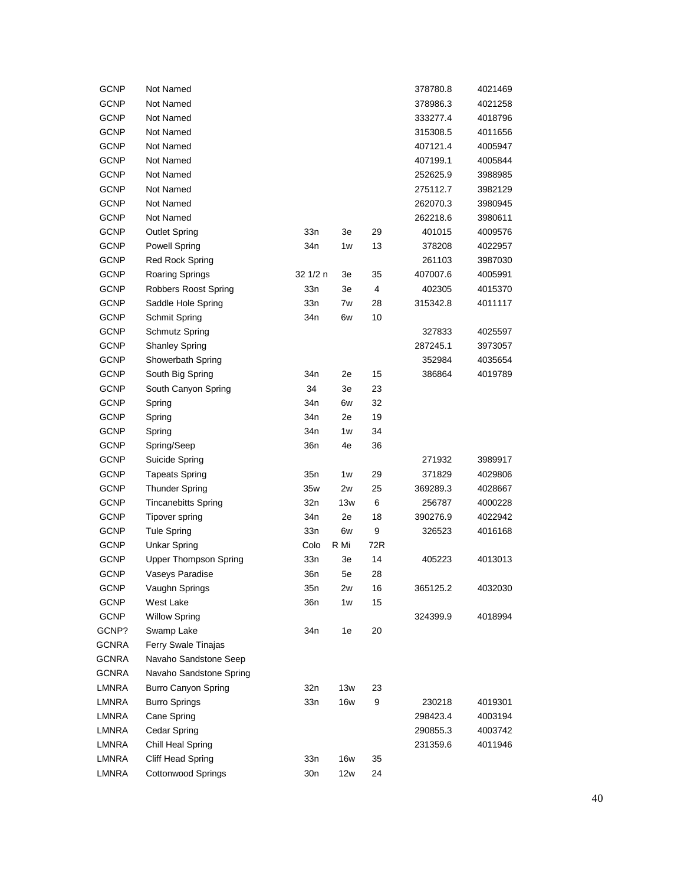| | | | | | | |
|---|---|---|---|---|---|---|
| GCNP | Not Named | | | | 378780.8 | 4021469 |
| GCNP | Not Named | | | | 378986.3 | 4021258 |
| GCNP | Not Named | | | | 333277.4 | 4018796 |
| GCNP | Not Named | | | | 315308.5 | 4011656 |
| GCNP | Not Named | | | | 407121.4 | 4005947 |
| GCNP | Not Named | | | | 407199.1 | 4005844 |
| GCNP | Not Named | | | | 252625.9 | 3988985 |
| GCNP | Not Named | | | | 275112.7 | 3982129 |
| GCNP | Not Named | | | | 262070.3 | 3980945 |
| GCNP | Not Named | | | | 262218.6 | 3980611 |
| GCNP | Outlet Spring | 33n | 3e | 29 | 401015 | 4009576 |
| GCNP | Powell Spring | 34n | 1w | 13 | 378208 | 4022957 |
| GCNP | Red Rock Spring | | | | 261103 | 3987030 |
| GCNP | Roaring Springs | 32 1/2 n | 3e | 35 | 407007.6 | 4005991 |
| GCNP | Robbers Roost Spring | 33n | 3e | 4 | 402305 | 4015370 |
| GCNP | Saddle Hole Spring | 33n | 7w | 28 | 315342.8 | 4011117 |
| GCNP | Schmit Spring | 34n | 6w | 10 | | |
| GCNP | Schmutz Spring | | | | 327833 | 4025597 |
| GCNP | Shanley Spring | | | | 287245.1 | 3973057 |
| GCNP | Showerbath Spring | | | | 352984 | 4035654 |
| GCNP | South Big Spring | 34n | 2e | 15 | 386864 | 4019789 |
| GCNP | South Canyon Spring | 34 | 3e | 23 | | |
| GCNP | Spring | 34n | 6w | 32 | | |
| GCNP | Spring | 34n | 2e | 19 | | |
| GCNP | Spring | 34n | 1w | 34 | | |
| GCNP | Spring/Seep | 36n | 4e | 36 | | |
| GCNP | Suicide Spring | | | | 271932 | 3989917 |
| GCNP | Tapeats Spring | 35n | 1w | 29 | 371829 | 4029806 |
| GCNP | Thunder Spring | 35w | 2w | 25 | 369289.3 | 4028667 |
| GCNP | Tincanebitts Spring | 32n | 13w | 6 | 256787 | 4000228 |
| GCNP | Tipover spring | 34n | 2e | 18 | 390276.9 | 4022942 |
| GCNP | Tule Spring | 33n | 6w | 9 | 326523 | 4016168 |
| GCNP | Unkar Spring | Colo | R Mi | 72R | | |
| GCNP | Upper Thompson Spring | 33n | 3e | 14 | 405223 | 4013013 |
| GCNP | Vaseys Paradise | 36n | 5e | 28 | | |
| GCNP | Vaughn Springs | 35n | 2w | 16 | 365125.2 | 4032030 |
| GCNP | West Lake | 36n | 1w | 15 | | |
| GCNP | Willow Spring | | | | 324399.9 | 4018994 |
| GCNP? | Swamp Lake | 34n | 1e | 20 | | |
| GCNRA | Ferry Swale Tinajas | | | | | |
| GCNRA | Navaho Sandstone Seep | | | | | |
| GCNRA | Navaho Sandstone Spring | | | | | |
| LMNRA | Burro Canyon Spring | 32n | 13w | 23 | | |
| LMNRA | Burro Springs | 33n | 16w | 9 | 230218 | 4019301 |
| LMNRA | Cane Spring | | | | 298423.4 | 4003194 |
| LMNRA | Cedar Spring | | | | 290855.3 | 4003742 |
| LMNRA | Chill Heal Spring | | | | 231359.6 | 4011946 |
| LMNRA | Cliff Head Spring | 33n | 16w | 35 | | |
| LMNRA | Cottonwood Springs | 30n | 12w | 24 | | |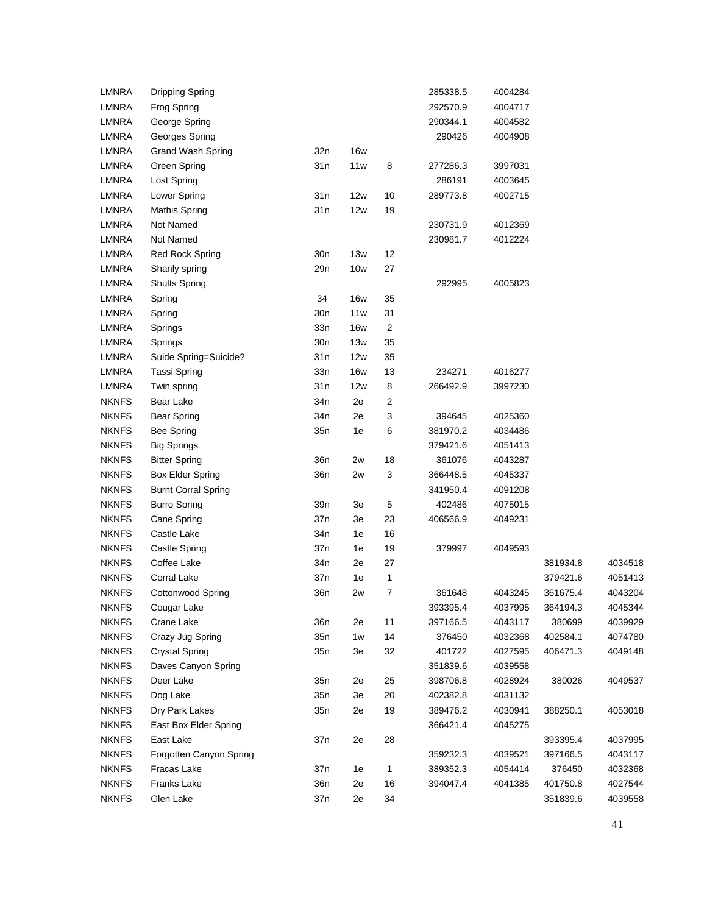| | | | | | | | | |
|---|---|---|---|---|---|---|---|---|
| LMNRA | Dripping Spring | | | | 285338.5 | 4004284 | | |
| LMNRA | Frog Spring | | | | 292570.9 | 4004717 | | |
| LMNRA | George Spring | | | | 290344.1 | 4004582 | | |
| LMNRA | Georges Spring | | | | 290426 | 4004908 | | |
| LMNRA | Grand Wash Spring | 32n | 16w | | | | | |
| LMNRA | Green Spring | 31n | 11w | 8 | 277286.3 | 3997031 | | |
| LMNRA | Lost Spring | | | | 286191 | 4003645 | | |
| LMNRA | Lower Spring | 31n | 12w | 10 | 289773.8 | 4002715 | | |
| LMNRA | Mathis Spring | 31n | 12w | 19 | | | | |
| LMNRA | Not Named | | | | 230731.9 | 4012369 | | |
| LMNRA | Not Named | | | | 230981.7 | 4012224 | | |
| LMNRA | Red Rock Spring | 30n | 13w | 12 | | | | |
| LMNRA | Shanly spring | 29n | 10w | 27 | | | | |
| LMNRA | Shults Spring | | | | 292995 | 4005823 | | |
| LMNRA | Spring | 34 | 16w | 35 | | | | |
| LMNRA | Spring | 30n | 11w | 31 | | | | |
| LMNRA | Springs | 33n | 16w | 2 | | | | |
| LMNRA | Springs | 30n | 13w | 35 | | | | |
| LMNRA | Suide Spring=Suicide? | 31n | 12w | 35 | | | | |
| LMNRA | Tassi Spring | 33n | 16w | 13 | 234271 | 4016277 | | |
| LMNRA | Twin spring | 31n | 12w | 8 | 266492.9 | 3997230 | | |
| NKNFS | Bear Lake | 34n | 2e | 2 | | | | |
| NKNFS | Bear Spring | 34n | 2e | 3 | 394645 | 4025360 | | |
| NKNFS | Bee Spring | 35n | 1e | 6 | 381970.2 | 4034486 | | |
| NKNFS | Big Springs | | | | 379421.6 | 4051413 | | |
| NKNFS | Bitter Spring | 36n | 2w | 18 | 361076 | 4043287 | | |
| NKNFS | Box Elder Spring | 36n | 2w | 3 | 366448.5 | 4045337 | | |
| NKNFS | Burnt Corral Spring | | | | 341950.4 | 4091208 | | |
| NKNFS | Burro Spring | 39n | 3e | 5 | 402486 | 4075015 | | |
| NKNFS | Cane Spring | 37n | 3e | 23 | 406566.9 | 4049231 | | |
| NKNFS | Castle Lake | 34n | 1e | 16 | | | | |
| NKNFS | Castle Spring | 37n | 1e | 19 | 379997 | 4049593 | | |
| NKNFS | Coffee Lake | 34n | 2e | 27 | | | 381934.8 | 4034518 |
| NKNFS | Corral Lake | 37n | 1e | 1 | | | 379421.6 | 4051413 |
| NKNFS | Cottonwood Spring | 36n | 2w | 7 | 361648 | 4043245 | 361675.4 | 4043204 |
| NKNFS | Cougar Lake | | | | 393395.4 | 4037995 | 364194.3 | 4045344 |
| NKNFS | Crane Lake | 36n | 2e | 11 | 397166.5 | 4043117 | 380699 | 4039929 |
| NKNFS | Crazy Jug Spring | 35n | 1w | 14 | 376450 | 4032368 | 402584.1 | 4074780 |
| NKNFS | Crystal Spring | 35n | 3e | 32 | 401722 | 4027595 | 406471.3 | 4049148 |
| NKNFS | Daves Canyon Spring | | | | 351839.6 | 4039558 | | |
| NKNFS | Deer Lake | 35n | 2e | 25 | 398706.8 | 4028924 | 380026 | 4049537 |
| NKNFS | Dog Lake | 35n | 3e | 20 | 402382.8 | 4031132 | | |
| NKNFS | Dry Park Lakes | 35n | 2e | 19 | 389476.2 | 4030941 | 388250.1 | 4053018 |
| NKNFS | East Box Elder Spring | | | | 366421.4 | 4045275 | | |
| NKNFS | East Lake | 37n | 2e | 28 | | | 393395.4 | 4037995 |
| NKNFS | Forgotten Canyon Spring | | | | 359232.3 | 4039521 | 397166.5 | 4043117 |
| NKNFS | Fracas Lake | 37n | 1e | 1 | 389352.3 | 4054414 | 376450 | 4032368 |
| NKNFS | Franks Lake | 36n | 2e | 16 | 394047.4 | 4041385 | 401750.8 | 4027544 |
| NKNFS | Glen Lake | 37n | 2e | 34 | | | 351839.6 | 4039558 |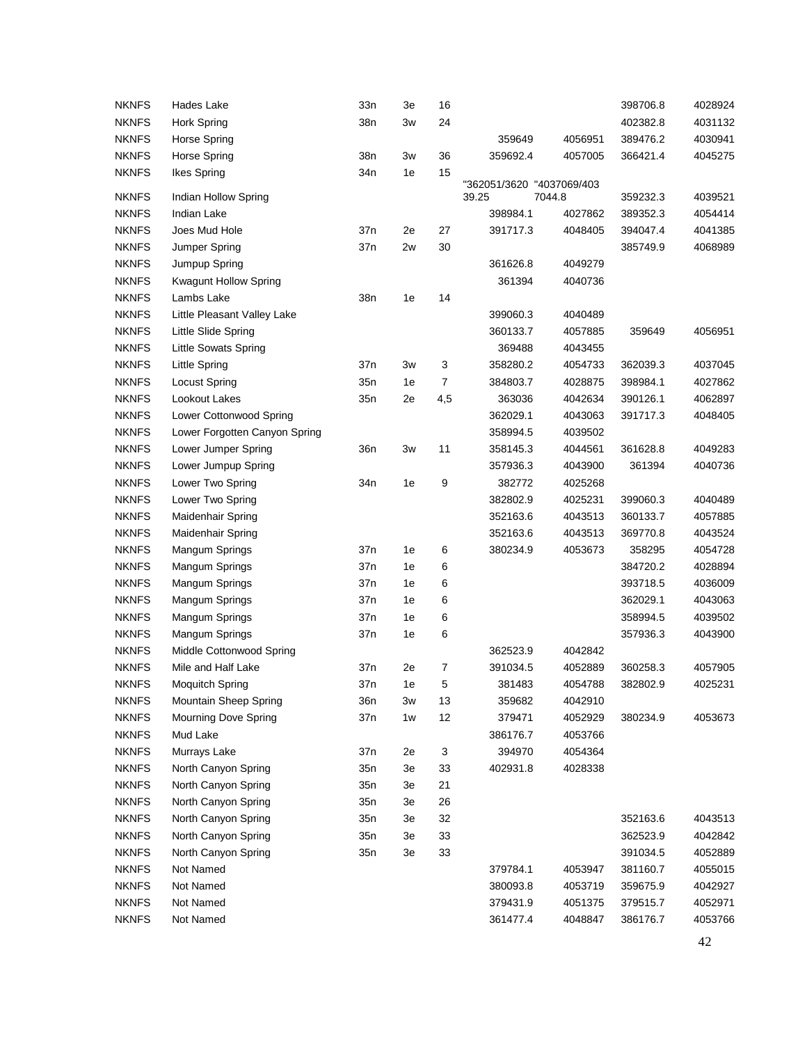| | | | | | | | | |
|---|---|---|---|---|---|---|---|---|
| NKNFS | Hades Lake | 33n | 3e | 16 | | | 398706.8 | 4028924 |
| NKNFS | Hork Spring | 38n | 3w | 24 | | | 402382.8 | 4031132 |
| NKNFS | Horse Spring | | | | 359649 | 4056951 | 389476.2 | 4030941 |
| NKNFS | Horse Spring | 38n | 3w | 36 | 359692.4 | 4057005 | 366421.4 | 4045275 |
| NKNFS | Ikes Spring | 34n | 1e | 15 | | | | |
| NKNFS | Indian Hollow Spring | | | | "362051/3620 39.25 | "4037069/403 7044.8 | 359232.3 | 4039521 |
| NKNFS | Indian Lake | | | | 398984.1 | 4027862 | 389352.3 | 4054414 |
| NKNFS | Joes Mud Hole | 37n | 2e | 27 | 391717.3 | 4048405 | 394047.4 | 4041385 |
| NKNFS | Jumper Spring | 37n | 2w | 30 | | | 385749.9 | 4068989 |
| NKNFS | Jumpup Spring | | | | 361626.8 | 4049279 | | |
| NKNFS | Kwagunt Hollow Spring | | | | 361394 | 4040736 | | |
| NKNFS | Lambs Lake | 38n | 1e | 14 | | | | |
| NKNFS | Little Pleasant Valley Lake | | | | 399060.3 | 4040489 | | |
| NKNFS | Little Slide Spring | | | | 360133.7 | 4057885 | 359649 | 4056951 |
| NKNFS | Little Sowats Spring | | | | 369488 | 4043455 | | |
| NKNFS | Little Spring | 37n | 3w | 3 | 358280.2 | 4054733 | 362039.3 | 4037045 |
| NKNFS | Locust Spring | 35n | 1e | 7 | 384803.7 | 4028875 | 398984.1 | 4027862 |
| NKNFS | Lookout Lakes | 35n | 2e | 4,5 | 363036 | 4042634 | 390126.1 | 4062897 |
| NKNFS | Lower Cottonwood Spring | | | | 362029.1 | 4043063 | 391717.3 | 4048405 |
| NKNFS | Lower Forgotten Canyon Spring | | | | 358994.5 | 4039502 | | |
| NKNFS | Lower Jumper Spring | 36n | 3w | 11 | 358145.3 | 4044561 | 361628.8 | 4049283 |
| NKNFS | Lower Jumpup Spring | | | | 357936.3 | 4043900 | 361394 | 4040736 |
| NKNFS | Lower Two Spring | 34n | 1e | 9 | 382772 | 4025268 | | |
| NKNFS | Lower Two Spring | | | | 382802.9 | 4025231 | 399060.3 | 4040489 |
| NKNFS | Maidenhair Spring | | | | 352163.6 | 4043513 | 360133.7 | 4057885 |
| NKNFS | Maidenhair Spring | | | | 352163.6 | 4043513 | 369770.8 | 4043524 |
| NKNFS | Mangum Springs | 37n | 1e | 6 | 380234.9 | 4053673 | 358295 | 4054728 |
| NKNFS | Mangum Springs | 37n | 1e | 6 | | | 384720.2 | 4028894 |
| NKNFS | Mangum Springs | 37n | 1e | 6 | | | 393718.5 | 4036009 |
| NKNFS | Mangum Springs | 37n | 1e | 6 | | | 362029.1 | 4043063 |
| NKNFS | Mangum Springs | 37n | 1e | 6 | | | 358994.5 | 4039502 |
| NKNFS | Mangum Springs | 37n | 1e | 6 | | | 357936.3 | 4043900 |
| NKNFS | Middle Cottonwood Spring | | | | 362523.9 | 4042842 | | |
| NKNFS | Mile and Half Lake | 37n | 2e | 7 | 391034.5 | 4052889 | 360258.3 | 4057905 |
| NKNFS | Moquitch Spring | 37n | 1e | 5 | 381483 | 4054788 | 382802.9 | 4025231 |
| NKNFS | Mountain Sheep Spring | 36n | 3w | 13 | 359682 | 4042910 | | |
| NKNFS | Mourning Dove Spring | 37n | 1w | 12 | 379471 | 4052929 | 380234.9 | 4053673 |
| NKNFS | Mud Lake | | | | 386176.7 | 4053766 | | |
| NKNFS | Murrays Lake | 37n | 2e | 3 | 394970 | 4054364 | | |
| NKNFS | North Canyon Spring | 35n | 3e | 33 | 402931.8 | 4028338 | | |
| NKNFS | North Canyon Spring | 35n | 3e | 21 | | | | |
| NKNFS | North Canyon Spring | 35n | 3e | 26 | | | | |
| NKNFS | North Canyon Spring | 35n | 3e | 32 | | | 352163.6 | 4043513 |
| NKNFS | North Canyon Spring | 35n | 3e | 33 | | | 362523.9 | 4042842 |
| NKNFS | North Canyon Spring | 35n | 3e | 33 | | | 391034.5 | 4052889 |
| NKNFS | Not Named | | | | 379784.1 | 4053947 | 381160.7 | 4055015 |
| NKNFS | Not Named | | | | 380093.8 | 4053719 | 359675.9 | 4042927 |
| NKNFS | Not Named | | | | 379431.9 | 4051375 | 379515.7 | 4052971 |
| NKNFS | Not Named | | | | 361477.4 | 4048847 | 386176.7 | 4053766 |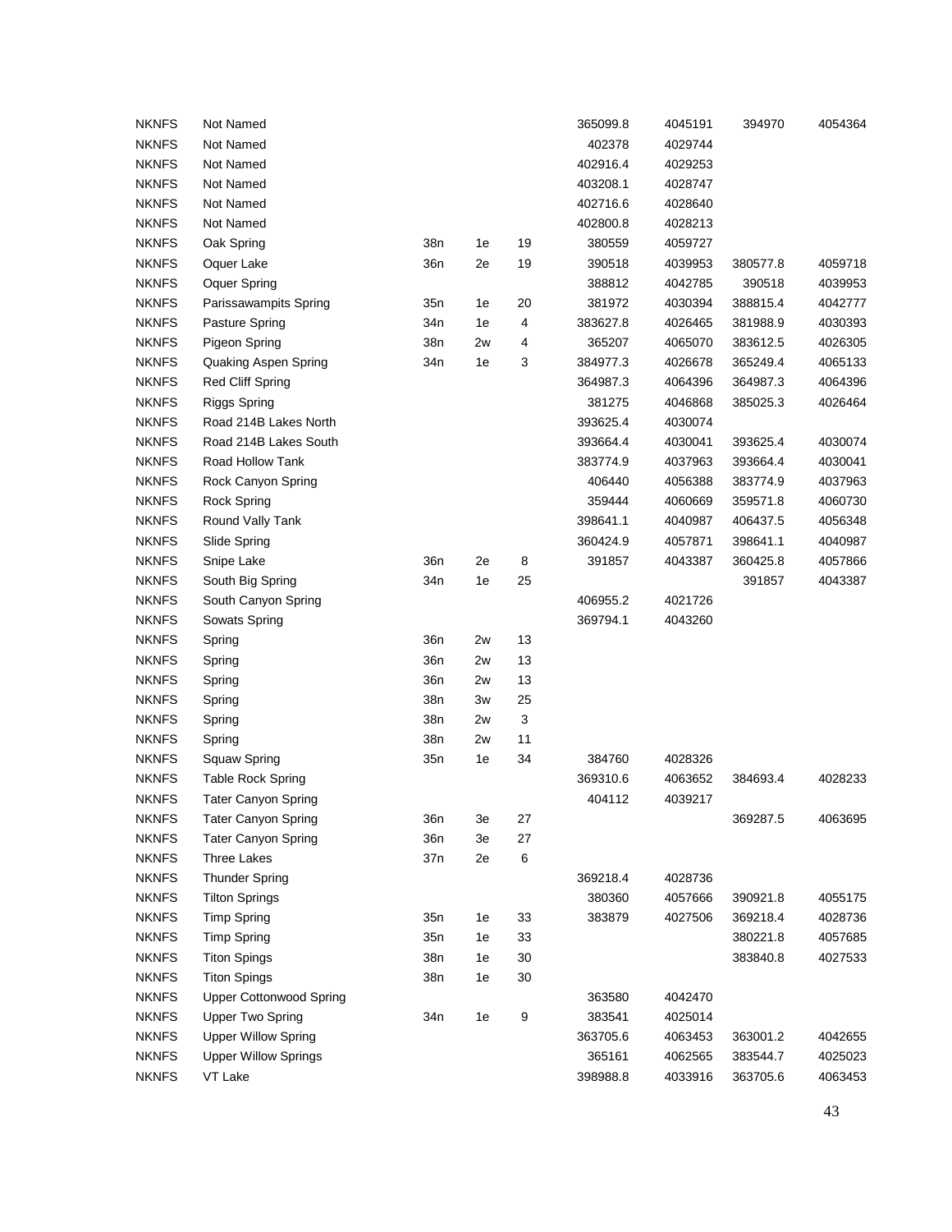| | | | | | | | | |
|---|---|---|---|---|---|---|---|---|
| NKNFS | Not Named | | | | 365099.8 | 4045191 | 394970 | 4054364 |
| NKNFS | Not Named | | | | 402378 | 4029744 | | |
| NKNFS | Not Named | | | | 402916.4 | 4029253 | | |
| NKNFS | Not Named | | | | 403208.1 | 4028747 | | |
| NKNFS | Not Named | | | | 402716.6 | 4028640 | | |
| NKNFS | Not Named | | | | 402800.8 | 4028213 | | |
| NKNFS | Oak Spring | 38n | 1e | 19 | 380559 | 4059727 | | |
| NKNFS | Oquer Lake | 36n | 2e | 19 | 390518 | 4039953 | 380577.8 | 4059718 |
| NKNFS | Oquer Spring | | | | 388812 | 4042785 | 390518 | 4039953 |
| NKNFS | Parissawampits Spring | 35n | 1e | 20 | 381972 | 4030394 | 388815.4 | 4042777 |
| NKNFS | Pasture Spring | 34n | 1e | 4 | 383627.8 | 4026465 | 381988.9 | 4030393 |
| NKNFS | Pigeon Spring | 38n | 2w | 4 | 365207 | 4065070 | 383612.5 | 4026305 |
| NKNFS | Quaking Aspen Spring | 34n | 1e | 3 | 384977.3 | 4026678 | 365249.4 | 4065133 |
| NKNFS | Red Cliff Spring | | | | 364987.3 | 4064396 | 364987.3 | 4064396 |
| NKNFS | Riggs Spring | | | | 381275 | 4046868 | 385025.3 | 4026464 |
| NKNFS | Road 214B Lakes North | | | | 393625.4 | 4030074 | | |
| NKNFS | Road 214B Lakes South | | | | 393664.4 | 4030041 | 393625.4 | 4030074 |
| NKNFS | Road Hollow Tank | | | | 383774.9 | 4037963 | 393664.4 | 4030041 |
| NKNFS | Rock Canyon Spring | | | | 406440 | 4056388 | 383774.9 | 4037963 |
| NKNFS | Rock Spring | | | | 359444 | 4060669 | 359571.8 | 4060730 |
| NKNFS | Round Vally Tank | | | | 398641.1 | 4040987 | 406437.5 | 4056348 |
| NKNFS | Slide Spring | | | | 360424.9 | 4057871 | 398641.1 | 4040987 |
| NKNFS | Snipe Lake | 36n | 2e | 8 | 391857 | 4043387 | 360425.8 | 4057866 |
| NKNFS | South Big Spring | 34n | 1e | 25 | | | 391857 | 4043387 |
| NKNFS | South Canyon Spring | | | | 406955.2 | 4021726 | | |
| NKNFS | Sowats Spring | | | | 369794.1 | 4043260 | | |
| NKNFS | Spring | 36n | 2w | 13 | | | | |
| NKNFS | Spring | 36n | 2w | 13 | | | | |
| NKNFS | Spring | 36n | 2w | 13 | | | | |
| NKNFS | Spring | 38n | 3w | 25 | | | | |
| NKNFS | Spring | 38n | 2w | 3 | | | | |
| NKNFS | Spring | 38n | 2w | 11 | | | | |
| NKNFS | Squaw Spring | 35n | 1e | 34 | 384760 | 4028326 | | |
| NKNFS | Table Rock Spring | | | | 369310.6 | 4063652 | 384693.4 | 4028233 |
| NKNFS | Tater Canyon Spring | | | | 404112 | 4039217 | | |
| NKNFS | Tater Canyon Spring | 36n | 3e | 27 | | | 369287.5 | 4063695 |
| NKNFS | Tater Canyon Spring | 36n | 3e | 27 | | | | |
| NKNFS | Three Lakes | 37n | 2e | 6 | | | | |
| NKNFS | Thunder Spring | | | | 369218.4 | 4028736 | | |
| NKNFS | Tilton Springs | | | | 380360 | 4057666 | 390921.8 | 4055175 |
| NKNFS | Timp Spring | 35n | 1e | 33 | 383879 | 4027506 | 369218.4 | 4028736 |
| NKNFS | Timp Spring | 35n | 1e | 33 | | | 380221.8 | 4057685 |
| NKNFS | Titon Spings | 38n | 1e | 30 | | | 383840.8 | 4027533 |
| NKNFS | Titon Spings | 38n | 1e | 30 | | | | |
| NKNFS | Upper Cottonwood Spring | | | | 363580 | 4042470 | | |
| NKNFS | Upper Two Spring | 34n | 1e | 9 | 383541 | 4025014 | | |
| NKNFS | Upper Willow Spring | | | | 363705.6 | 4063453 | 363001.2 | 4042655 |
| NKNFS | Upper Willow Springs | | | | 365161 | 4062565 | 383544.7 | 4025023 |
| NKNFS | VT Lake | | | | 398988.8 | 4033916 | 363705.6 | 4063453 |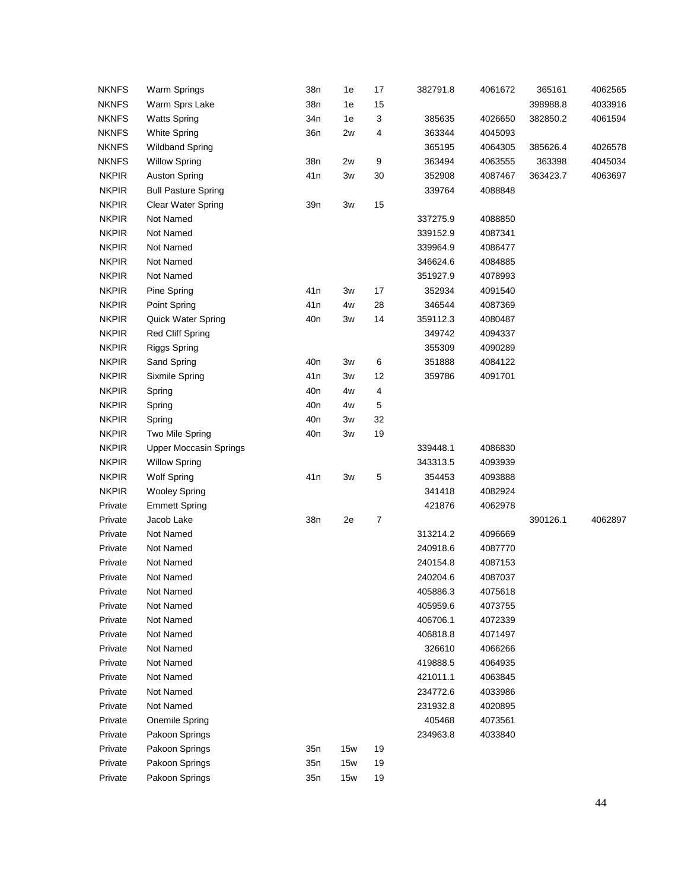| | | | | | | | | |
|---|---|---|---|---|---|---|---|---|
| NKNFS | Warm Springs | 38n | 1e | 17 | 382791.8 | 4061672 | 365161 | 4062565 |
| NKNFS | Warm Sprs Lake | 38n | 1e | 15 | | | 398988.8 | 4033916 |
| NKNFS | Watts Spring | 34n | 1e | 3 | 385635 | 4026650 | 382850.2 | 4061594 |
| NKNFS | White Spring | 36n | 2w | 4 | 363344 | 4045093 | | |
| NKNFS | Wildband Spring | | | | 365195 | 4064305 | 385626.4 | 4026578 |
| NKNFS | Willow Spring | 38n | 2w | 9 | 363494 | 4063555 | 363398 | 4045034 |
| NKPIR | Auston Spring | 41n | 3w | 30 | 352908 | 4087467 | 363423.7 | 4063697 |
| NKPIR | Bull Pasture Spring | | | | 339764 | 4088848 | | |
| NKPIR | Clear Water Spring | 39n | 3w | 15 | | | | |
| NKPIR | Not Named | | | | 337275.9 | 4088850 | | |
| NKPIR | Not Named | | | | 339152.9 | 4087341 | | |
| NKPIR | Not Named | | | | 339964.9 | 4086477 | | |
| NKPIR | Not Named | | | | 346624.6 | 4084885 | | |
| NKPIR | Not Named | | | | 351927.9 | 4078993 | | |
| NKPIR | Pine Spring | 41n | 3w | 17 | 352934 | 4091540 | | |
| NKPIR | Point Spring | 41n | 4w | 28 | 346544 | 4087369 | | |
| NKPIR | Quick Water Spring | 40n | 3w | 14 | 359112.3 | 4080487 | | |
| NKPIR | Red Cliff Spring | | | | 349742 | 4094337 | | |
| NKPIR | Riggs Spring | | | | 355309 | 4090289 | | |
| NKPIR | Sand Spring | 40n | 3w | 6 | 351888 | 4084122 | | |
| NKPIR | Sixmile Spring | 41n | 3w | 12 | 359786 | 4091701 | | |
| NKPIR | Spring | 40n | 4w | 4 | | | | |
| NKPIR | Spring | 40n | 4w | 5 | | | | |
| NKPIR | Spring | 40n | 3w | 32 | | | | |
| NKPIR | Two Mile Spring | 40n | 3w | 19 | | | | |
| NKPIR | Upper Moccasin Springs | | | | 339448.1 | 4086830 | | |
| NKPIR | Willow Spring | | | | 343313.5 | 4093939 | | |
| NKPIR | Wolf Spring | 41n | 3w | 5 | 354453 | 4093888 | | |
| NKPIR | Wooley Spring | | | | 341418 | 4082924 | | |
| Private | Emmett Spring | | | | 421876 | 4062978 | | |
| Private | Jacob Lake | 38n | 2e | 7 | | | 390126.1 | 4062897 |
| Private | Not Named | | | | 313214.2 | 4096669 | | |
| Private | Not Named | | | | 240918.6 | 4087770 | | |
| Private | Not Named | | | | 240154.8 | 4087153 | | |
| Private | Not Named | | | | 240204.6 | 4087037 | | |
| Private | Not Named | | | | 405886.3 | 4075618 | | |
| Private | Not Named | | | | 405959.6 | 4073755 | | |
| Private | Not Named | | | | 406706.1 | 4072339 | | |
| Private | Not Named | | | | 406818.8 | 4071497 | | |
| Private | Not Named | | | | 326610 | 4066266 | | |
| Private | Not Named | | | | 419888.5 | 4064935 | | |
| Private | Not Named | | | | 421011.1 | 4063845 | | |
| Private | Not Named | | | | 234772.6 | 4033986 | | |
| Private | Not Named | | | | 231932.8 | 4020895 | | |
| Private | Onemile Spring | | | | 405468 | 4073561 | | |
| Private | Pakoon Springs | | | | 234963.8 | 4033840 | | |
| Private | Pakoon Springs | 35n | 15w | 19 | | | | |
| Private | Pakoon Springs | 35n | 15w | 19 | | | | |
| Private | Pakoon Springs | 35n | 15w | 19 | | | | |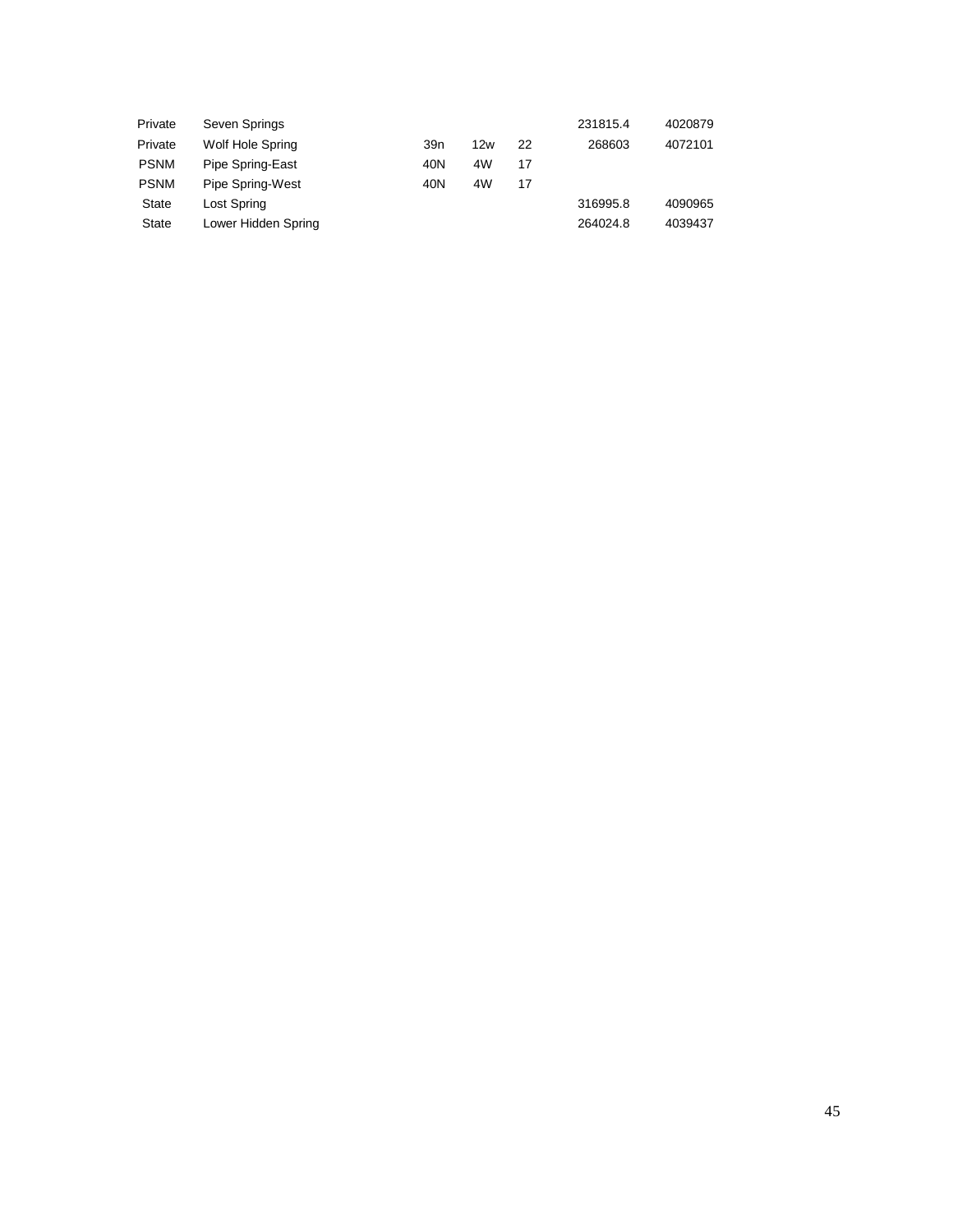| | | | | | | |
|---|---|---|---|---|---|---|
| Private | Seven Springs | | | | 231815.4 | 4020879 |
| Private | Wolf Hole Spring | 39n | 12w | 22 | 268603 | 4072101 |
| PSNM | Pipe Spring-East | 40N | 4W | 17 | | |
| PSNM | Pipe Spring-West | 40N | 4W | 17 | | |
| State | Lost Spring | | | | 316995.8 | 4090965 |
| State | Lower Hidden Spring | | | | 264024.8 | 4039437 |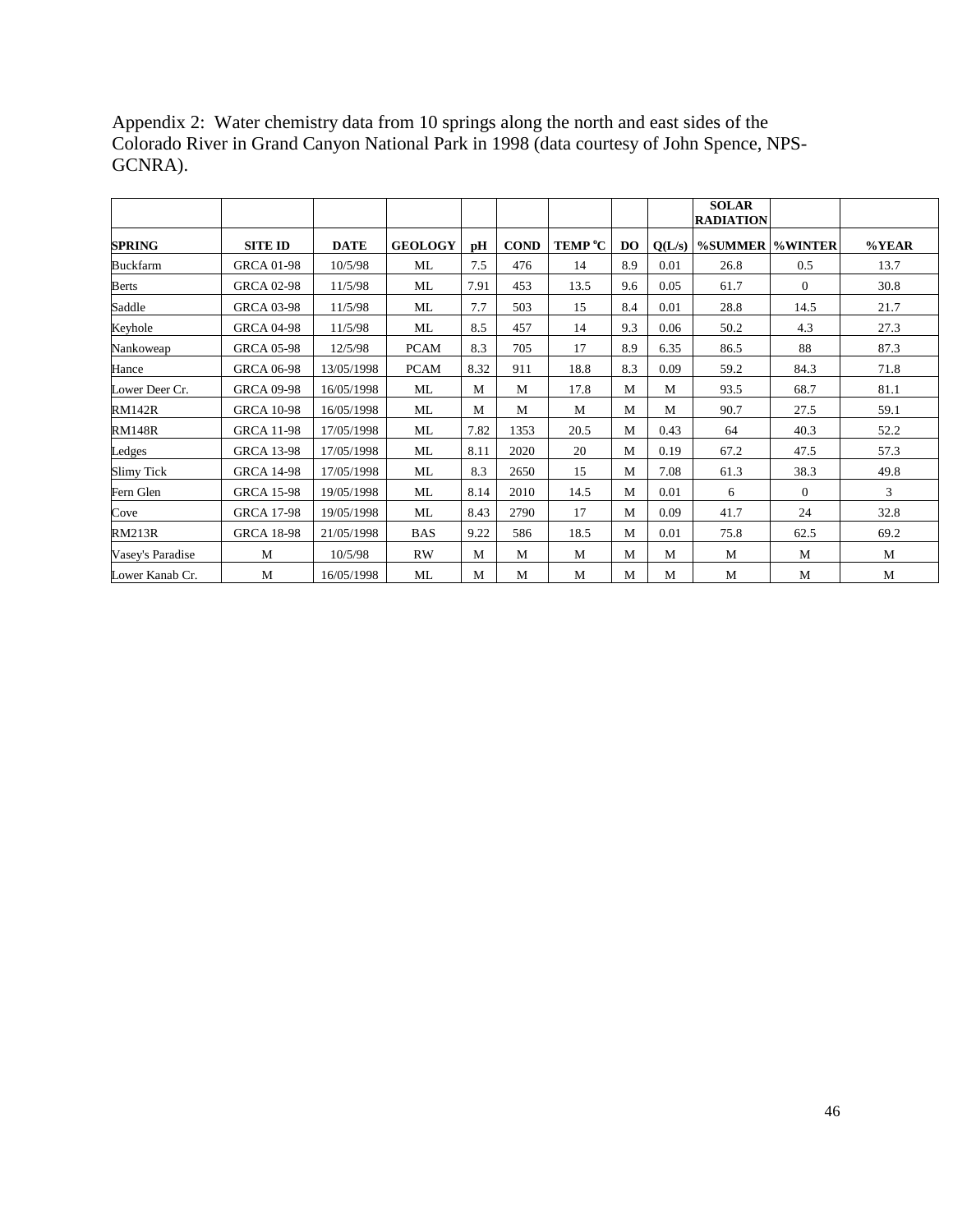Appendix 2: Water chemistry data from 10 springs along the north and east sides of the Colorado River in Grand Canyon National Park in 1998 (data courtesy of John Spence, NPS-GCNRA).

| | | | | | | | | | SOLAR RADIATION | | |
|---|---|---|---|---|---|---|---|---|---|---|---|
| **SPRING** | **SITE ID** | **DATE** | **GEOLOGY** | **pH** | **COND** | **TEMP °C** | **DO** | **Q(L/s)** | **%SUMMER** | **%WINTER** | **%YEAR** |
| Buckfarm | GRCA 01-98 | 10/5/98 | ML | 7.5 | 476 | 14 | 8.9 | 0.01 | 26.8 | 0.5 | 13.7 |
| Berts | GRCA 02-98 | 11/5/98 | ML | 7.91 | 453 | 13.5 | 9.6 | 0.05 | 61.7 | 0 | 30.8 |
| Saddle | GRCA 03-98 | 11/5/98 | ML | 7.7 | 503 | 15 | 8.4 | 0.01 | 28.8 | 14.5 | 21.7 |
| Keyhole | GRCA 04-98 | 11/5/98 | ML | 8.5 | 457 | 14 | 9.3 | 0.06 | 50.2 | 4.3 | 27.3 |
| Nankoweap | GRCA 05-98 | 12/5/98 | PCAM | 8.3 | 705 | 17 | 8.9 | 6.35 | 86.5 | 88 | 87.3 |
| Hance | GRCA 06-98 | 13/05/1998 | PCAM | 8.32 | 911 | 18.8 | 8.3 | 0.09 | 59.2 | 84.3 | 71.8 |
| Lower Deer Cr. | GRCA 09-98 | 16/05/1998 | ML | M | M | 17.8 | M | M | 93.5 | 68.7 | 81.1 |
| RM142R | GRCA 10-98 | 16/05/1998 | ML | M | M | M | M | M | 90.7 | 27.5 | 59.1 |
| RM148R | GRCA 11-98 | 17/05/1998 | ML | 7.82 | 1353 | 20.5 | M | 0.43 | 64 | 40.3 | 52.2 |
| Ledges | GRCA 13-98 | 17/05/1998 | ML | 8.11 | 2020 | 20 | M | 0.19 | 67.2 | 47.5 | 57.3 |
| Slimy Tick | GRCA 14-98 | 17/05/1998 | ML | 8.3 | 2650 | 15 | M | 7.08 | 61.3 | 38.3 | 49.8 |
| Fern Glen | GRCA 15-98 | 19/05/1998 | ML | 8.14 | 2010 | 14.5 | M | 0.01 | 6 | 0 | 3 |
| Cove | GRCA 17-98 | 19/05/1998 | ML | 8.43 | 2790 | 17 | M | 0.09 | 41.7 | 24 | 32.8 |
| RM213R | GRCA 18-98 | 21/05/1998 | BAS | 9.22 | 586 | 18.5 | M | 0.01 | 75.8 | 62.5 | 69.2 |
| Vasey's Paradise | M | 10/5/98 | RW | M | M | M | M | M | M | M | M |
| Lower Kanab Cr. | M | 16/05/1998 | ML | M | M | M | M | M | M | M | M |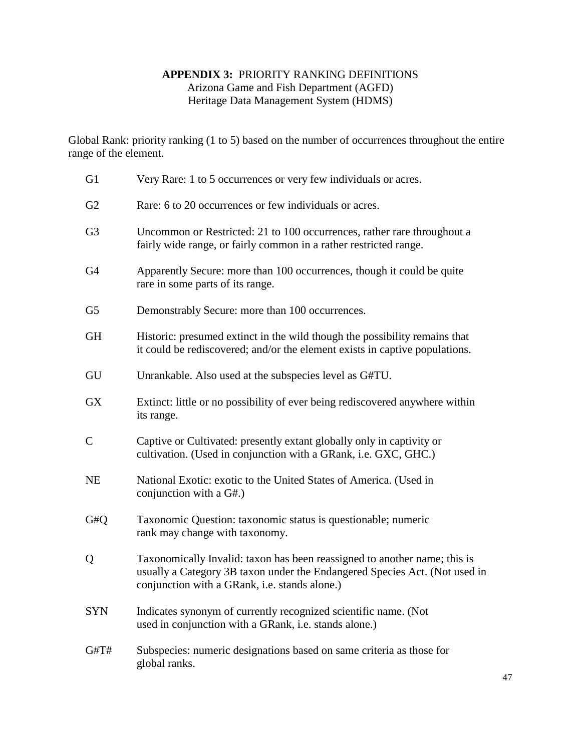# **APPENDIX 3:** PRIORITY RANKING DEFINITIONS

Arizona Game and Fish Department (AGFD)
Heritage Data Management System (HDMS)

Global Rank: priority ranking (1 to 5) based on the number of occurrences throughout the entire range of the element.

| | |
|---|---|
| G1 | Very Rare: 1 to 5 occurrences or very few individuals or acres. |
| G2 | Rare: 6 to 20 occurrences or few individuals or acres. |
| G3 | Uncommon or Restricted: 21 to 100 occurrences, rather rare throughout a fairly wide range, or fairly common in a rather restricted range. |
| G4 | Apparently Secure: more than 100 occurrences, though it could be quite rare in some parts of its range. |
| G5 | Demonstrably Secure: more than 100 occurrences. |
| GH | Historic: presumed extinct in the wild though the possibility remains that it could be rediscovered; and/or the element exists in captive populations. |
| GU | Unrankable. Also used at the subspecies level as G#TU. |
| GX | Extinct: little or no possibility of ever being rediscovered anywhere within its range. |
| C | Captive or Cultivated: presently extant globally only in captivity or cultivation. (Used in conjunction with a GRank, i.e. GXC, GHC.) |
| NE | National Exotic: exotic to the United States of America. (Used in conjunction with a G#.) |
| G#Q | Taxonomic Question: taxonomic status is questionable; numeric rank may change with taxonomy. |
| Q | Taxonomically Invalid: taxon has been reassigned to another name; this is usually a Category 3B taxon under the Endangered Species Act. (Not used in conjunction with a GRank, i.e. stands alone.) |
| SYN | Indicates synonym of currently recognized scientific name. (Not used in conjunction with a GRank, i.e. stands alone.) |
| G#T# | Subspecies: numeric designations based on same criteria as those for global ranks. |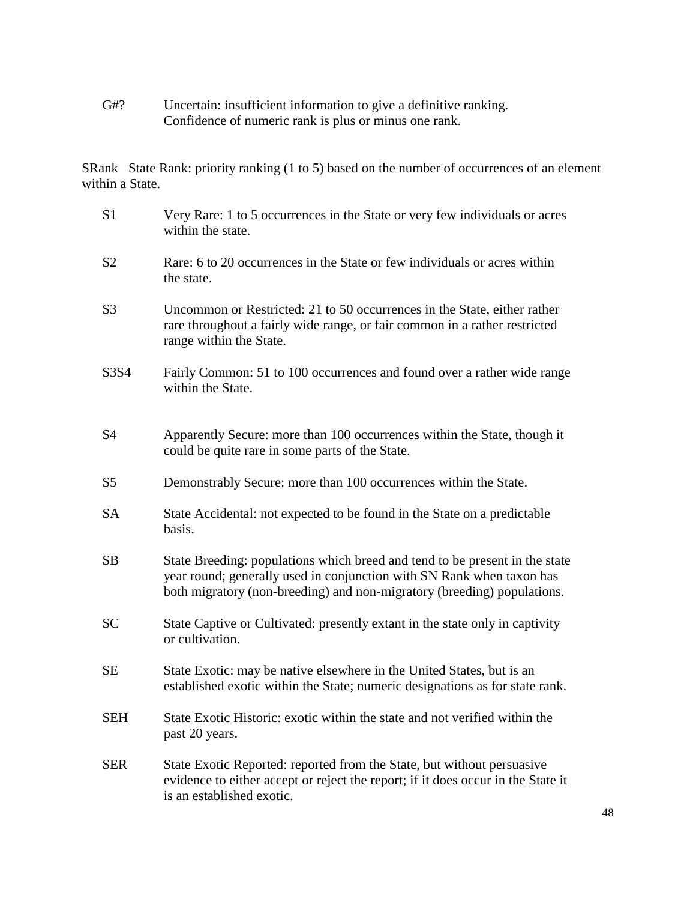G#? Uncertain: insufficient information to give a definitive ranking. Confidence of numeric rank is plus or minus one rank.

SRank State Rank: priority ranking (1 to 5) based on the number of occurrences of an element within a State.

S1 Very Rare: 1 to 5 occurrences in the State or very few individuals or acres within the state.

S2 Rare: 6 to 20 occurrences in the State or few individuals or acres within the state.

S3 Uncommon or Restricted: 21 to 50 occurrences in the State, either rather rare throughout a fairly wide range, or fair common in a rather restricted range within the State.

S3S4 Fairly Common: 51 to 100 occurrences and found over a rather wide range within the State.

S4 Apparently Secure: more than 100 occurrences within the State, though it could be quite rare in some parts of the State.

S5 Demonstrably Secure: more than 100 occurrences within the State.

SA State Accidental: not expected to be found in the State on a predictable basis.

SB State Breeding: populations which breed and tend to be present in the state year round; generally used in conjunction with SN Rank when taxon has both migratory (non-breeding) and non-migratory (breeding) populations.

SC State Captive or Cultivated: presently extant in the state only in captivity or cultivation.

SE State Exotic: may be native elsewhere in the United States, but is an established exotic within the State; numeric designations as for state rank.

SEH State Exotic Historic: exotic within the state and not verified within the past 20 years.

SER State Exotic Reported: reported from the State, but without persuasive evidence to either accept or reject the report; if it does occur in the State it is an established exotic.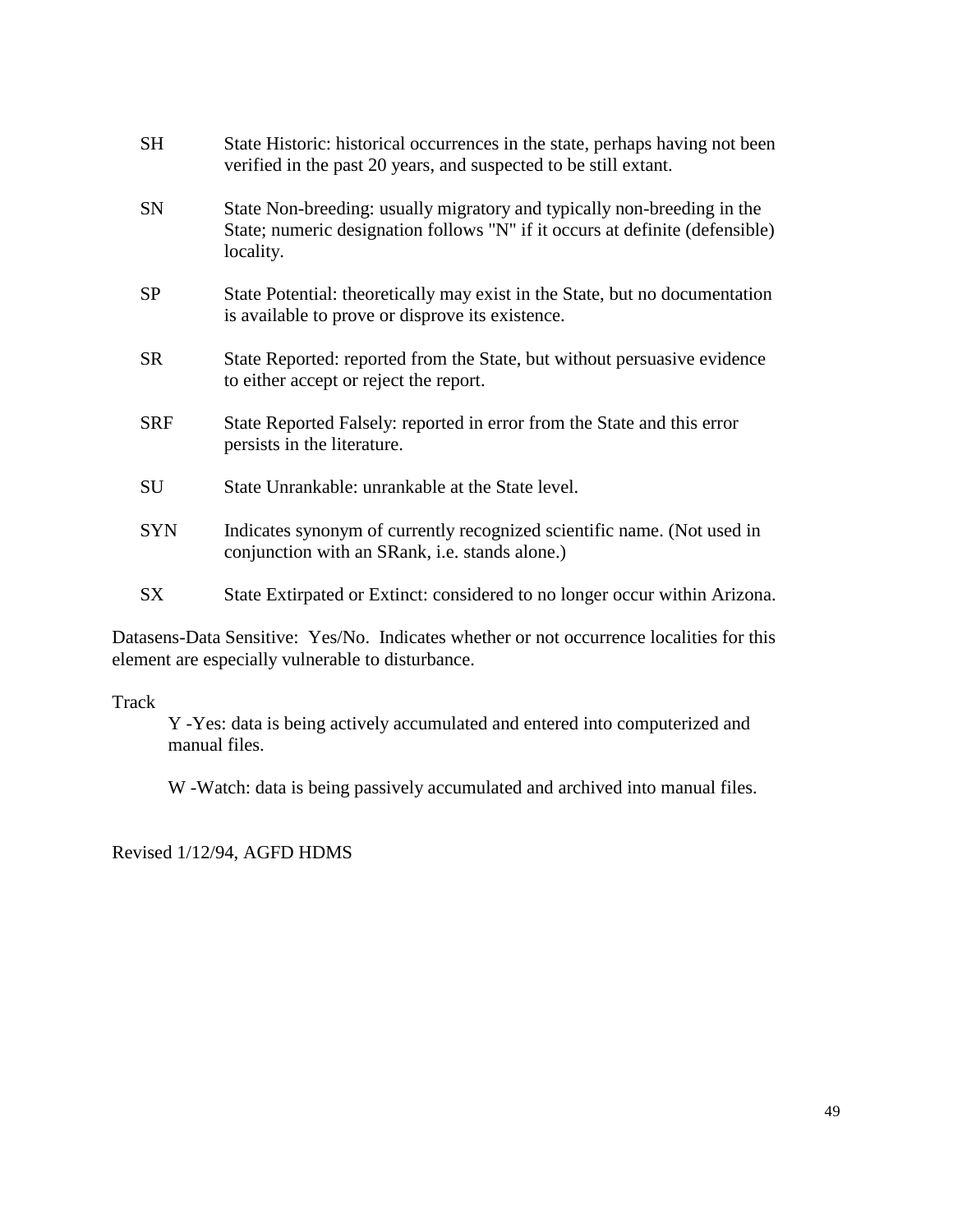SH State Historic: historical occurrences in the state, perhaps having not been verified in the past 20 years, and suspected to be still extant.

SN State Non-breeding: usually migratory and typically non-breeding in the State; numeric designation follows "N" if it occurs at definite (defensible) locality.

SP State Potential: theoretically may exist in the State, but no documentation is available to prove or disprove its existence.

SR State Reported: reported from the State, but without persuasive evidence to either accept or reject the report.

SRF State Reported Falsely: reported in error from the State and this error persists in the literature.

SU State Unrankable: unrankable at the State level.

SYN Indicates synonym of currently recognized scientific name. (Not used in conjunction with an SRank, i.e. stands alone.)

SX State Extirpated or Extinct: considered to no longer occur within Arizona.

Datasens-Data Sensitive: Yes/No. Indicates whether or not occurrence localities for this element are especially vulnerable to disturbance.

Track

Y -Yes: data is being actively accumulated and entered into computerized and manual files.

W -Watch: data is being passively accumulated and archived into manual files.

Revised 1/12/94, AGFD HDMS